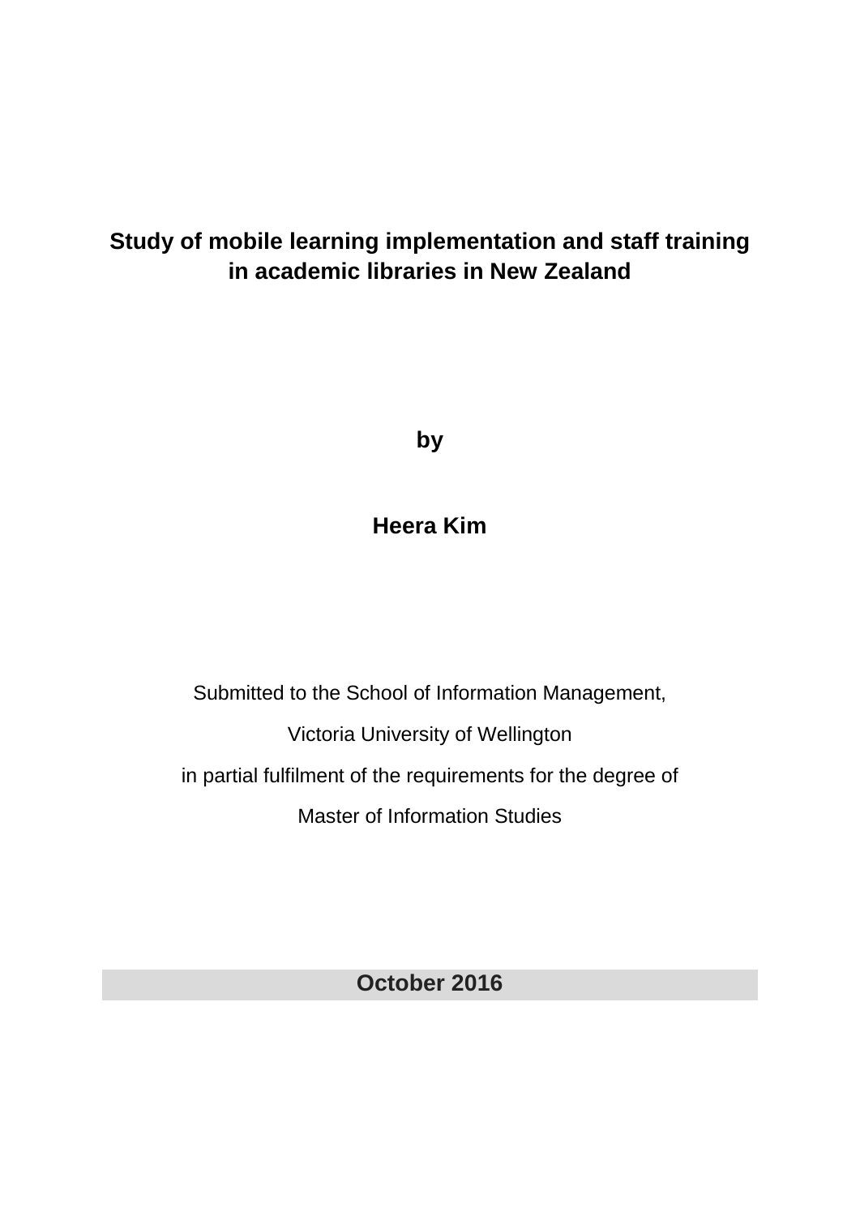# Study of mobile learning implementation and staff training in academic libraries in New Zealand

**by**

**Heera Kim**

Submitted to the School of Information Management,

Victoria University of Wellington

in partial fulfilment of the requirements for the degree of

Master of Information Studies

**October 2016**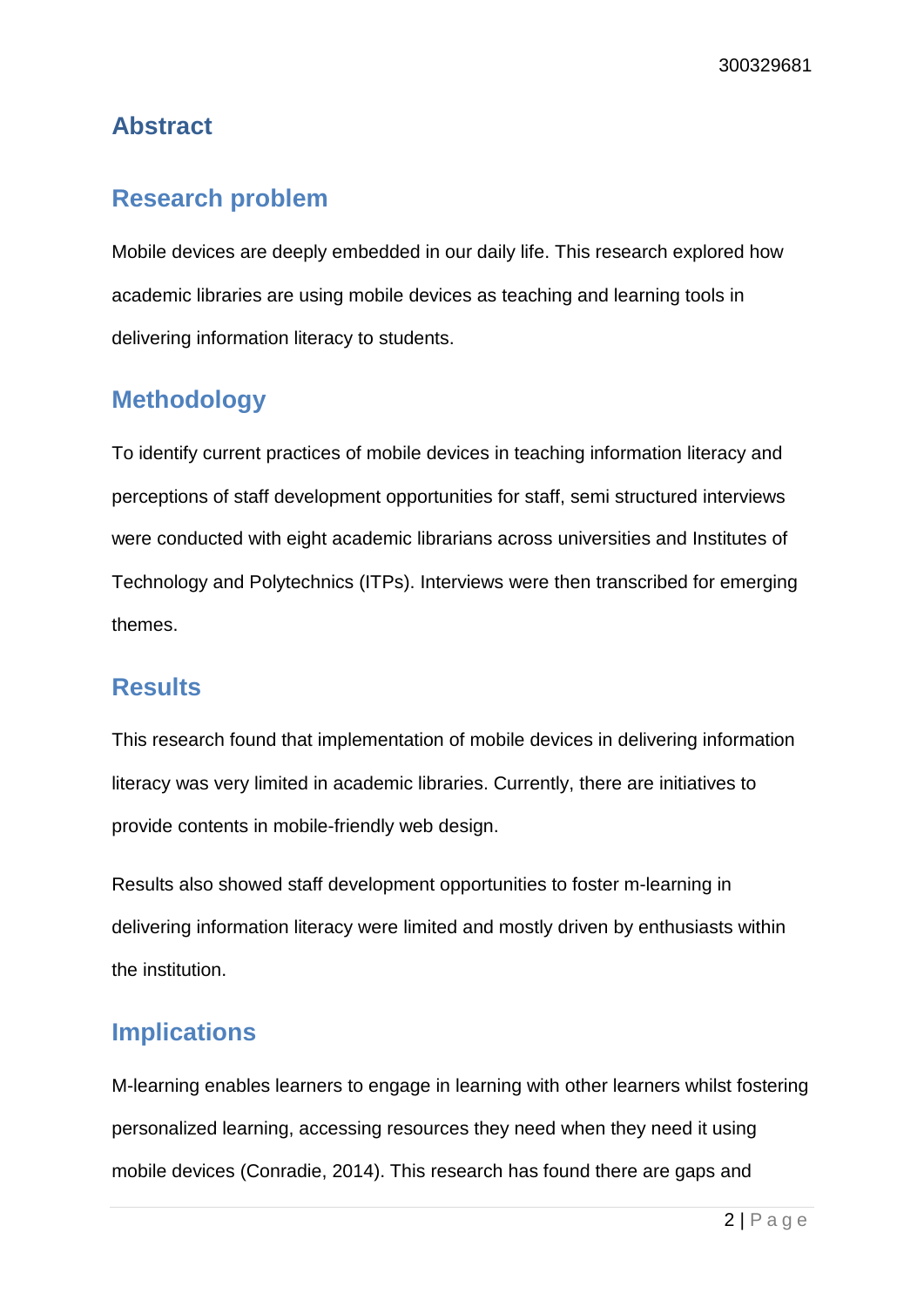# Abstract

## Research problem

Mobile devices are deeply embedded in our daily life. This research explored how academic libraries are using mobile devices as teaching and learning tools in delivering information literacy to students.

## Methodology

To identify current practices of mobile devices in teaching information literacy and perceptions of staff development opportunities for staff, semi structured interviews were conducted with eight academic librarians across universities and Institutes of Technology and Polytechnics (ITPs). Interviews were then transcribed for emerging themes.

## Results

This research found that implementation of mobile devices in delivering information literacy was very limited in academic libraries. Currently, there are initiatives to provide contents in mobile-friendly web design.

Results also showed staff development opportunities to foster m-learning in delivering information literacy were limited and mostly driven by enthusiasts within the institution.

## Implications

M-learning enables learners to engage in learning with other learners whilst fostering personalized learning, accessing resources they need when they need it using mobile devices (Conradie, 2014). This research has found there are gaps and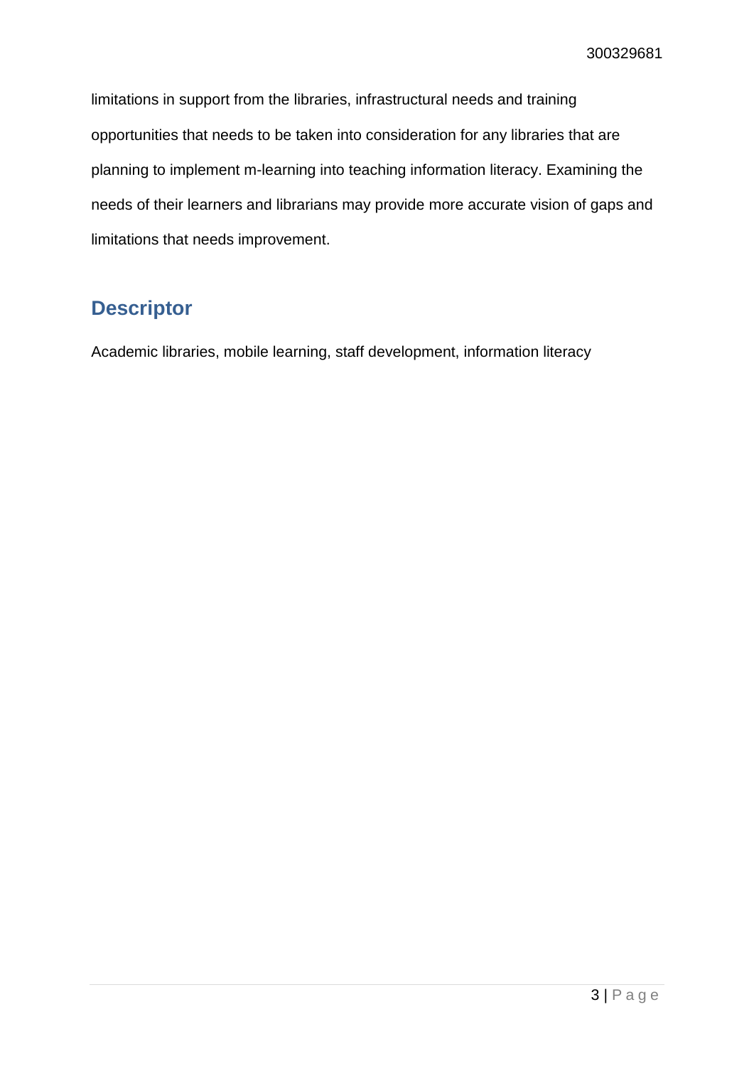limitations in support from the libraries, infrastructural needs and training opportunities that needs to be taken into consideration for any libraries that are planning to implement m-learning into teaching information literacy. Examining the needs of their learners and librarians may provide more accurate vision of gaps and limitations that needs improvement.

## Descriptor

Academic libraries, mobile learning, staff development, information literacy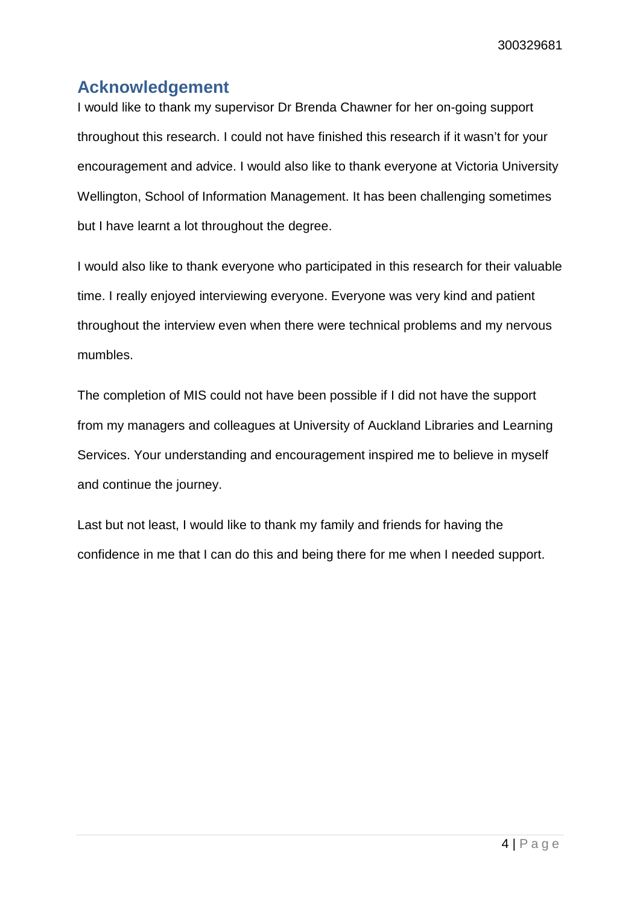## Acknowledgement

I would like to thank my supervisor Dr Brenda Chawner for her on-going support throughout this research. I could not have finished this research if it wasn't for your encouragement and advice. I would also like to thank everyone at Victoria University Wellington, School of Information Management. It has been challenging sometimes but I have learnt a lot throughout the degree.

I would also like to thank everyone who participated in this research for their valuable time. I really enjoyed interviewing everyone. Everyone was very kind and patient throughout the interview even when there were technical problems and my nervous mumbles.

The completion of MIS could not have been possible if I did not have the support from my managers and colleagues at University of Auckland Libraries and Learning Services. Your understanding and encouragement inspired me to believe in myself and continue the journey.

Last but not least, I would like to thank my family and friends for having the confidence in me that I can do this and being there for me when I needed support.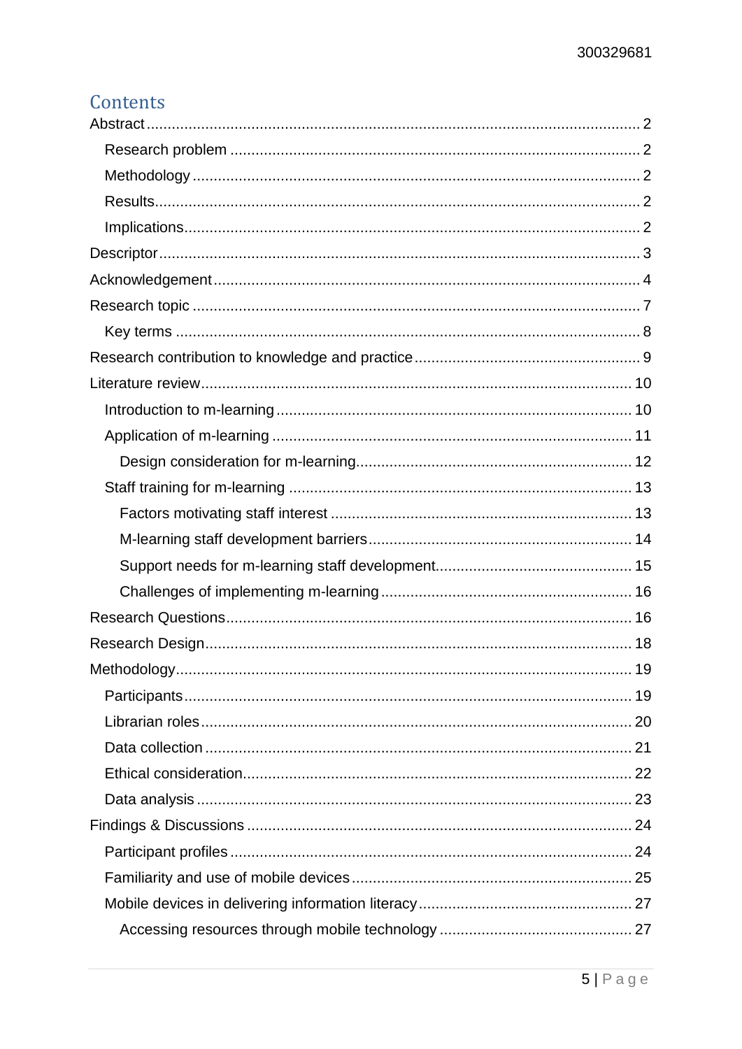# Contents

Abstract ........ 2

- Research problem ........ 2
- Methodology ........ 2
- Results ........ 2
- Implications ........ 2

Descriptor ........ 3

Acknowledgement ........ 4

Research topic ........ 7

- Key terms ........ 8

Research contribution to knowledge and practice ........ 9

Literature review ........ 10

- Introduction to m-learning ........ 10
- Application of m-learning ........ 11
  - Design consideration for m-learning ........ 12
- Staff training for m-learning ........ 13
  - Factors motivating staff interest ........ 13
  - M-learning staff development barriers ........ 14
  - Support needs for m-learning staff development ........ 15
  - Challenges of implementing m-learning ........ 16

Research Questions ........ 16

Research Design ........ 18

Methodology ........ 19

- Participants ........ 19
- Librarian roles ........ 20
- Data collection ........ 21
- Ethical consideration ........ 22
- Data analysis ........ 23

Findings & Discussions ........ 24

- Participant profiles ........ 24
- Familiarity and use of mobile devices ........ 25
- Mobile devices in delivering information literacy ........ 27
  - Accessing resources through mobile technology ........ 27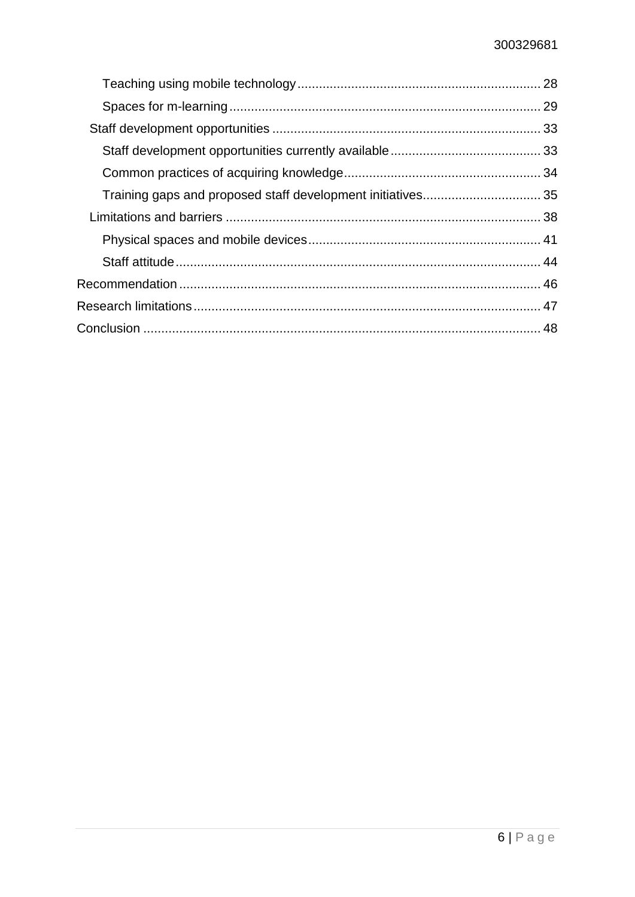- Teaching using mobile technology .................... 28
- Spaces for m-learning .................... 29

Staff development opportunities .................... 33

- Staff development opportunities currently available .................... 33
- Common practices of acquiring knowledge .................... 34
- Training gaps and proposed staff development initiatives .................... 35

Limitations and barriers .................... 38

- Physical spaces and mobile devices .................... 41
- Staff attitude .................... 44

Recommendation .................... 46

Research limitations .................... 47

Conclusion .................... 48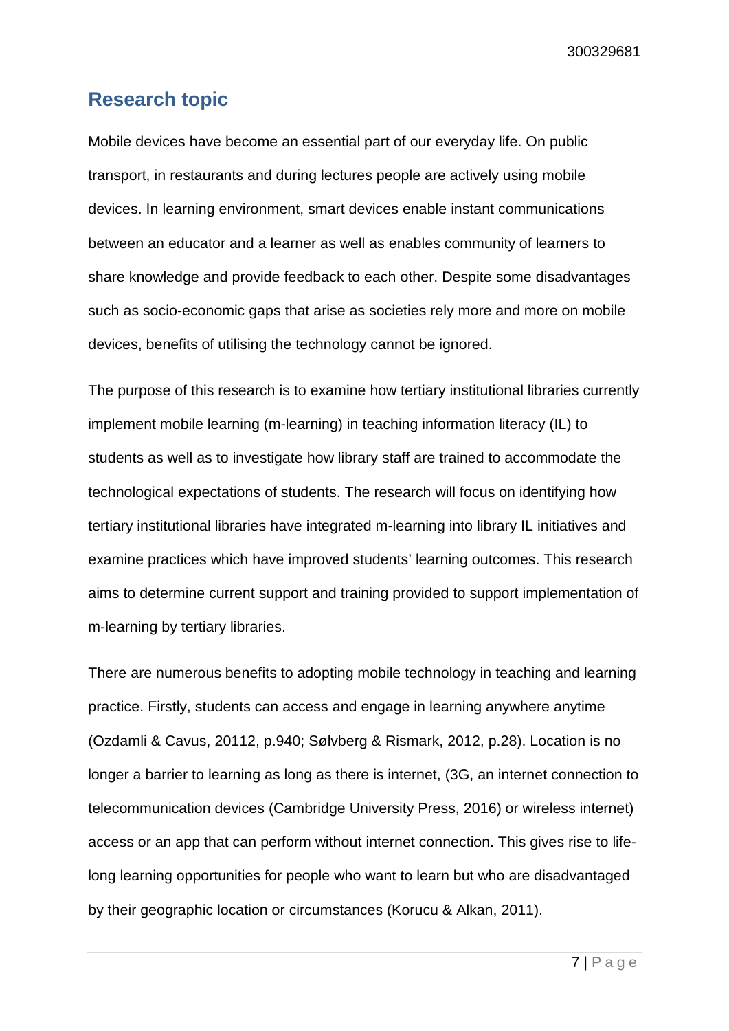## Research topic

Mobile devices have become an essential part of our everyday life. On public transport, in restaurants and during lectures people are actively using mobile devices. In learning environment, smart devices enable instant communications between an educator and a learner as well as enables community of learners to share knowledge and provide feedback to each other. Despite some disadvantages such as socio-economic gaps that arise as societies rely more and more on mobile devices, benefits of utilising the technology cannot be ignored.

The purpose of this research is to examine how tertiary institutional libraries currently implement mobile learning (m-learning) in teaching information literacy (IL) to students as well as to investigate how library staff are trained to accommodate the technological expectations of students. The research will focus on identifying how tertiary institutional libraries have integrated m-learning into library IL initiatives and examine practices which have improved students' learning outcomes. This research aims to determine current support and training provided to support implementation of m-learning by tertiary libraries.

There are numerous benefits to adopting mobile technology in teaching and learning practice. Firstly, students can access and engage in learning anywhere anytime (Ozdamli & Cavus, 20112, p.940; Sølvberg & Rismark, 2012, p.28). Location is no longer a barrier to learning as long as there is internet, (3G, an internet connection to telecommunication devices (Cambridge University Press, 2016) or wireless internet) access or an app that can perform without internet connection. This gives rise to life-long learning opportunities for people who want to learn but who are disadvantaged by their geographic location or circumstances (Korucu & Alkan, 2011).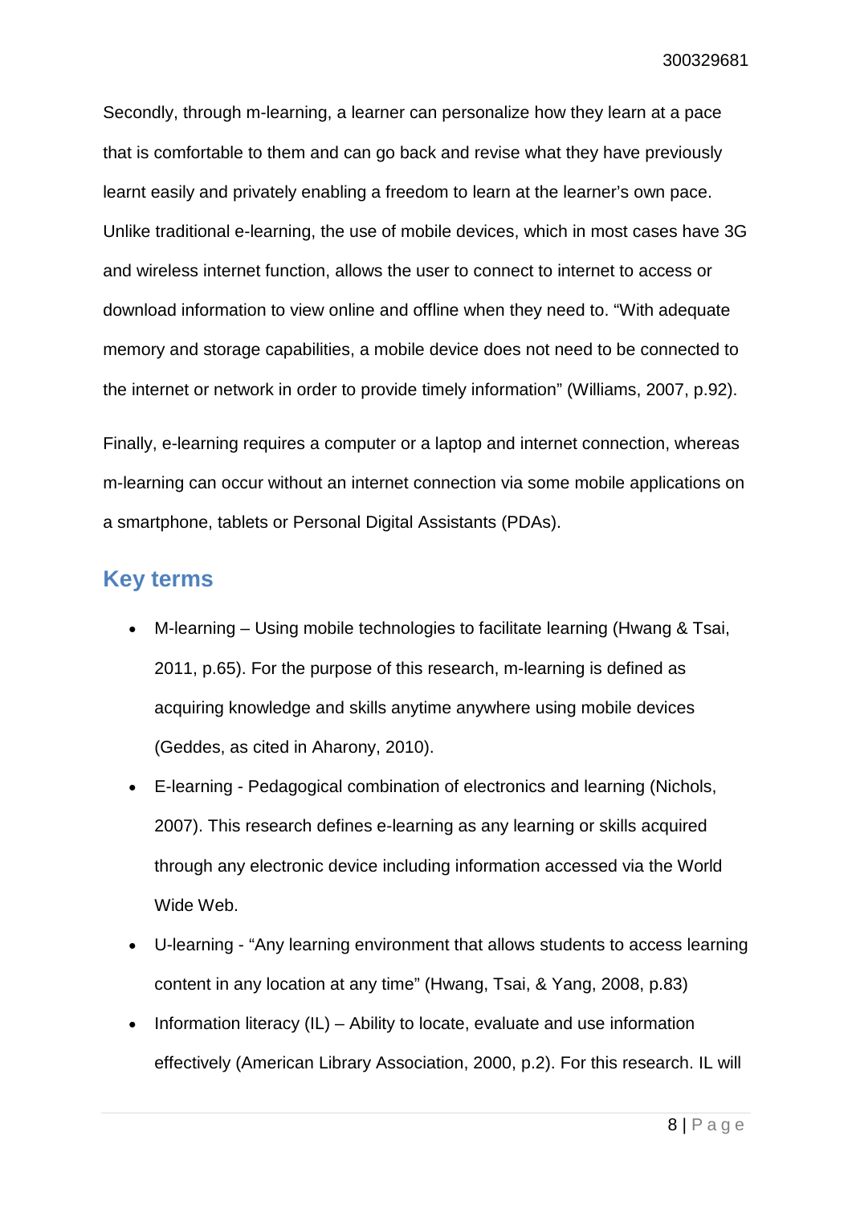Secondly, through m-learning, a learner can personalize how they learn at a pace that is comfortable to them and can go back and revise what they have previously learnt easily and privately enabling a freedom to learn at the learner's own pace. Unlike traditional e-learning, the use of mobile devices, which in most cases have 3G and wireless internet function, allows the user to connect to internet to access or download information to view online and offline when they need to. "With adequate memory and storage capabilities, a mobile device does not need to be connected to the internet or network in order to provide timely information" (Williams, 2007, p.92).

Finally, e-learning requires a computer or a laptop and internet connection, whereas m-learning can occur without an internet connection via some mobile applications on a smartphone, tablets or Personal Digital Assistants (PDAs).

## Key terms

- M-learning – Using mobile technologies to facilitate learning (Hwang & Tsai, 2011, p.65). For the purpose of this research, m-learning is defined as acquiring knowledge and skills anytime anywhere using mobile devices (Geddes, as cited in Aharony, 2010).
- E-learning - Pedagogical combination of electronics and learning (Nichols, 2007). This research defines e-learning as any learning or skills acquired through any electronic device including information accessed via the World Wide Web.
- U-learning - "Any learning environment that allows students to access learning content in any location at any time" (Hwang, Tsai, & Yang, 2008, p.83)
- Information literacy (IL) – Ability to locate, evaluate and use information effectively (American Library Association, 2000, p.2). For this research. IL will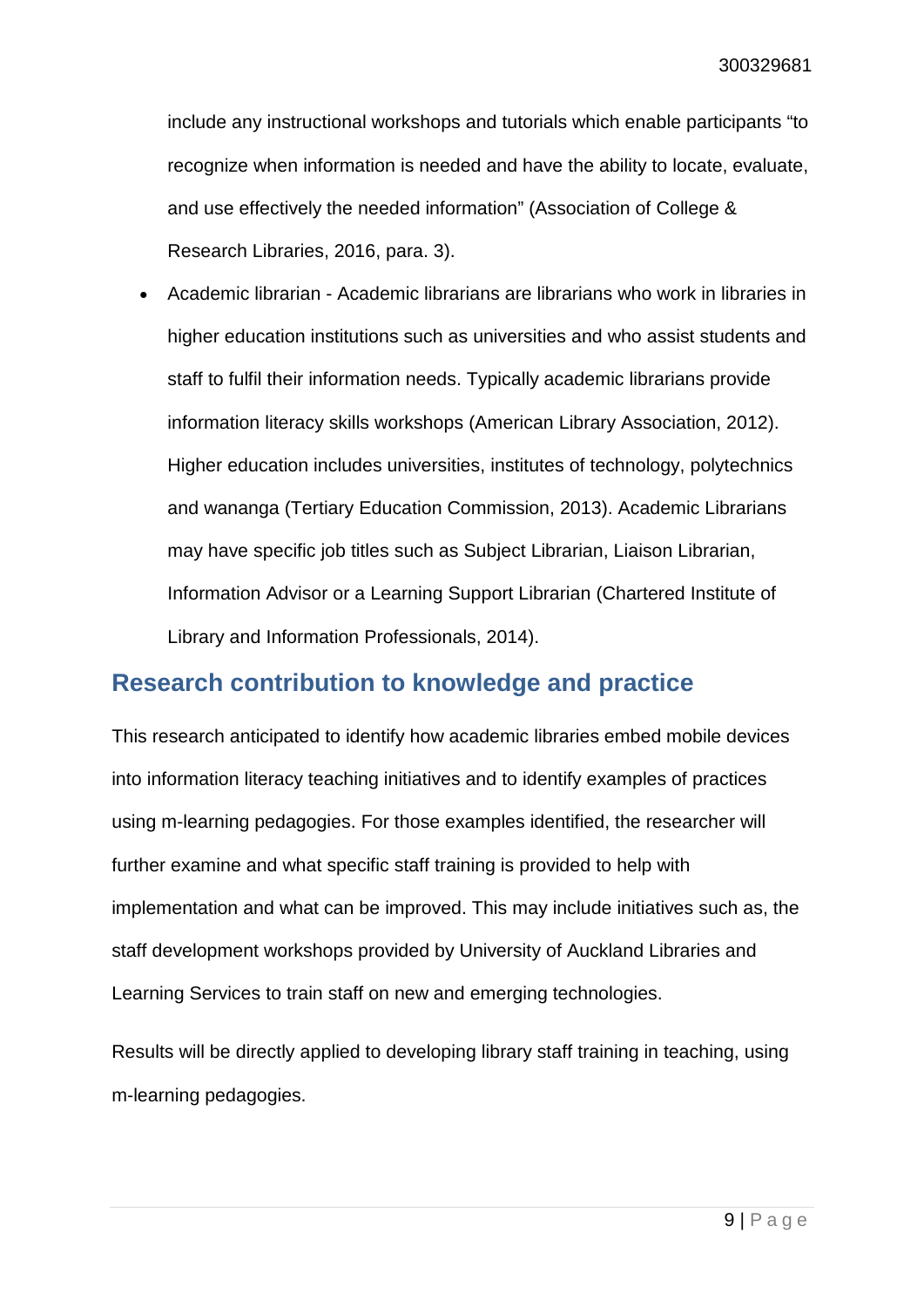include any instructional workshops and tutorials which enable participants "to recognize when information is needed and have the ability to locate, evaluate, and use effectively the needed information" (Association of College & Research Libraries, 2016, para. 3).

- Academic librarian - Academic librarians are librarians who work in libraries in higher education institutions such as universities and who assist students and staff to fulfil their information needs. Typically academic librarians provide information literacy skills workshops (American Library Association, 2012). Higher education includes universities, institutes of technology, polytechnics and wananga (Tertiary Education Commission, 2013). Academic Librarians may have specific job titles such as Subject Librarian, Liaison Librarian, Information Advisor or a Learning Support Librarian (Chartered Institute of Library and Information Professionals, 2014).

## Research contribution to knowledge and practice

This research anticipated to identify how academic libraries embed mobile devices into information literacy teaching initiatives and to identify examples of practices using m-learning pedagogies. For those examples identified, the researcher will further examine and what specific staff training is provided to help with implementation and what can be improved. This may include initiatives such as, the staff development workshops provided by University of Auckland Libraries and Learning Services to train staff on new and emerging technologies.

Results will be directly applied to developing library staff training in teaching, using m-learning pedagogies.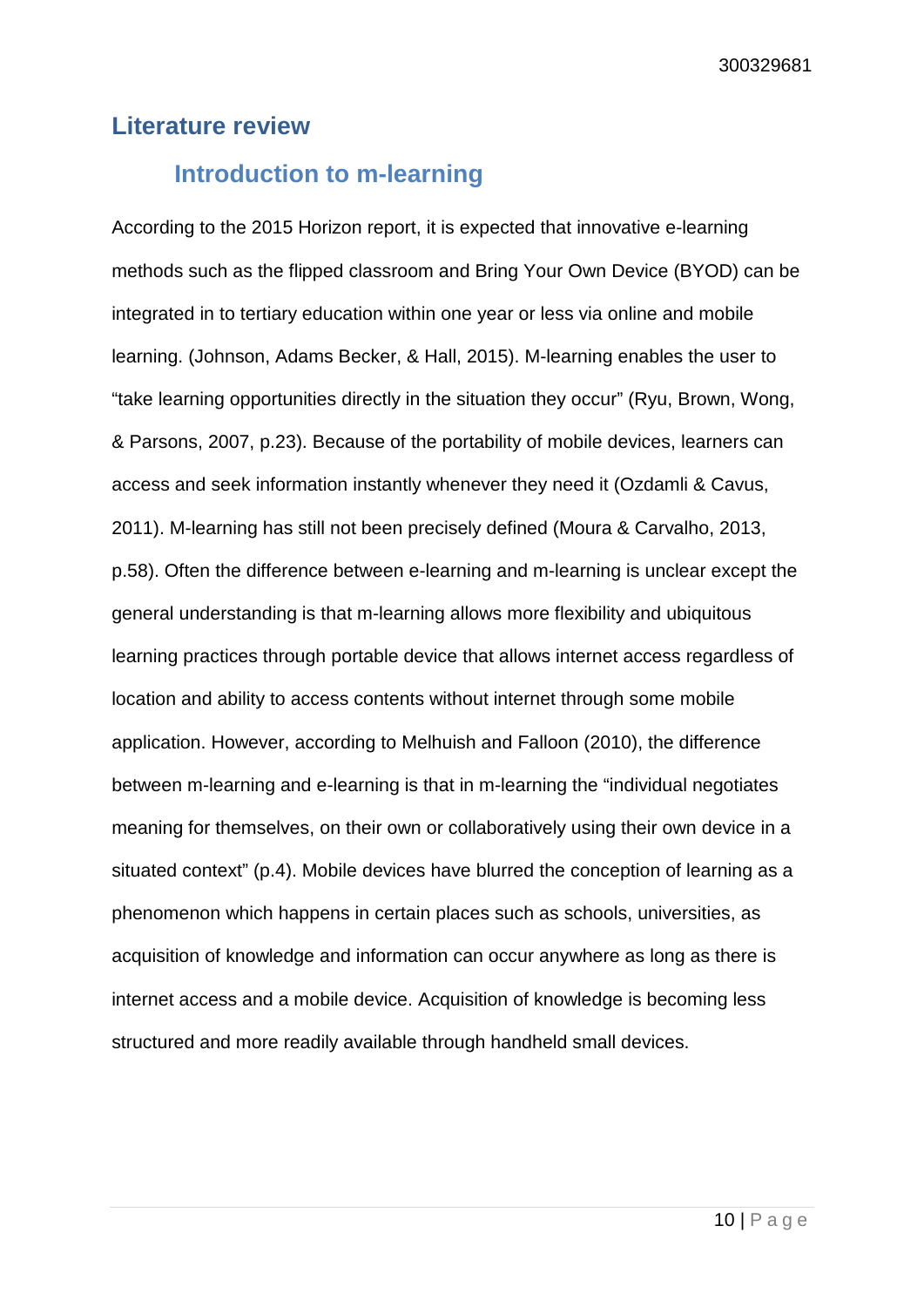# Literature review

## Introduction to m-learning

According to the 2015 Horizon report, it is expected that innovative e-learning methods such as the flipped classroom and Bring Your Own Device (BYOD) can be integrated in to tertiary education within one year or less via online and mobile learning. (Johnson, Adams Becker, & Hall, 2015). M-learning enables the user to “take learning opportunities directly in the situation they occur” (Ryu, Brown, Wong, & Parsons, 2007, p.23). Because of the portability of mobile devices, learners can access and seek information instantly whenever they need it (Ozdamli & Cavus, 2011). M-learning has still not been precisely defined (Moura & Carvalho, 2013, p.58). Often the difference between e-learning and m-learning is unclear except the general understanding is that m-learning allows more flexibility and ubiquitous learning practices through portable device that allows internet access regardless of location and ability to access contents without internet through some mobile application. However, according to Melhuish and Falloon (2010), the difference between m-learning and e-learning is that in m-learning the “individual negotiates meaning for themselves, on their own or collaboratively using their own device in a situated context” (p.4). Mobile devices have blurred the conception of learning as a phenomenon which happens in certain places such as schools, universities, as acquisition of knowledge and information can occur anywhere as long as there is internet access and a mobile device. Acquisition of knowledge is becoming less structured and more readily available through handheld small devices.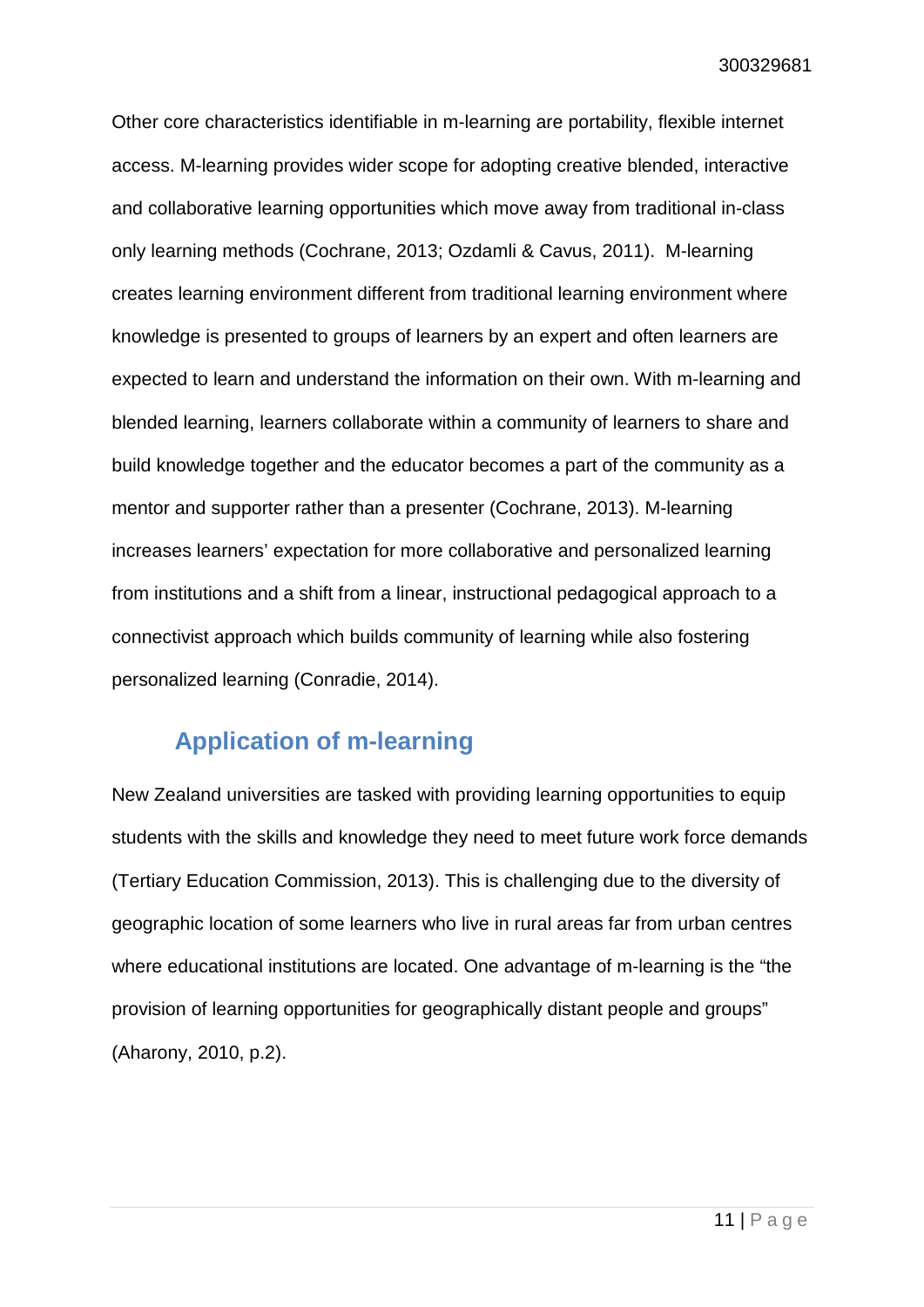Other core characteristics identifiable in m-learning are portability, flexible internet access. M-learning provides wider scope for adopting creative blended, interactive and collaborative learning opportunities which move away from traditional in-class only learning methods (Cochrane, 2013; Ozdamli & Cavus, 2011). M-learning creates learning environment different from traditional learning environment where knowledge is presented to groups of learners by an expert and often learners are expected to learn and understand the information on their own. With m-learning and blended learning, learners collaborate within a community of learners to share and build knowledge together and the educator becomes a part of the community as a mentor and supporter rather than a presenter (Cochrane, 2013). M-learning increases learners' expectation for more collaborative and personalized learning from institutions and a shift from a linear, instructional pedagogical approach to a connectivist approach which builds community of learning while also fostering personalized learning (Conradie, 2014).

## Application of m-learning

New Zealand universities are tasked with providing learning opportunities to equip students with the skills and knowledge they need to meet future work force demands (Tertiary Education Commission, 2013). This is challenging due to the diversity of geographic location of some learners who live in rural areas far from urban centres where educational institutions are located. One advantage of m-learning is the "the provision of learning opportunities for geographically distant people and groups" (Aharony, 2010, p.2).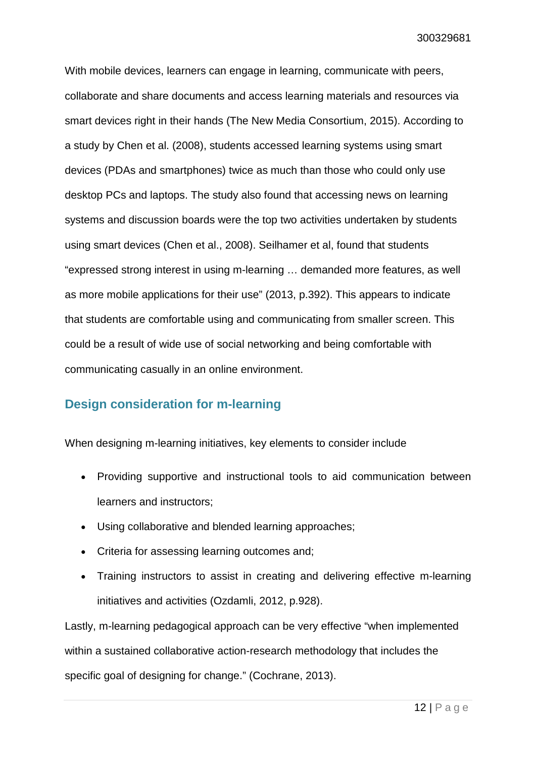With mobile devices, learners can engage in learning, communicate with peers, collaborate and share documents and access learning materials and resources via smart devices right in their hands (The New Media Consortium, 2015). According to a study by Chen et al. (2008), students accessed learning systems using smart devices (PDAs and smartphones) twice as much than those who could only use desktop PCs and laptops. The study also found that accessing news on learning systems and discussion boards were the top two activities undertaken by students using smart devices (Chen et al., 2008). Seilhamer et al, found that students "expressed strong interest in using m-learning … demanded more features, as well as more mobile applications for their use" (2013, p.392). This appears to indicate that students are comfortable using and communicating from smaller screen. This could be a result of wide use of social networking and being comfortable with communicating casually in an online environment.

## Design consideration for m-learning

When designing m-learning initiatives, key elements to consider include

- Providing supportive and instructional tools to aid communication between learners and instructors;
- Using collaborative and blended learning approaches;
- Criteria for assessing learning outcomes and;
- Training instructors to assist in creating and delivering effective m-learning initiatives and activities (Ozdamli, 2012, p.928).

Lastly, m-learning pedagogical approach can be very effective "when implemented within a sustained collaborative action-research methodology that includes the specific goal of designing for change." (Cochrane, 2013).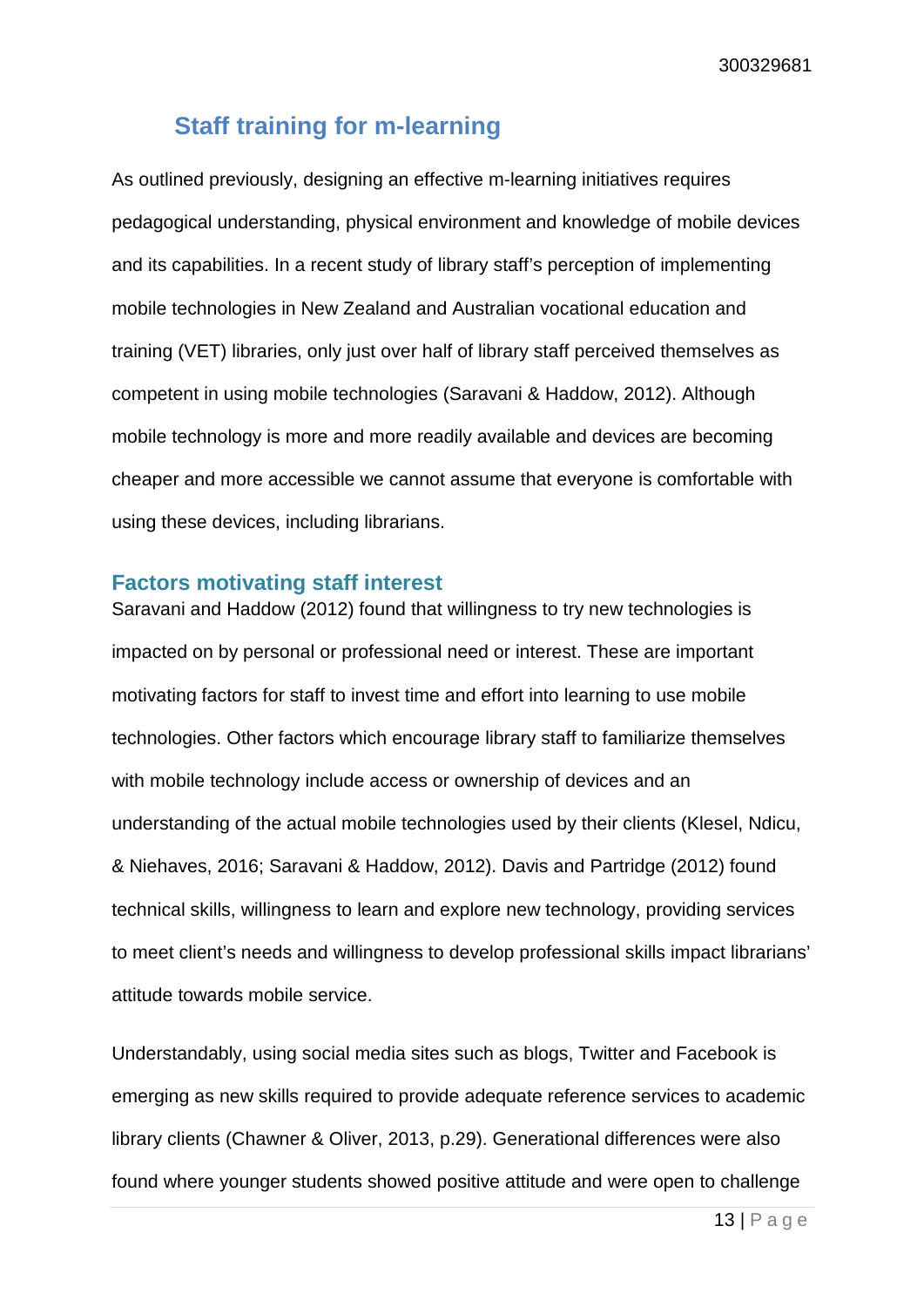## Staff training for m-learning

As outlined previously, designing an effective m-learning initiatives requires pedagogical understanding, physical environment and knowledge of mobile devices and its capabilities. In a recent study of library staff's perception of implementing mobile technologies in New Zealand and Australian vocational education and training (VET) libraries, only just over half of library staff perceived themselves as competent in using mobile technologies (Saravani & Haddow, 2012). Although mobile technology is more and more readily available and devices are becoming cheaper and more accessible we cannot assume that everyone is comfortable with using these devices, including librarians.

### Factors motivating staff interest

Saravani and Haddow (2012) found that willingness to try new technologies is impacted on by personal or professional need or interest. These are important motivating factors for staff to invest time and effort into learning to use mobile technologies. Other factors which encourage library staff to familiarize themselves with mobile technology include access or ownership of devices and an understanding of the actual mobile technologies used by their clients (Klesel, Ndicu, & Niehaves, 2016; Saravani & Haddow, 2012). Davis and Partridge (2012) found technical skills, willingness to learn and explore new technology, providing services to meet client's needs and willingness to develop professional skills impact librarians' attitude towards mobile service.

Understandably, using social media sites such as blogs, Twitter and Facebook is emerging as new skills required to provide adequate reference services to academic library clients (Chawner & Oliver, 2013, p.29). Generational differences were also found where younger students showed positive attitude and were open to challenge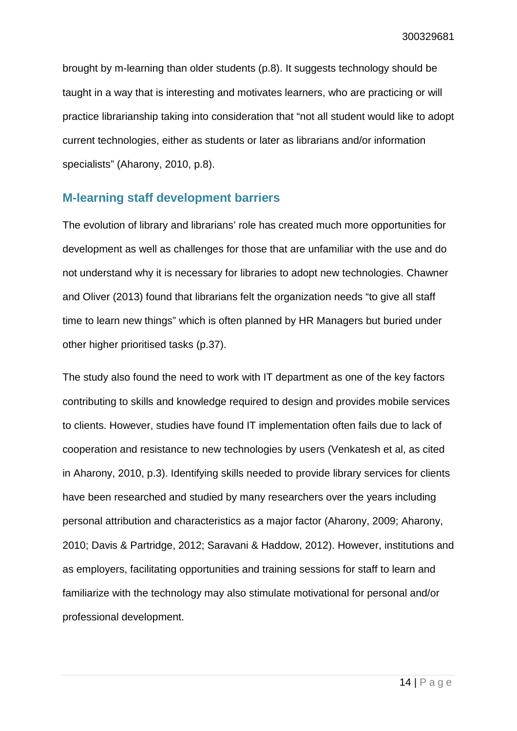brought by m-learning than older students (p.8). It suggests technology should be taught in a way that is interesting and motivates learners, who are practicing or will practice librarianship taking into consideration that "not all student would like to adopt current technologies, either as students or later as librarians and/or information specialists" (Aharony, 2010, p.8).

## M-learning staff development barriers

The evolution of library and librarians' role has created much more opportunities for development as well as challenges for those that are unfamiliar with the use and do not understand why it is necessary for libraries to adopt new technologies. Chawner and Oliver (2013) found that librarians felt the organization needs "to give all staff time to learn new things" which is often planned by HR Managers but buried under other higher prioritised tasks (p.37).

The study also found the need to work with IT department as one of the key factors contributing to skills and knowledge required to design and provides mobile services to clients. However, studies have found IT implementation often fails due to lack of cooperation and resistance to new technologies by users (Venkatesh et al, as cited in Aharony, 2010, p.3). Identifying skills needed to provide library services for clients have been researched and studied by many researchers over the years including personal attribution and characteristics as a major factor (Aharony, 2009; Aharony, 2010; Davis & Partridge, 2012; Saravani & Haddow, 2012). However, institutions and as employers, facilitating opportunities and training sessions for staff to learn and familiarize with the technology may also stimulate motivational for personal and/or professional development.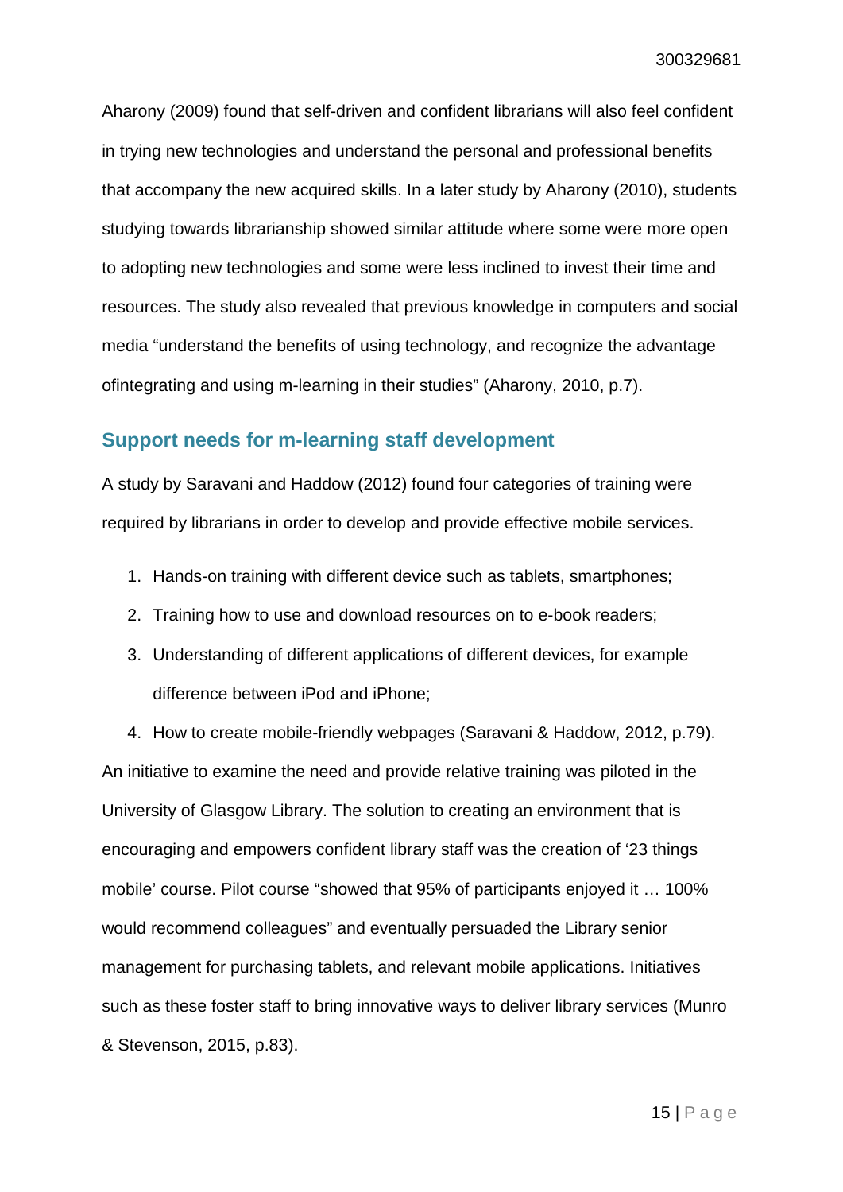Aharony (2009) found that self-driven and confident librarians will also feel confident in trying new technologies and understand the personal and professional benefits that accompany the new acquired skills. In a later study by Aharony (2010), students studying towards librarianship showed similar attitude where some were more open to adopting new technologies and some were less inclined to invest their time and resources. The study also revealed that previous knowledge in computers and social media "understand the benefits of using technology, and recognize the advantage ofintegrating and using m-learning in their studies" (Aharony, 2010, p.7).

## Support needs for m-learning staff development

A study by Saravani and Haddow (2012) found four categories of training were required by librarians in order to develop and provide effective mobile services.

1. Hands-on training with different device such as tablets, smartphones;
2. Training how to use and download resources on to e-book readers;
3. Understanding of different applications of different devices, for example difference between iPod and iPhone;
4. How to create mobile-friendly webpages (Saravani & Haddow, 2012, p.79).

An initiative to examine the need and provide relative training was piloted in the University of Glasgow Library. The solution to creating an environment that is encouraging and empowers confident library staff was the creation of '23 things mobile' course. Pilot course "showed that 95% of participants enjoyed it … 100% would recommend colleagues" and eventually persuaded the Library senior management for purchasing tablets, and relevant mobile applications. Initiatives such as these foster staff to bring innovative ways to deliver library services (Munro & Stevenson, 2015, p.83).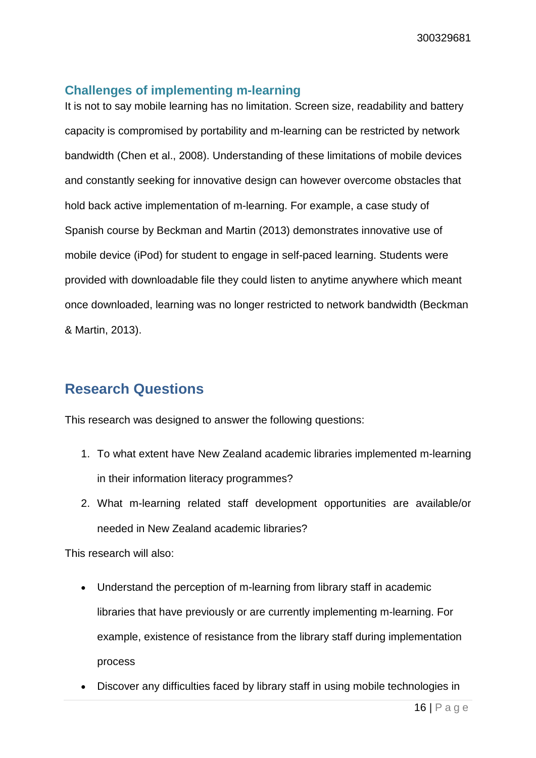### Challenges of implementing m-learning

It is not to say mobile learning has no limitation. Screen size, readability and battery capacity is compromised by portability and m-learning can be restricted by network bandwidth (Chen et al., 2008). Understanding of these limitations of mobile devices and constantly seeking for innovative design can however overcome obstacles that hold back active implementation of m-learning. For example, a case study of Spanish course by Beckman and Martin (2013) demonstrates innovative use of mobile device (iPod) for student to engage in self-paced learning. Students were provided with downloadable file they could listen to anytime anywhere which meant once downloaded, learning was no longer restricted to network bandwidth (Beckman & Martin, 2013).

## Research Questions

This research was designed to answer the following questions:

1. To what extent have New Zealand academic libraries implemented m-learning in their information literacy programmes?
2. What m-learning related staff development opportunities are available/or needed in New Zealand academic libraries?

This research will also:

- Understand the perception of m-learning from library staff in academic libraries that have previously or are currently implementing m-learning. For example, existence of resistance from the library staff during implementation process
- Discover any difficulties faced by library staff in using mobile technologies in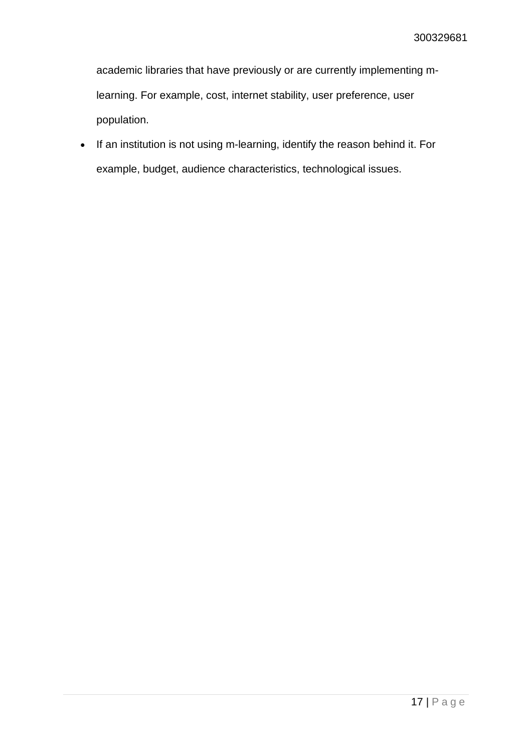academic libraries that have previously or are currently implementing m-learning. For example, cost, internet stability, user preference, user population.

- If an institution is not using m-learning, identify the reason behind it. For example, budget, audience characteristics, technological issues.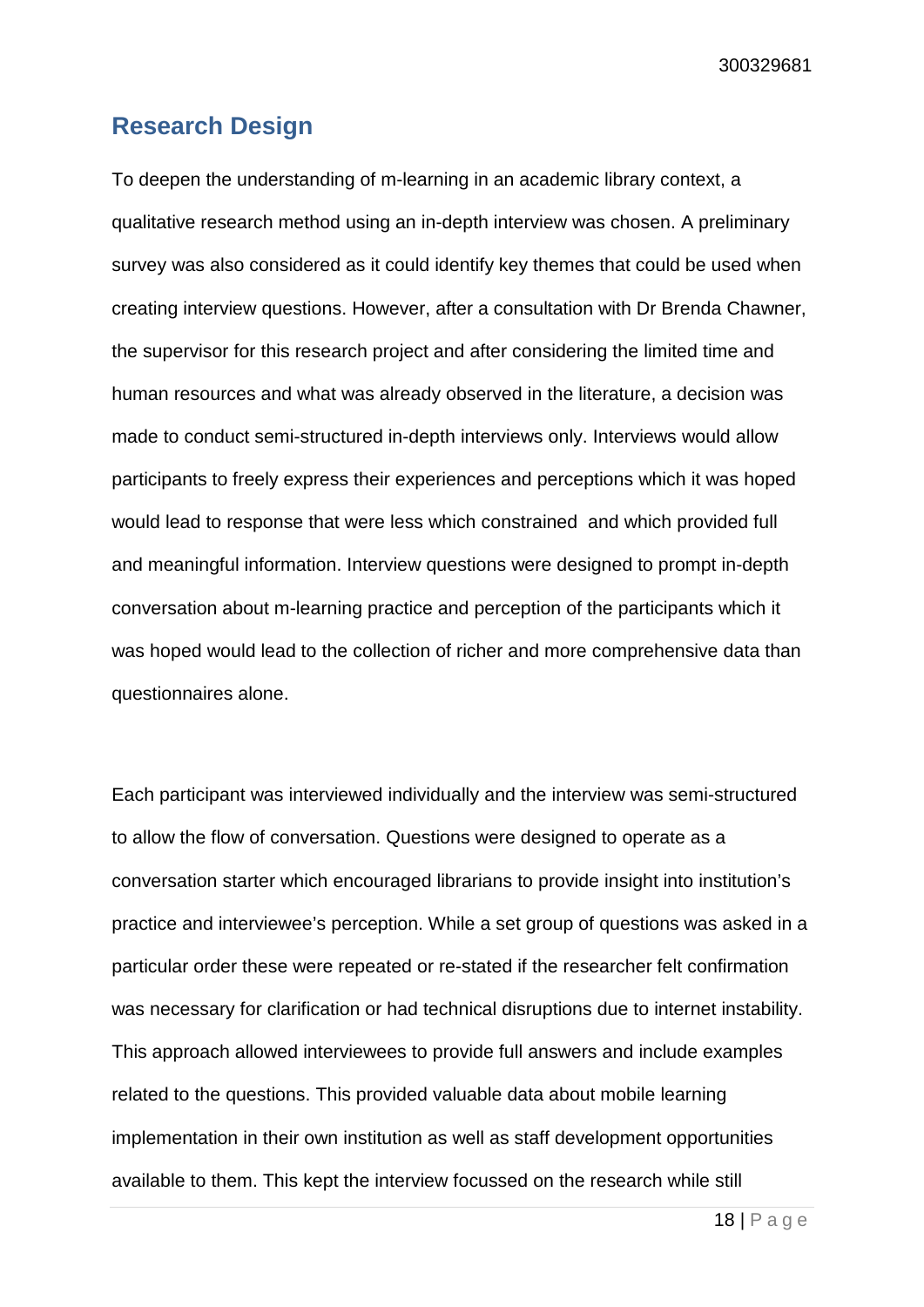## Research Design

To deepen the understanding of m-learning in an academic library context, a qualitative research method using an in-depth interview was chosen. A preliminary survey was also considered as it could identify key themes that could be used when creating interview questions. However, after a consultation with Dr Brenda Chawner, the supervisor for this research project and after considering the limited time and human resources and what was already observed in the literature, a decision was made to conduct semi-structured in-depth interviews only. Interviews would allow participants to freely express their experiences and perceptions which it was hoped would lead to response that were less which constrained and which provided full and meaningful information. Interview questions were designed to prompt in-depth conversation about m-learning practice and perception of the participants which it was hoped would lead to the collection of richer and more comprehensive data than questionnaires alone.

Each participant was interviewed individually and the interview was semi-structured to allow the flow of conversation. Questions were designed to operate as a conversation starter which encouraged librarians to provide insight into institution's practice and interviewee's perception. While a set group of questions was asked in a particular order these were repeated or re-stated if the researcher felt confirmation was necessary for clarification or had technical disruptions due to internet instability. This approach allowed interviewees to provide full answers and include examples related to the questions. This provided valuable data about mobile learning implementation in their own institution as well as staff development opportunities available to them. This kept the interview focussed on the research while still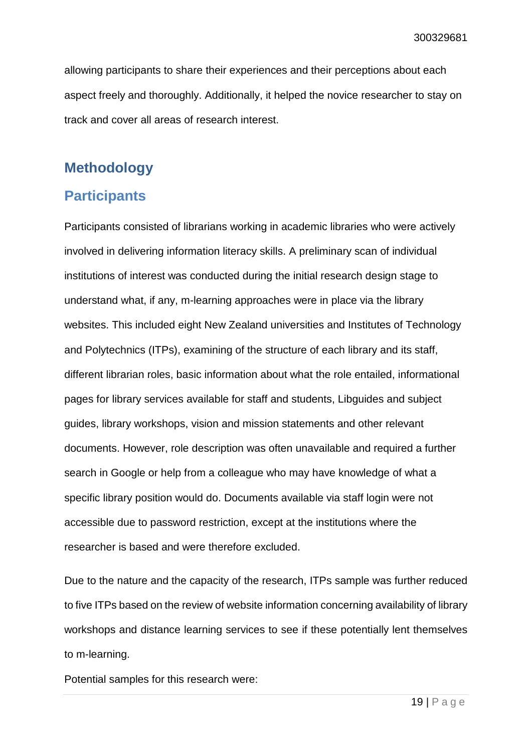allowing participants to share their experiences and their perceptions about each aspect freely and thoroughly. Additionally, it helped the novice researcher to stay on track and cover all areas of research interest.

# Methodology

## Participants

Participants consisted of librarians working in academic libraries who were actively involved in delivering information literacy skills. A preliminary scan of individual institutions of interest was conducted during the initial research design stage to understand what, if any, m-learning approaches were in place via the library websites. This included eight New Zealand universities and Institutes of Technology and Polytechnics (ITPs), examining of the structure of each library and its staff, different librarian roles, basic information about what the role entailed, informational pages for library services available for staff and students, Libguides and subject guides, library workshops, vision and mission statements and other relevant documents. However, role description was often unavailable and required a further search in Google or help from a colleague who may have knowledge of what a specific library position would do. Documents available via staff login were not accessible due to password restriction, except at the institutions where the researcher is based and were therefore excluded.

Due to the nature and the capacity of the research, ITPs sample was further reduced to five ITPs based on the review of website information concerning availability of library workshops and distance learning services to see if these potentially lent themselves to m-learning.

Potential samples for this research were: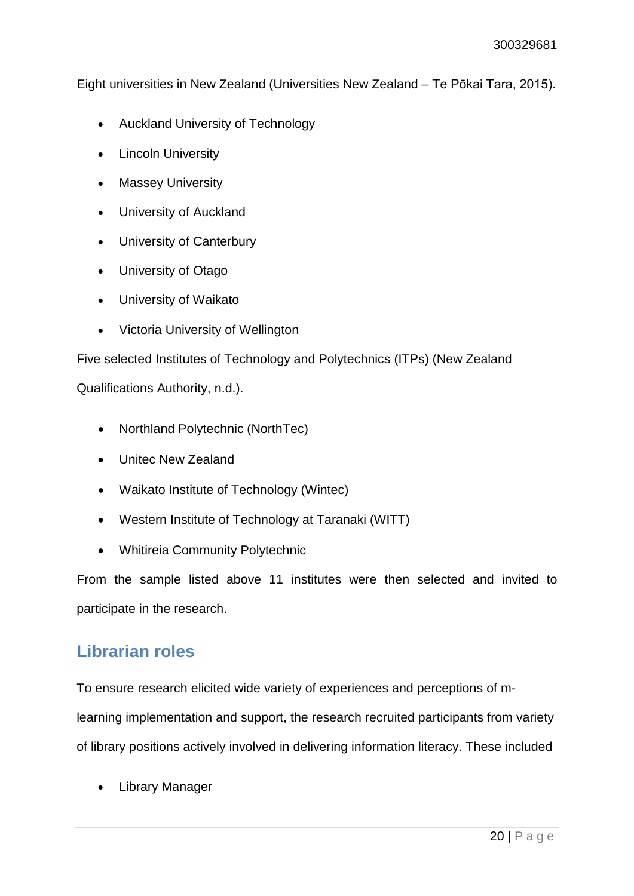Eight universities in New Zealand (Universities New Zealand – Te Pōkai Tara, 2015).

- Auckland University of Technology
- Lincoln University
- Massey University
- University of Auckland
- University of Canterbury
- University of Otago
- University of Waikato
- Victoria University of Wellington

Five selected Institutes of Technology and Polytechnics (ITPs) (New Zealand Qualifications Authority, n.d.).

- Northland Polytechnic (NorthTec)
- Unitec New Zealand
- Waikato Institute of Technology (Wintec)
- Western Institute of Technology at Taranaki (WITT)
- Whitireia Community Polytechnic

From the sample listed above 11 institutes were then selected and invited to participate in the research.

## Librarian roles

To ensure research elicited wide variety of experiences and perceptions of m-learning implementation and support, the research recruited participants from variety of library positions actively involved in delivering information literacy. These included

- Library Manager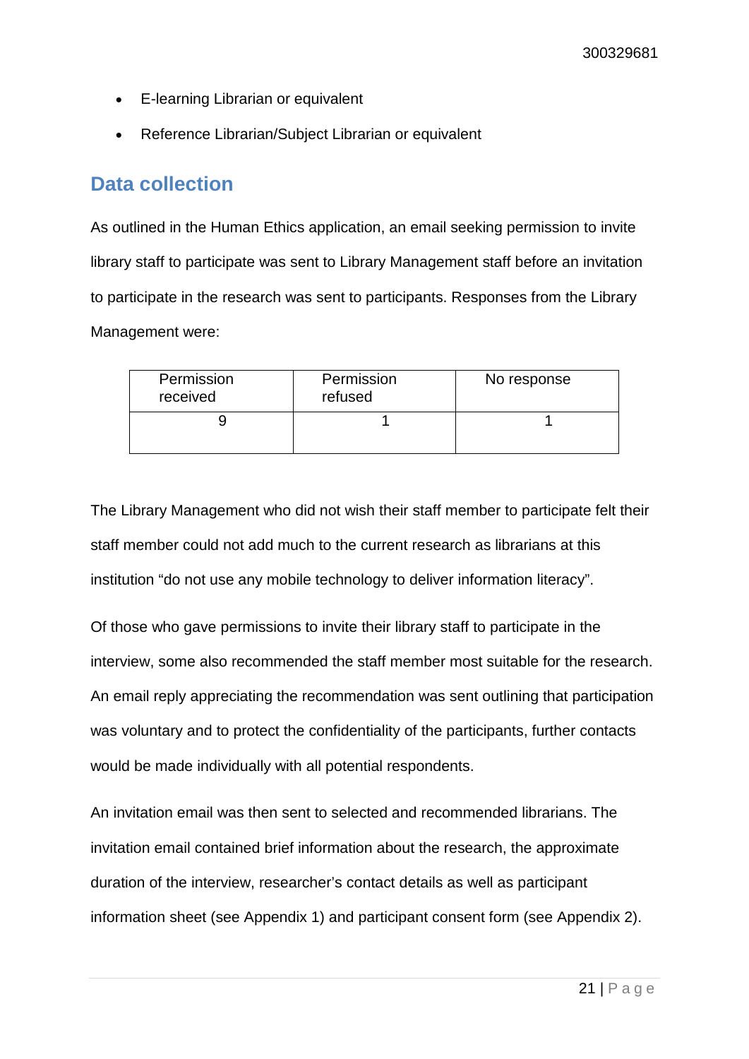- E-learning Librarian or equivalent
- Reference Librarian/Subject Librarian or equivalent

## Data collection

As outlined in the Human Ethics application, an email seeking permission to invite library staff to participate was sent to Library Management staff before an invitation to participate in the research was sent to participants. Responses from the Library Management were:

| Permission received | Permission refused | No response |
|---|---|---|
| 9 | 1 | 1 |

The Library Management who did not wish their staff member to participate felt their staff member could not add much to the current research as librarians at this institution “do not use any mobile technology to deliver information literacy”.

Of those who gave permissions to invite their library staff to participate in the interview, some also recommended the staff member most suitable for the research. An email reply appreciating the recommendation was sent outlining that participation was voluntary and to protect the confidentiality of the participants, further contacts would be made individually with all potential respondents.

An invitation email was then sent to selected and recommended librarians. The invitation email contained brief information about the research, the approximate duration of the interview, researcher’s contact details as well as participant information sheet (see Appendix 1) and participant consent form (see Appendix 2).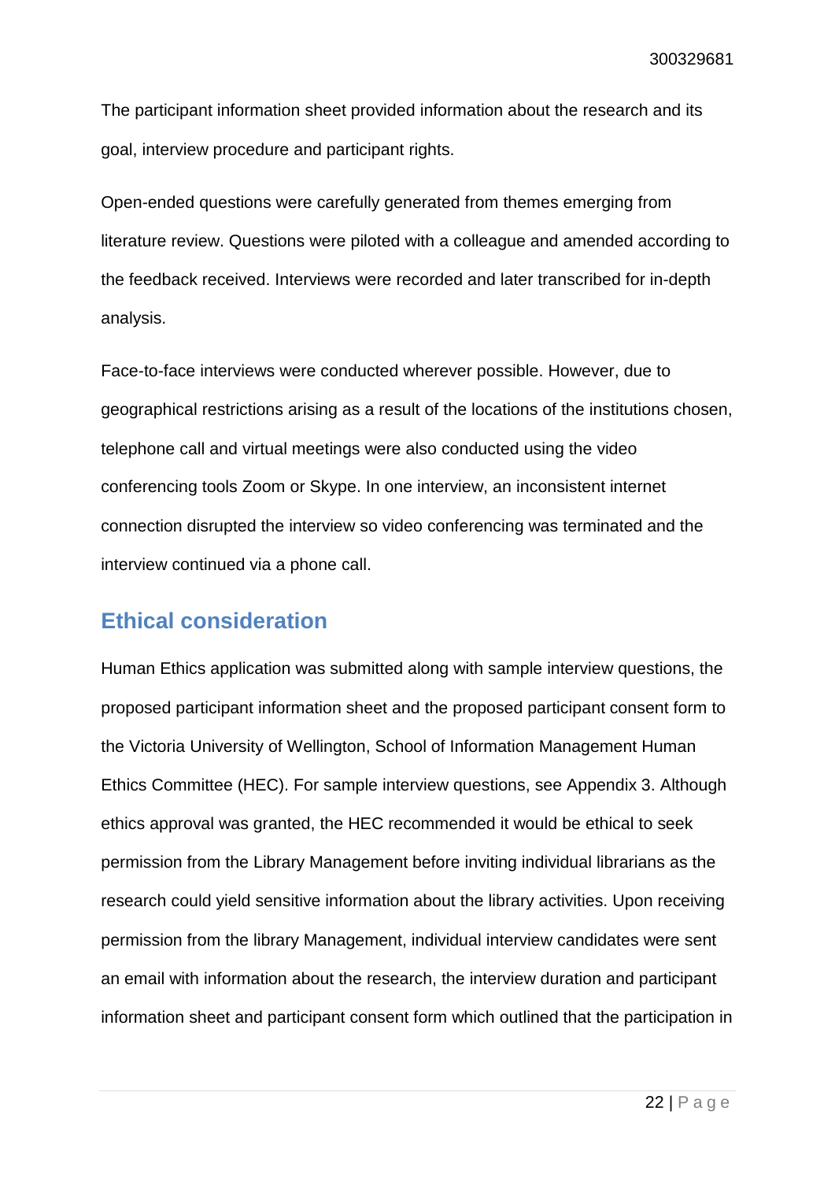The participant information sheet provided information about the research and its goal, interview procedure and participant rights.

Open-ended questions were carefully generated from themes emerging from literature review. Questions were piloted with a colleague and amended according to the feedback received. Interviews were recorded and later transcribed for in-depth analysis.

Face-to-face interviews were conducted wherever possible. However, due to geographical restrictions arising as a result of the locations of the institutions chosen, telephone call and virtual meetings were also conducted using the video conferencing tools Zoom or Skype. In one interview, an inconsistent internet connection disrupted the interview so video conferencing was terminated and the interview continued via a phone call.

## Ethical consideration

Human Ethics application was submitted along with sample interview questions, the proposed participant information sheet and the proposed participant consent form to the Victoria University of Wellington, School of Information Management Human Ethics Committee (HEC). For sample interview questions, see Appendix 3. Although ethics approval was granted, the HEC recommended it would be ethical to seek permission from the Library Management before inviting individual librarians as the research could yield sensitive information about the library activities. Upon receiving permission from the library Management, individual interview candidates were sent an email with information about the research, the interview duration and participant information sheet and participant consent form which outlined that the participation in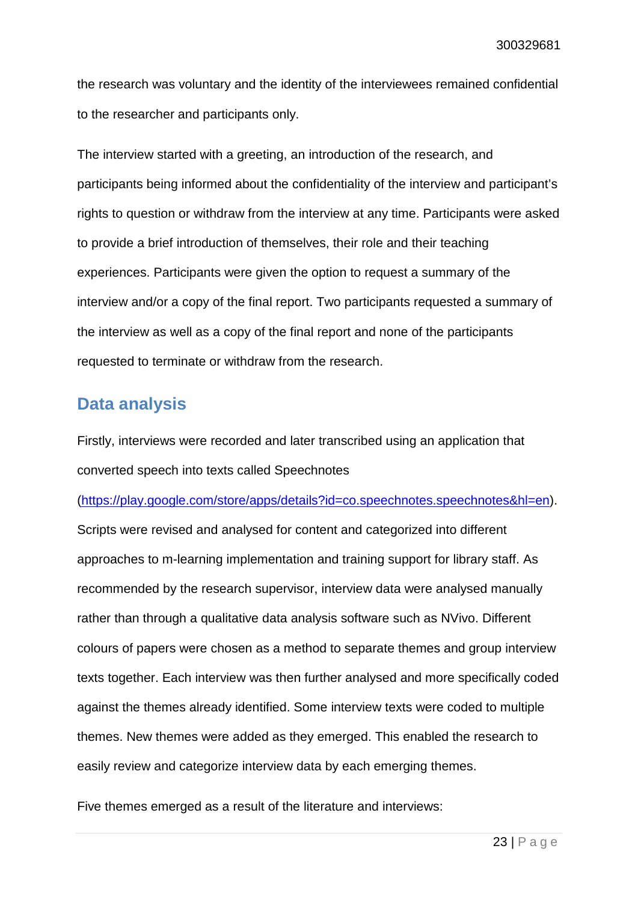the research was voluntary and the identity of the interviewees remained confidential to the researcher and participants only.

The interview started with a greeting, an introduction of the research, and participants being informed about the confidentiality of the interview and participant's rights to question or withdraw from the interview at any time. Participants were asked to provide a brief introduction of themselves, their role and their teaching experiences. Participants were given the option to request a summary of the interview and/or a copy of the final report. Two participants requested a summary of the interview as well as a copy of the final report and none of the participants requested to terminate or withdraw from the research.

## Data analysis

Firstly, interviews were recorded and later transcribed using an application that converted speech into texts called Speechnotes (https://play.google.com/store/apps/details?id=co.speechnotes.speechnotes&hl=en). Scripts were revised and analysed for content and categorized into different approaches to m-learning implementation and training support for library staff. As recommended by the research supervisor, interview data were analysed manually rather than through a qualitative data analysis software such as NVivo. Different colours of papers were chosen as a method to separate themes and group interview texts together. Each interview was then further analysed and more specifically coded against the themes already identified. Some interview texts were coded to multiple themes. New themes were added as they emerged. This enabled the research to easily review and categorize interview data by each emerging themes.

Five themes emerged as a result of the literature and interviews: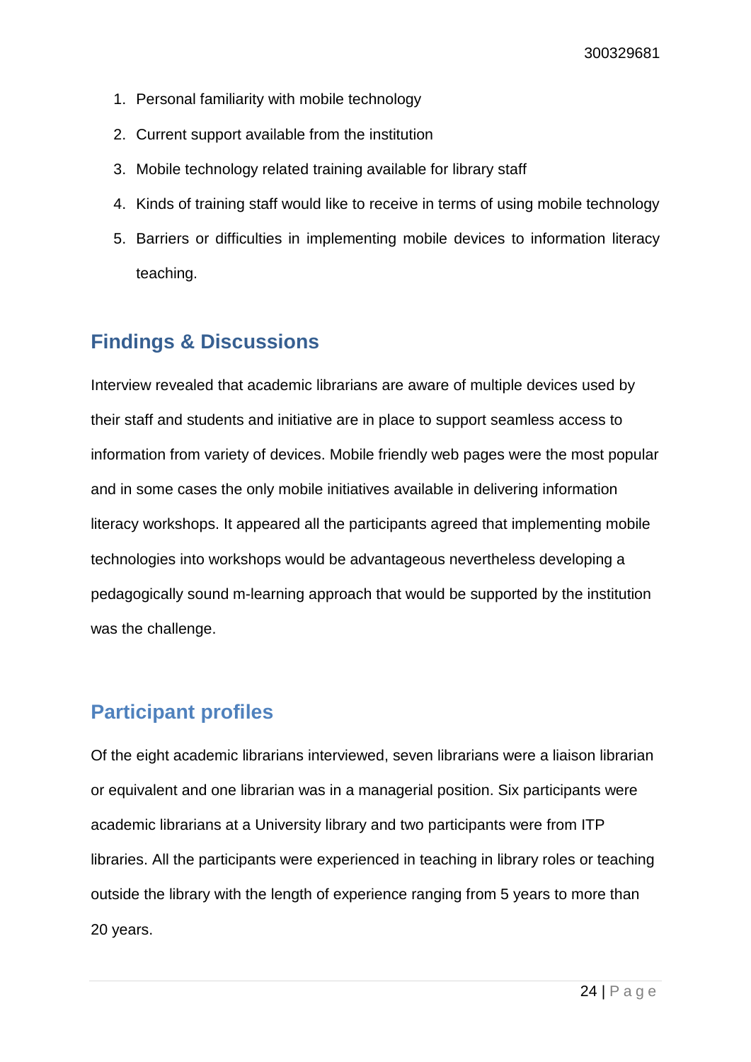1. Personal familiarity with mobile technology
2. Current support available from the institution
3. Mobile technology related training available for library staff
4. Kinds of training staff would like to receive in terms of using mobile technology
5. Barriers or difficulties in implementing mobile devices to information literacy teaching.

## Findings & Discussions

Interview revealed that academic librarians are aware of multiple devices used by their staff and students and initiative are in place to support seamless access to information from variety of devices. Mobile friendly web pages were the most popular and in some cases the only mobile initiatives available in delivering information literacy workshops. It appeared all the participants agreed that implementing mobile technologies into workshops would be advantageous nevertheless developing a pedagogically sound m-learning approach that would be supported by the institution was the challenge.

## Participant profiles

Of the eight academic librarians interviewed, seven librarians were a liaison librarian or equivalent and one librarian was in a managerial position. Six participants were academic librarians at a University library and two participants were from ITP libraries. All the participants were experienced in teaching in library roles or teaching outside the library with the length of experience ranging from 5 years to more than 20 years.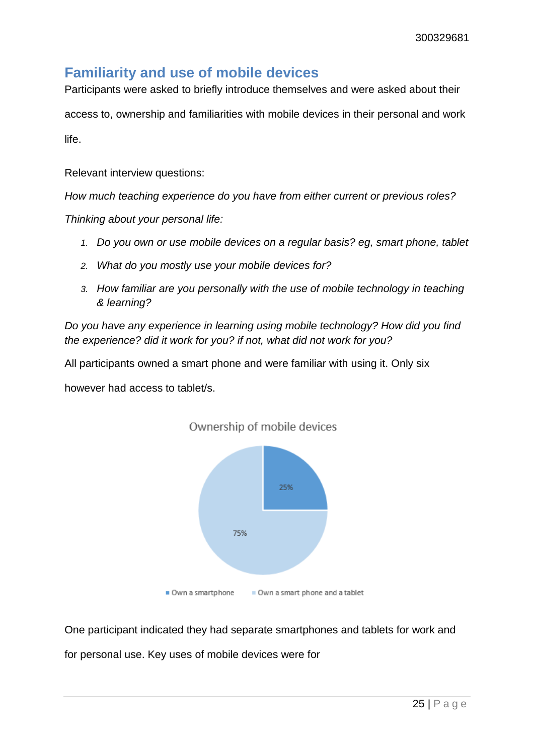## Familiarity and use of mobile devices

Participants were asked to briefly introduce themselves and were asked about their access to, ownership and familiarities with mobile devices in their personal and work life.

Relevant interview questions:

*How much teaching experience do you have from either current or previous roles?*

*Thinking about your personal life:*

1. *Do you own or use mobile devices on a regular basis? eg, smart phone, tablet*
2. *What do you mostly use your mobile devices for?*
3. *How familiar are you personally with the use of mobile technology in teaching & learning?*

*Do you have any experience in learning using mobile technology? How did you find the experience? did it work for you? if not, what did not work for you?*

All participants owned a smart phone and were familiar with using it. Only six however had access to tablet/s.

Ownership of mobile devices

| Category | Percentage |
|---|---|
| Own a smartphone | 25% |
| Own a smart phone and a tablet | 75% |

One participant indicated they had separate smartphones and tablets for work and for personal use. Key uses of mobile devices were for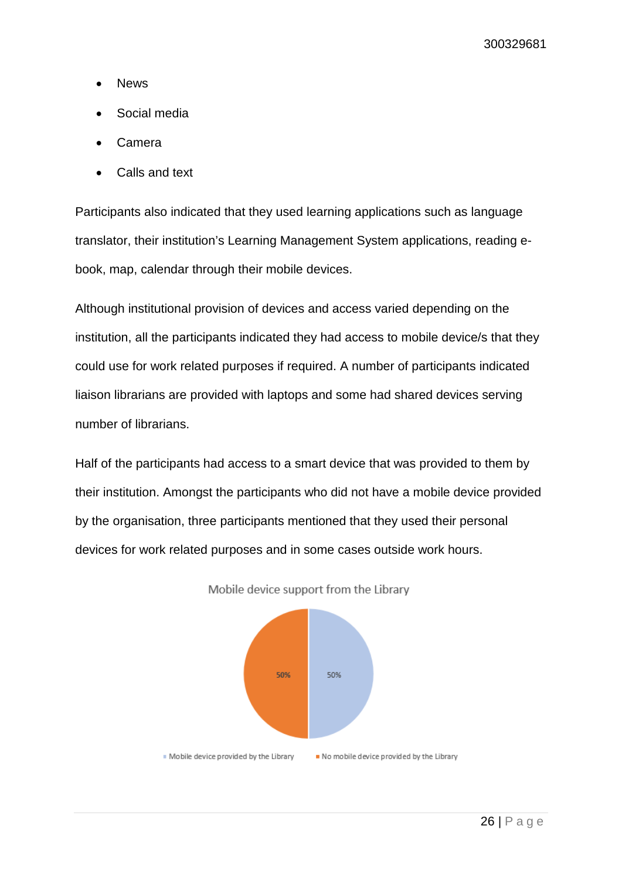- News
- Social media
- Camera
- Calls and text

Participants also indicated that they used learning applications such as language translator, their institution's Learning Management System applications, reading e-book, map, calendar through their mobile devices.

Although institutional provision of devices and access varied depending on the institution, all the participants indicated they had access to mobile device/s that they could use for work related purposes if required. A number of participants indicated liaison librarians are provided with laptops and some had shared devices serving number of librarians.

Half of the participants had access to a smart device that was provided to them by their institution. Amongst the participants who did not have a mobile device provided by the organisation, three participants mentioned that they used their personal devices for work related purposes and in some cases outside work hours.

Mobile device support from the Library

| Category | Percentage |
| --- | --- |
| Mobile device provided by the Library | 50% |
| No mobile device provided by the Library | 50% |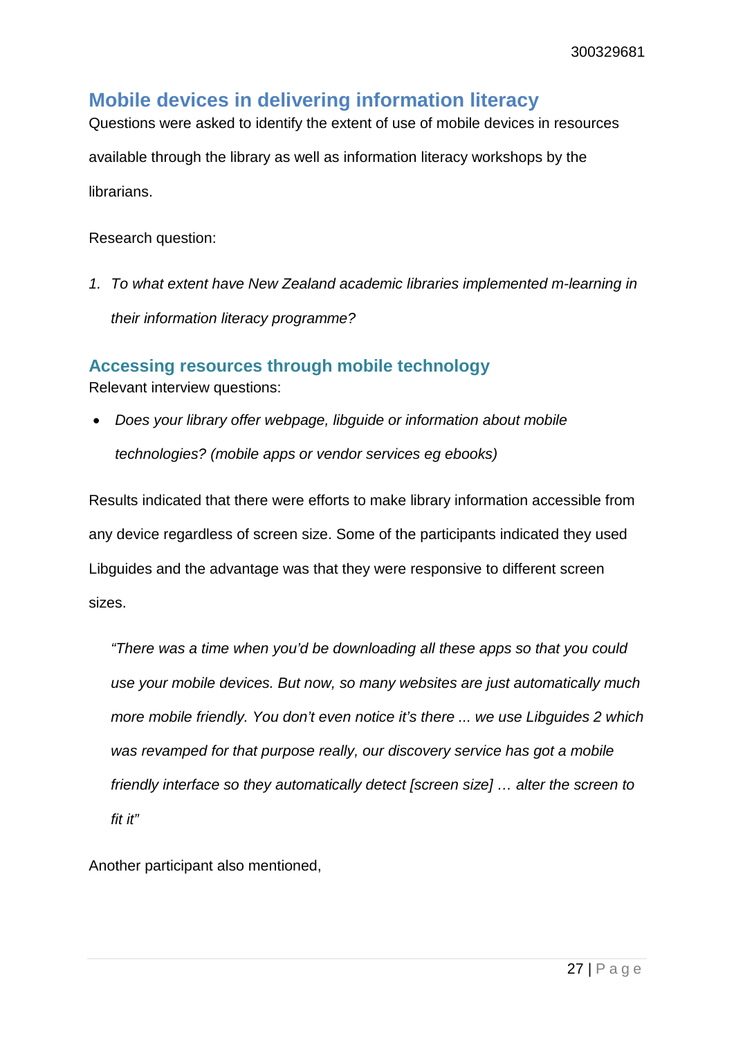## Mobile devices in delivering information literacy

Questions were asked to identify the extent of use of mobile devices in resources available through the library as well as information literacy workshops by the librarians.

Research question:

1. *To what extent have New Zealand academic libraries implemented m-learning in their information literacy programme?*

### Accessing resources through mobile technology

Relevant interview questions:

- *Does your library offer webpage, libguide or information about mobile technologies? (mobile apps or vendor services eg ebooks)*

Results indicated that there were efforts to make library information accessible from any device regardless of screen size. Some of the participants indicated they used Libguides and the advantage was that they were responsive to different screen sizes.

> *"There was a time when you'd be downloading all these apps so that you could use your mobile devices. But now, so many websites are just automatically much more mobile friendly. You don't even notice it's there ... we use Libguides 2 which was revamped for that purpose really, our discovery service has got a mobile friendly interface so they automatically detect [screen size] … alter the screen to fit it"*

Another participant also mentioned,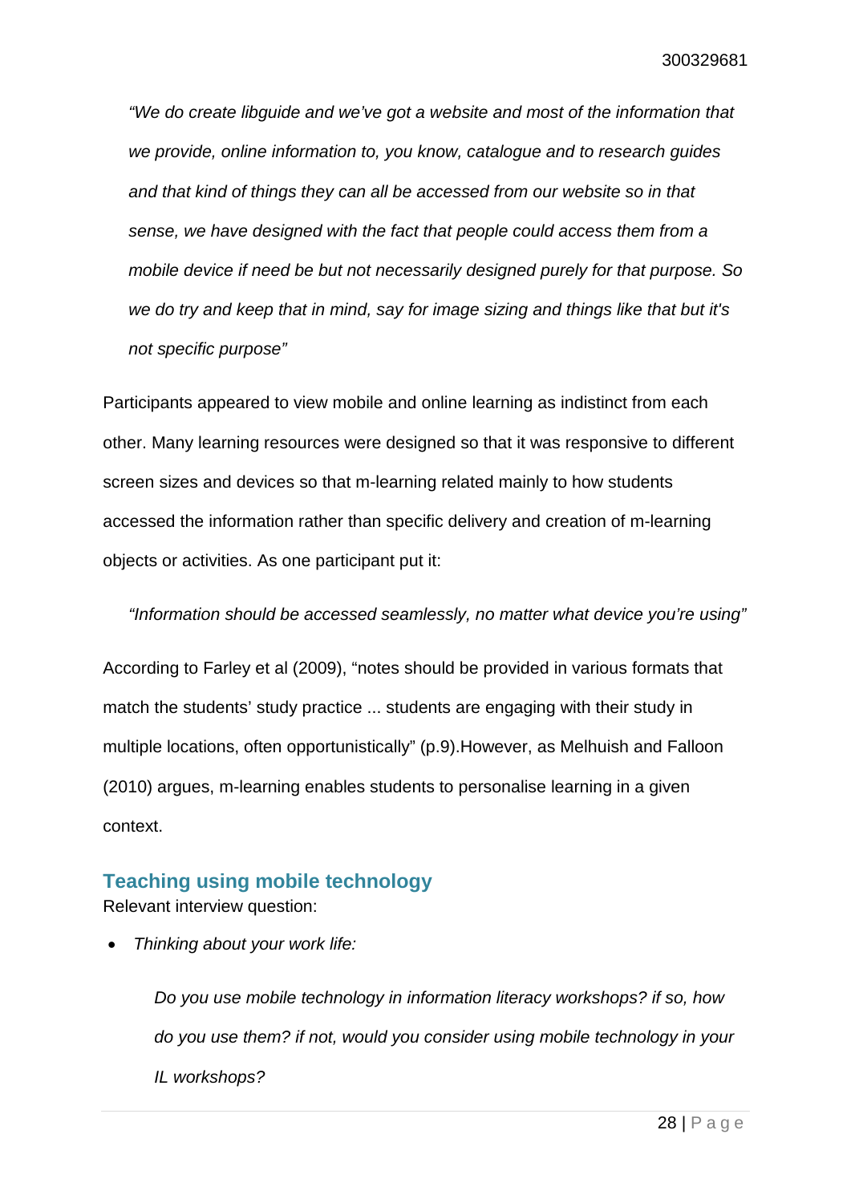*"We do create libguide and we've got a website and most of the information that we provide, online information to, you know, catalogue and to research guides and that kind of things they can all be accessed from our website so in that sense, we have designed with the fact that people could access them from a mobile device if need be but not necessarily designed purely for that purpose. So we do try and keep that in mind, say for image sizing and things like that but it's not specific purpose"*

Participants appeared to view mobile and online learning as indistinct from each other. Many learning resources were designed so that it was responsive to different screen sizes and devices so that m-learning related mainly to how students accessed the information rather than specific delivery and creation of m-learning objects or activities. As one participant put it:

*"Information should be accessed seamlessly, no matter what device you're using"*

According to Farley et al (2009), "notes should be provided in various formats that match the students' study practice ... students are engaging with their study in multiple locations, often opportunistically" (p.9).However, as Melhuish and Falloon (2010) argues, m-learning enables students to personalise learning in a given context.

## Teaching using mobile technology

Relevant interview question:

- *Thinking about your work life:*

  *Do you use mobile technology in information literacy workshops? if so, how do you use them? if not, would you consider using mobile technology in your IL workshops?*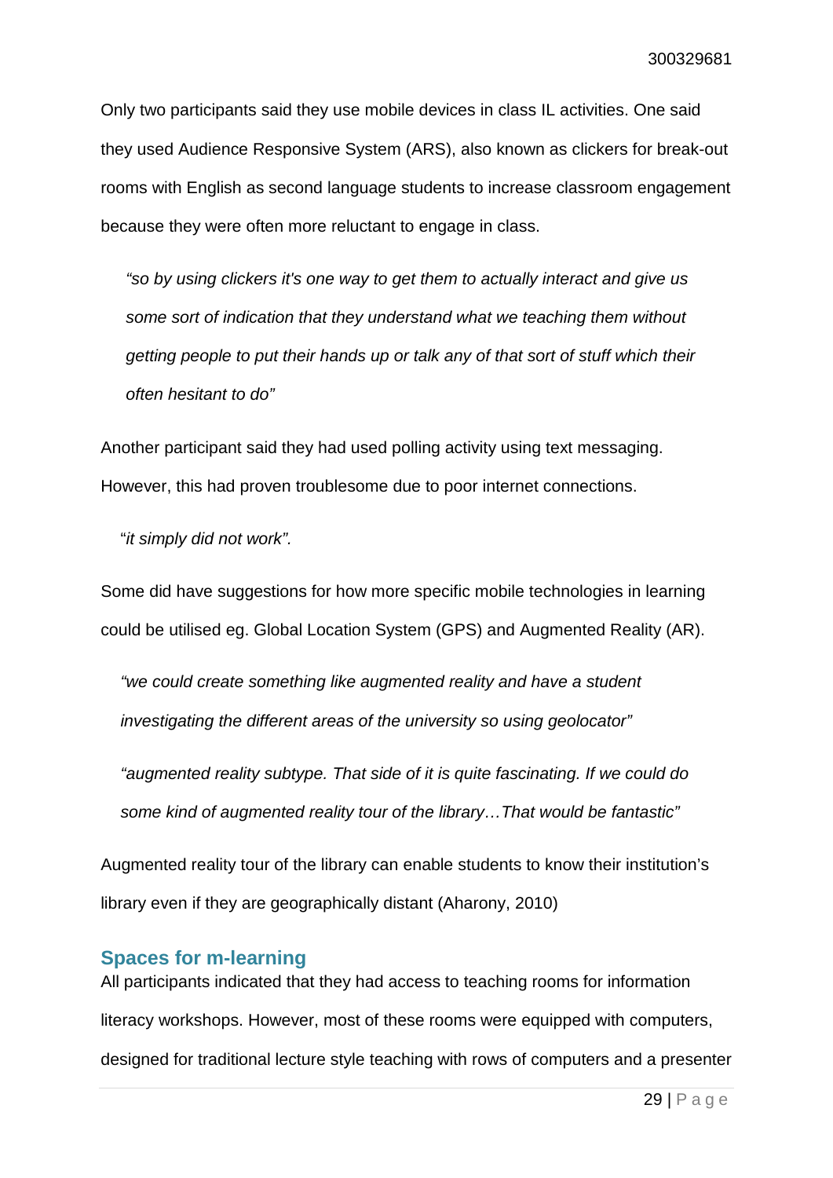Only two participants said they use mobile devices in class IL activities. One said they used Audience Responsive System (ARS), also known as clickers for break-out rooms with English as second language students to increase classroom engagement because they were often more reluctant to engage in class.

> *"so by using clickers it's one way to get them to actually interact and give us some sort of indication that they understand what we teaching them without getting people to put their hands up or talk any of that sort of stuff which their often hesitant to do"*

Another participant said they had used polling activity using text messaging. However, this had proven troublesome due to poor internet connections.

> "*it simply did not work".*

Some did have suggestions for how more specific mobile technologies in learning could be utilised eg. Global Location System (GPS) and Augmented Reality (AR).

> *"we could create something like augmented reality and have a student investigating the different areas of the university so using geolocator"*

> *"augmented reality subtype. That side of it is quite fascinating. If we could do some kind of augmented reality tour of the library…That would be fantastic"*

Augmented reality tour of the library can enable students to know their institution's library even if they are geographically distant (Aharony, 2010)

## Spaces for m-learning

All participants indicated that they had access to teaching rooms for information literacy workshops. However, most of these rooms were equipped with computers, designed for traditional lecture style teaching with rows of computers and a presenter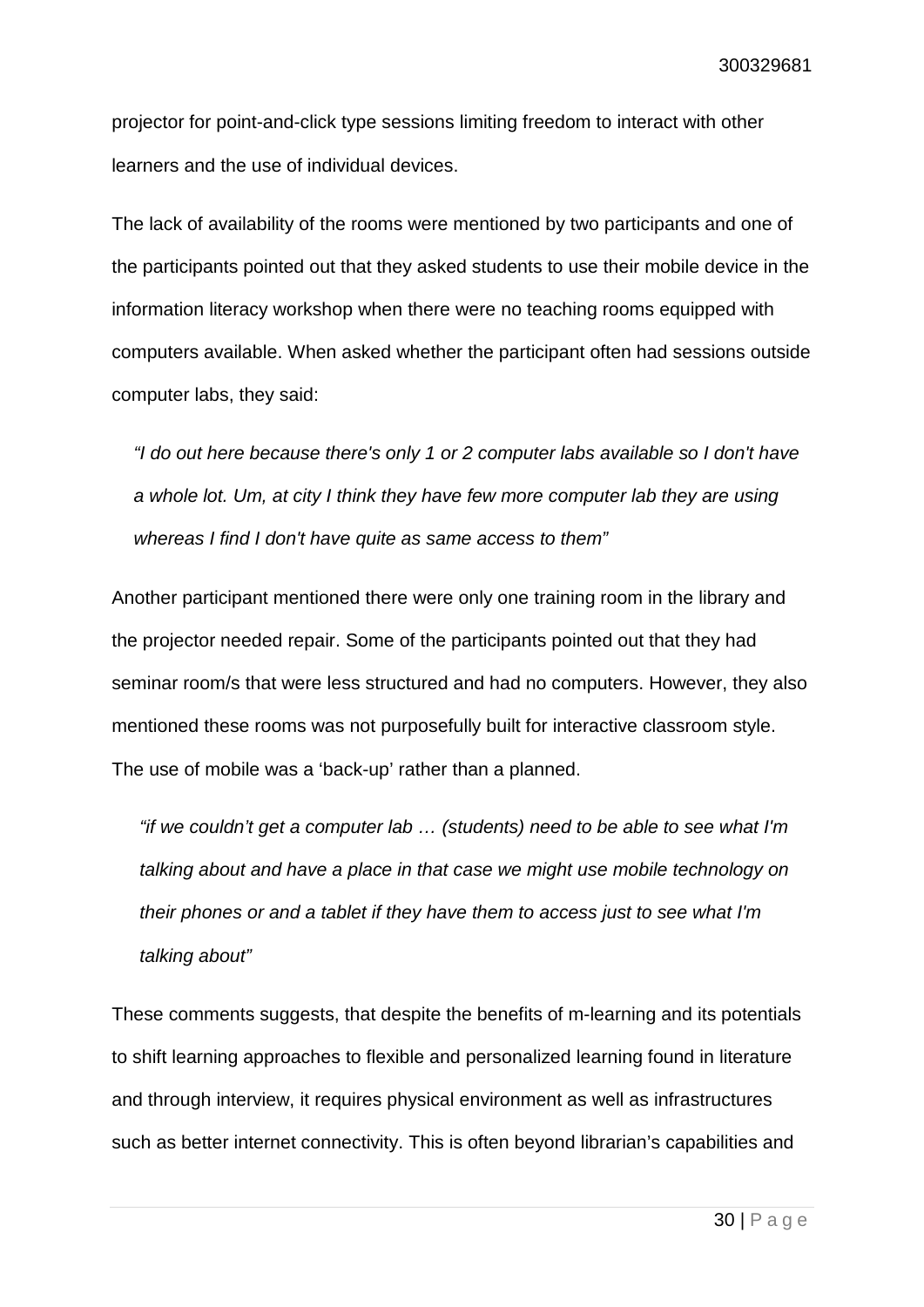projector for point-and-click type sessions limiting freedom to interact with other learners and the use of individual devices.

The lack of availability of the rooms were mentioned by two participants and one of the participants pointed out that they asked students to use their mobile device in the information literacy workshop when there were no teaching rooms equipped with computers available. When asked whether the participant often had sessions outside computer labs, they said:

> *"I do out here because there's only 1 or 2 computer labs available so I don't have a whole lot. Um, at city I think they have few more computer lab they are using whereas I find I don't have quite as same access to them"*

Another participant mentioned there were only one training room in the library and the projector needed repair. Some of the participants pointed out that they had seminar room/s that were less structured and had no computers. However, they also mentioned these rooms was not purposefully built for interactive classroom style. The use of mobile was a 'back-up' rather than a planned.

> *"if we couldn't get a computer lab … (students) need to be able to see what I'm talking about and have a place in that case we might use mobile technology on their phones or and a tablet if they have them to access just to see what I'm talking about"*

These comments suggests, that despite the benefits of m-learning and its potentials to shift learning approaches to flexible and personalized learning found in literature and through interview, it requires physical environment as well as infrastructures such as better internet connectivity. This is often beyond librarian's capabilities and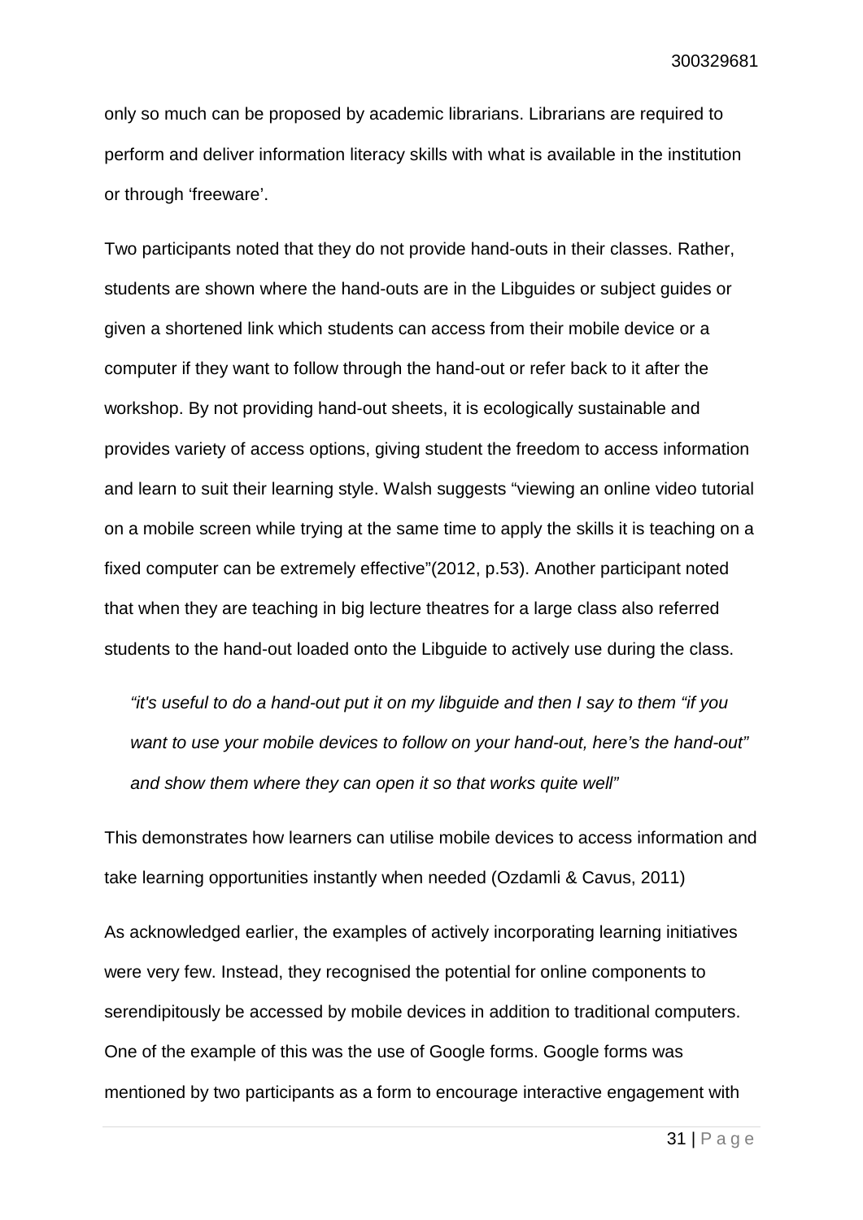only so much can be proposed by academic librarians. Librarians are required to perform and deliver information literacy skills with what is available in the institution or through ‘freeware’.

Two participants noted that they do not provide hand-outs in their classes. Rather, students are shown where the hand-outs are in the Libguides or subject guides or given a shortened link which students can access from their mobile device or a computer if they want to follow through the hand-out or refer back to it after the workshop. By not providing hand-out sheets, it is ecologically sustainable and provides variety of access options, giving student the freedom to access information and learn to suit their learning style. Walsh suggests “viewing an online video tutorial on a mobile screen while trying at the same time to apply the skills it is teaching on a fixed computer can be extremely effective”(2012, p.53). Another participant noted that when they are teaching in big lecture theatres for a large class also referred students to the hand-out loaded onto the Libguide to actively use during the class.

> *“it's useful to do a hand-out put it on my libguide and then I say to them “if you want to use your mobile devices to follow on your hand-out, here’s the hand-out” and show them where they can open it so that works quite well”*

This demonstrates how learners can utilise mobile devices to access information and take learning opportunities instantly when needed (Ozdamli & Cavus, 2011)

As acknowledged earlier, the examples of actively incorporating learning initiatives were very few. Instead, they recognised the potential for online components to serendipitously be accessed by mobile devices in addition to traditional computers. One of the example of this was the use of Google forms. Google forms was mentioned by two participants as a form to encourage interactive engagement with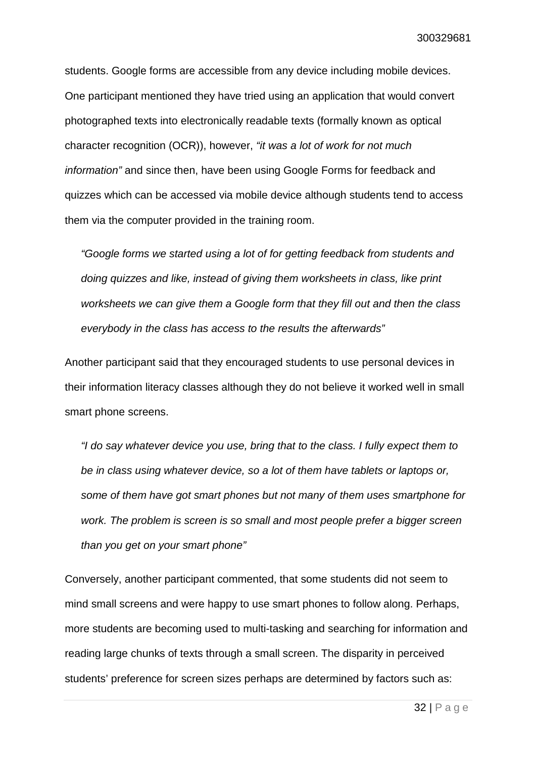students. Google forms are accessible from any device including mobile devices. One participant mentioned they have tried using an application that would convert photographed texts into electronically readable texts (formally known as optical character recognition (OCR)), however, *"it was a lot of work for not much information"* and since then, have been using Google Forms for feedback and quizzes which can be accessed via mobile device although students tend to access them via the computer provided in the training room.

> *"Google forms we started using a lot of for getting feedback from students and doing quizzes and like, instead of giving them worksheets in class, like print worksheets we can give them a Google form that they fill out and then the class everybody in the class has access to the results the afterwards"*

Another participant said that they encouraged students to use personal devices in their information literacy classes although they do not believe it worked well in small smart phone screens.

> *"I do say whatever device you use, bring that to the class. I fully expect them to be in class using whatever device, so a lot of them have tablets or laptops or, some of them have got smart phones but not many of them uses smartphone for work. The problem is screen is so small and most people prefer a bigger screen than you get on your smart phone"*

Conversely, another participant commented, that some students did not seem to mind small screens and were happy to use smart phones to follow along. Perhaps, more students are becoming used to multi-tasking and searching for information and reading large chunks of texts through a small screen. The disparity in perceived students' preference for screen sizes perhaps are determined by factors such as: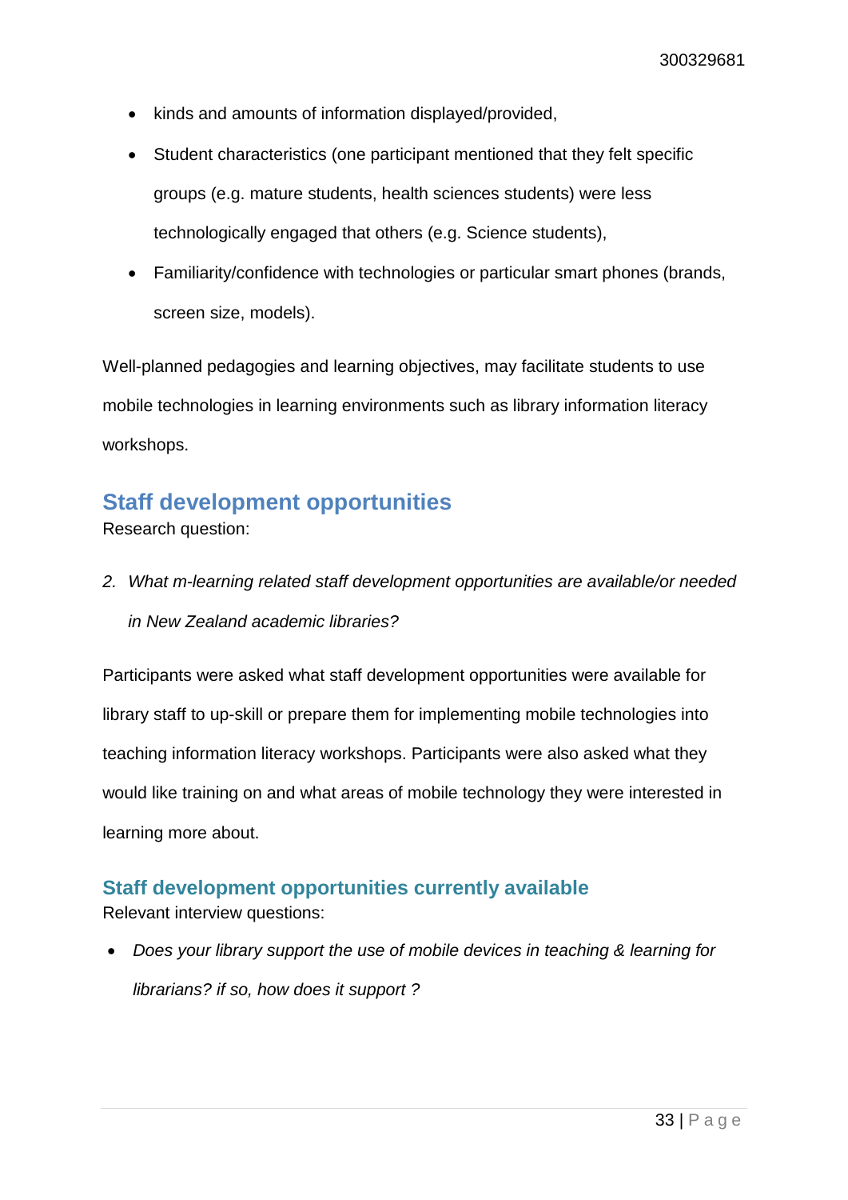- kinds and amounts of information displayed/provided,
- Student characteristics (one participant mentioned that they felt specific groups (e.g. mature students, health sciences students) were less technologically engaged that others (e.g. Science students),
- Familiarity/confidence with technologies or particular smart phones (brands, screen size, models).

Well-planned pedagogies and learning objectives, may facilitate students to use mobile technologies in learning environments such as library information literacy workshops.

## Staff development opportunities

Research question:

2. *What m-learning related staff development opportunities are available/or needed in New Zealand academic libraries?*

Participants were asked what staff development opportunities were available for library staff to up-skill or prepare them for implementing mobile technologies into teaching information literacy workshops. Participants were also asked what they would like training on and what areas of mobile technology they were interested in learning more about.

### Staff development opportunities currently available

Relevant interview questions:

- *Does your library support the use of mobile devices in teaching & learning for librarians? if so, how does it support ?*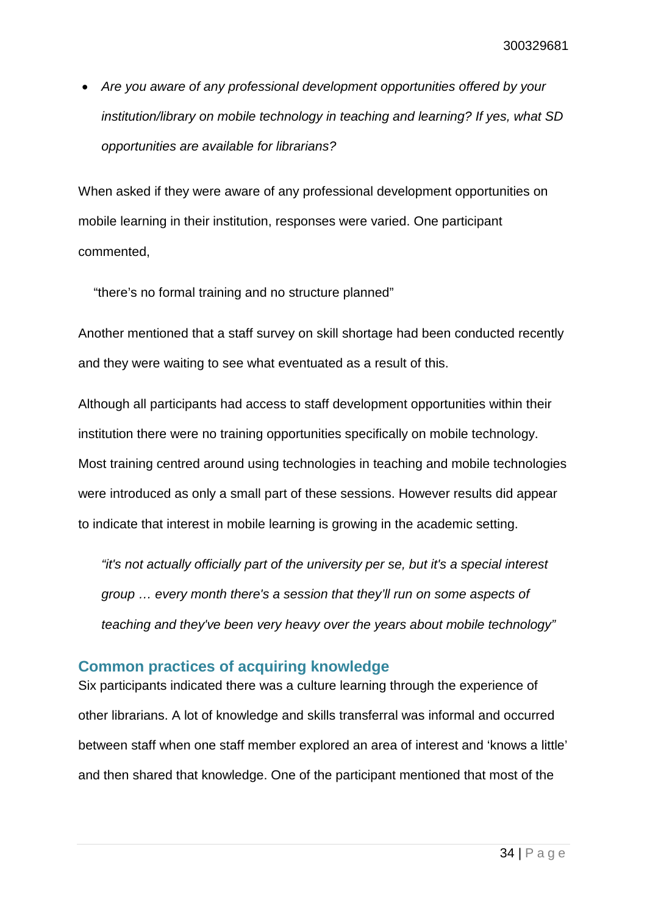- *Are you aware of any professional development opportunities offered by your institution/library on mobile technology in teaching and learning? If yes, what SD opportunities are available for librarians?*

When asked if they were aware of any professional development opportunities on mobile learning in their institution, responses were varied. One participant commented,

> "there's no formal training and no structure planned"

Another mentioned that a staff survey on skill shortage had been conducted recently and they were waiting to see what eventuated as a result of this.

Although all participants had access to staff development opportunities within their institution there were no training opportunities specifically on mobile technology. Most training centred around using technologies in teaching and mobile technologies were introduced as only a small part of these sessions. However results did appear to indicate that interest in mobile learning is growing in the academic setting.

> *"it's not actually officially part of the university per se, but it's a special interest group … every month there's a session that they'll run on some aspects of teaching and they've been very heavy over the years about mobile technology"*

## Common practices of acquiring knowledge

Six participants indicated there was a culture learning through the experience of other librarians. A lot of knowledge and skills transferral was informal and occurred between staff when one staff member explored an area of interest and 'knows a little' and then shared that knowledge. One of the participant mentioned that most of the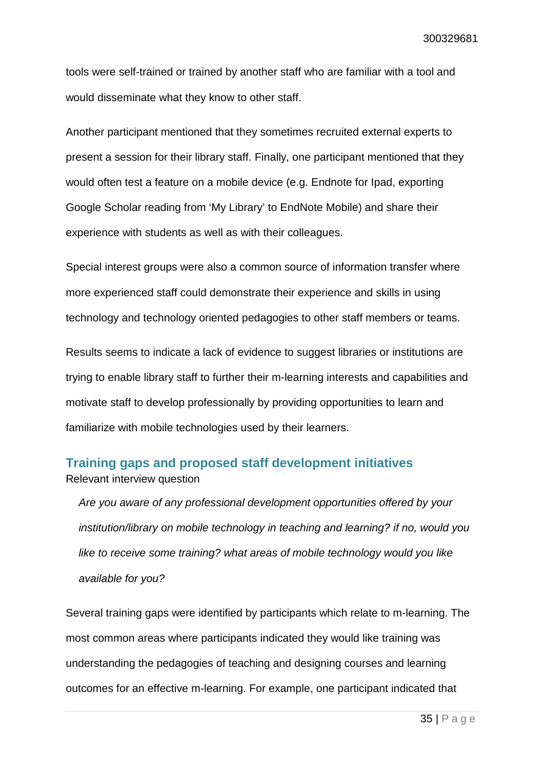tools were self-trained or trained by another staff who are familiar with a tool and would disseminate what they know to other staff.

Another participant mentioned that they sometimes recruited external experts to present a session for their library staff. Finally, one participant mentioned that they would often test a feature on a mobile device (e.g. Endnote for Ipad, exporting Google Scholar reading from 'My Library' to EndNote Mobile) and share their experience with students as well as with their colleagues.

Special interest groups were also a common source of information transfer where more experienced staff could demonstrate their experience and skills in using technology and technology oriented pedagogies to other staff members or teams.

Results seems to indicate a lack of evidence to suggest libraries or institutions are trying to enable library staff to further their m-learning interests and capabilities and motivate staff to develop professionally by providing opportunities to learn and familiarize with mobile technologies used by their learners.

## Training gaps and proposed staff development initiatives

Relevant interview question

> *Are you aware of any professional development opportunities offered by your institution/library on mobile technology in teaching and learning? if no, would you like to receive some training? what areas of mobile technology would you like available for you?*

Several training gaps were identified by participants which relate to m-learning. The most common areas where participants indicated they would like training was understanding the pedagogies of teaching and designing courses and learning outcomes for an effective m-learning. For example, one participant indicated that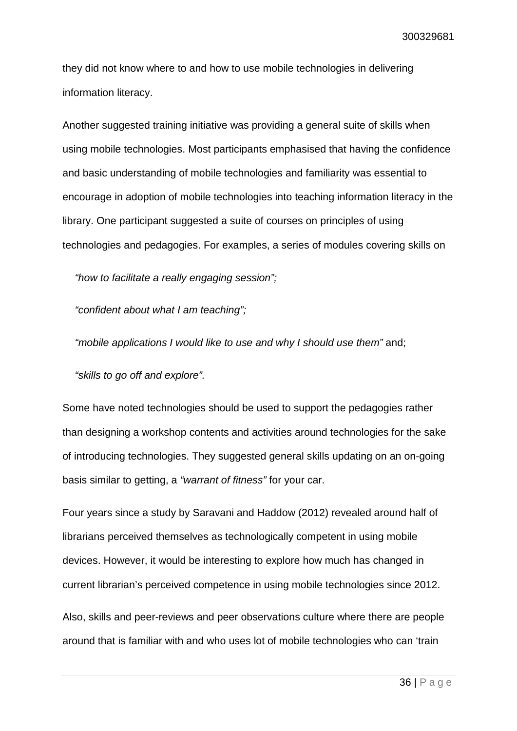they did not know where to and how to use mobile technologies in delivering information literacy.

Another suggested training initiative was providing a general suite of skills when using mobile technologies. Most participants emphasised that having the confidence and basic understanding of mobile technologies and familiarity was essential to encourage in adoption of mobile technologies into teaching information literacy in the library. One participant suggested a suite of courses on principles of using technologies and pedagogies. For examples, a series of modules covering skills on

*"how to facilitate a really engaging session";*

*"confident about what I am teaching";*

*"mobile applications I would like to use and why I should use them"* and;

*"skills to go off and explore".*

Some have noted technologies should be used to support the pedagogies rather than designing a workshop contents and activities around technologies for the sake of introducing technologies. They suggested general skills updating on an on-going basis similar to getting, a *"warrant of fitness"* for your car.

Four years since a study by Saravani and Haddow (2012) revealed around half of librarians perceived themselves as technologically competent in using mobile devices. However, it would be interesting to explore how much has changed in current librarian's perceived competence in using mobile technologies since 2012.

Also, skills and peer-reviews and peer observations culture where there are people around that is familiar with and who uses lot of mobile technologies who can 'train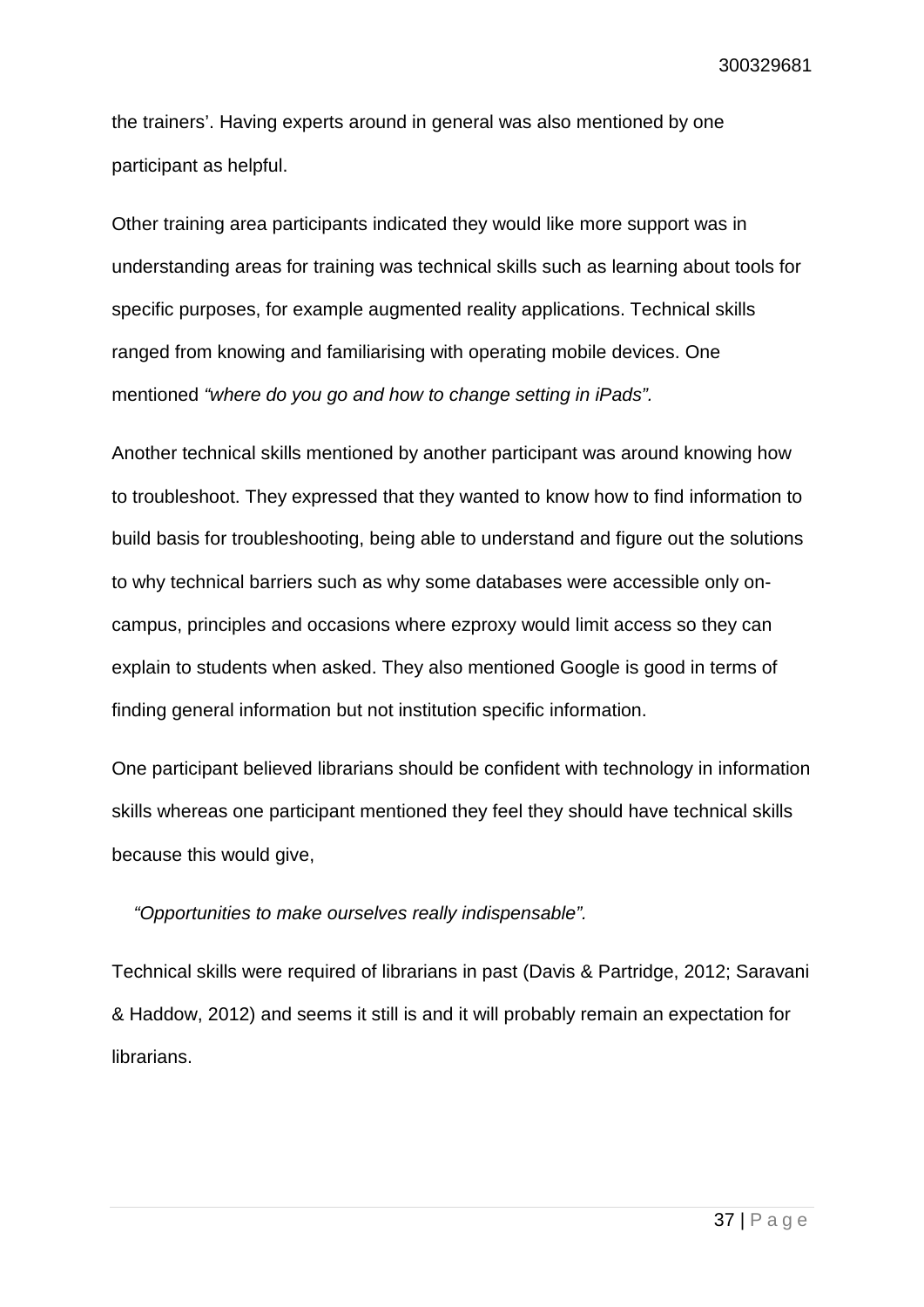the trainers'. Having experts around in general was also mentioned by one participant as helpful.

Other training area participants indicated they would like more support was in understanding areas for training was technical skills such as learning about tools for specific purposes, for example augmented reality applications. Technical skills ranged from knowing and familiarising with operating mobile devices. One mentioned *"where do you go and how to change setting in iPads".*

Another technical skills mentioned by another participant was around knowing how to troubleshoot. They expressed that they wanted to know how to find information to build basis for troubleshooting, being able to understand and figure out the solutions to why technical barriers such as why some databases were accessible only on-campus, principles and occasions where ezproxy would limit access so they can explain to students when asked. They also mentioned Google is good in terms of finding general information but not institution specific information.

One participant believed librarians should be confident with technology in information skills whereas one participant mentioned they feel they should have technical skills because this would give,

> *"Opportunities to make ourselves really indispensable".*

Technical skills were required of librarians in past (Davis & Partridge, 2012; Saravani & Haddow, 2012) and seems it still is and it will probably remain an expectation for librarians.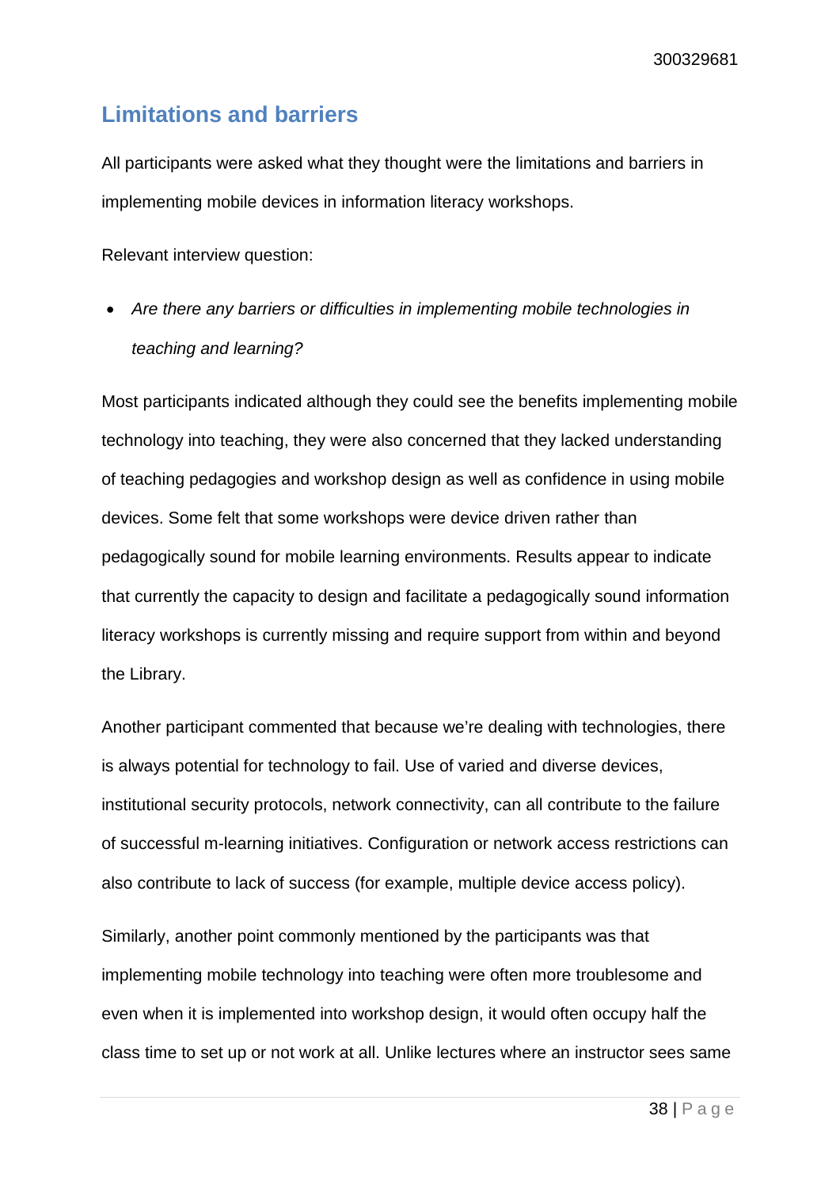## Limitations and barriers

All participants were asked what they thought were the limitations and barriers in implementing mobile devices in information literacy workshops.

Relevant interview question:

- *Are there any barriers or difficulties in implementing mobile technologies in teaching and learning?*

Most participants indicated although they could see the benefits implementing mobile technology into teaching, they were also concerned that they lacked understanding of teaching pedagogies and workshop design as well as confidence in using mobile devices. Some felt that some workshops were device driven rather than pedagogically sound for mobile learning environments. Results appear to indicate that currently the capacity to design and facilitate a pedagogically sound information literacy workshops is currently missing and require support from within and beyond the Library.

Another participant commented that because we're dealing with technologies, there is always potential for technology to fail. Use of varied and diverse devices, institutional security protocols, network connectivity, can all contribute to the failure of successful m-learning initiatives. Configuration or network access restrictions can also contribute to lack of success (for example, multiple device access policy).

Similarly, another point commonly mentioned by the participants was that implementing mobile technology into teaching were often more troublesome and even when it is implemented into workshop design, it would often occupy half the class time to set up or not work at all. Unlike lectures where an instructor sees same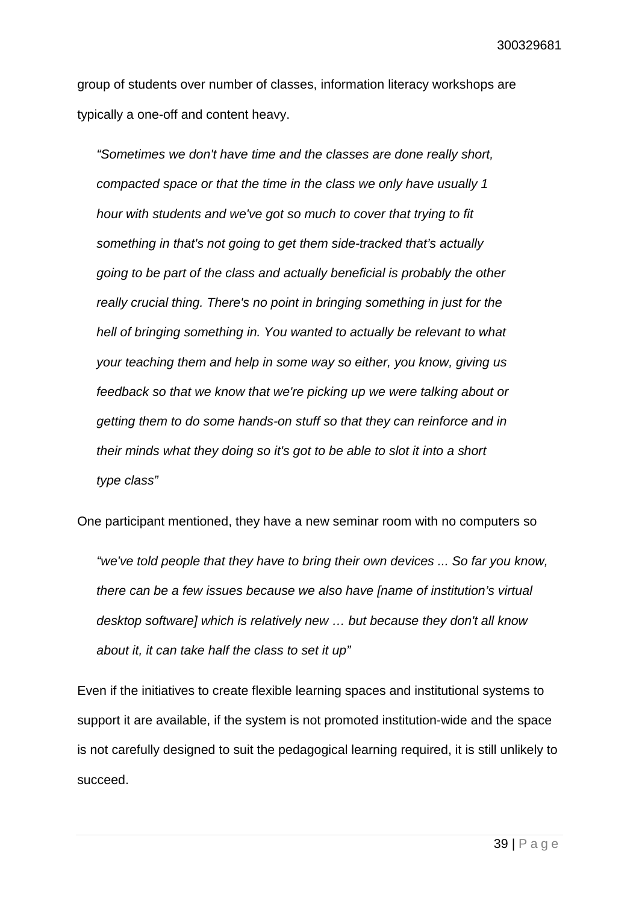group of students over number of classes, information literacy workshops are typically a one-off and content heavy.

> *"Sometimes we don't have time and the classes are done really short, compacted space or that the time in the class we only have usually 1 hour with students and we've got so much to cover that trying to fit something in that's not going to get them side-tracked that's actually going to be part of the class and actually beneficial is probably the other really crucial thing. There's no point in bringing something in just for the hell of bringing something in. You wanted to actually be relevant to what your teaching them and help in some way so either, you know, giving us feedback so that we know that we're picking up we were talking about or getting them to do some hands-on stuff so that they can reinforce and in their minds what they doing so it's got to be able to slot it into a short type class"*

One participant mentioned, they have a new seminar room with no computers so

> *"we've told people that they have to bring their own devices ... So far you know, there can be a few issues because we also have [name of institution's virtual desktop software] which is relatively new … but because they don't all know about it, it can take half the class to set it up"*

Even if the initiatives to create flexible learning spaces and institutional systems to support it are available, if the system is not promoted institution-wide and the space is not carefully designed to suit the pedagogical learning required, it is still unlikely to succeed.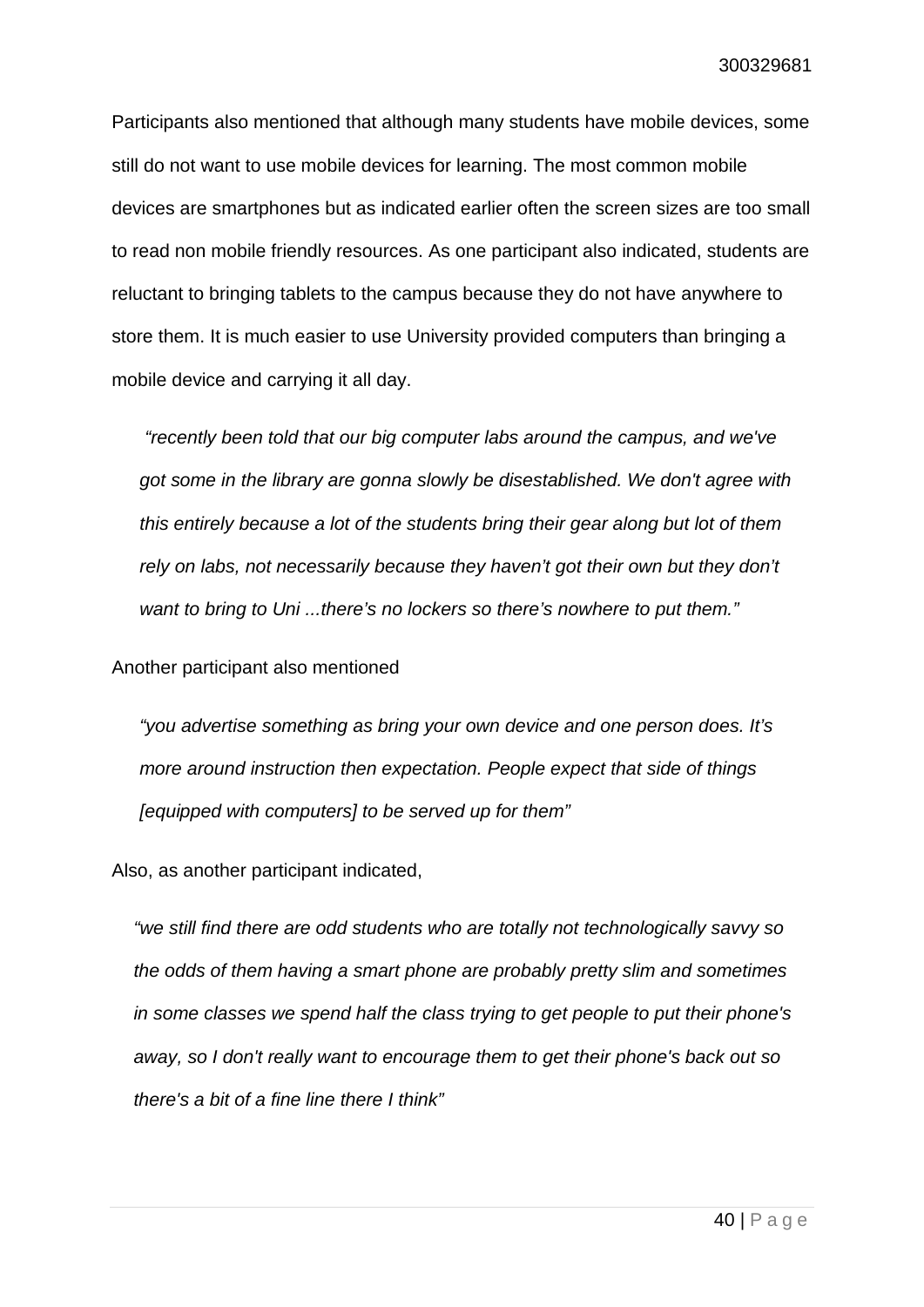Participants also mentioned that although many students have mobile devices, some still do not want to use mobile devices for learning. The most common mobile devices are smartphones but as indicated earlier often the screen sizes are too small to read non mobile friendly resources. As one participant also indicated, students are reluctant to bringing tablets to the campus because they do not have anywhere to store them. It is much easier to use University provided computers than bringing a mobile device and carrying it all day.

> *"recently been told that our big computer labs around the campus, and we've got some in the library are gonna slowly be disestablished. We don't agree with this entirely because a lot of the students bring their gear along but lot of them rely on labs, not necessarily because they haven't got their own but they don't want to bring to Uni ...there's no lockers so there's nowhere to put them."*

Another participant also mentioned

> *"you advertise something as bring your own device and one person does. It's more around instruction then expectation. People expect that side of things [equipped with computers] to be served up for them"*

Also, as another participant indicated,

> *"we still find there are odd students who are totally not technologically savvy so the odds of them having a smart phone are probably pretty slim and sometimes in some classes we spend half the class trying to get people to put their phone's away, so I don't really want to encourage them to get their phone's back out so there's a bit of a fine line there I think"*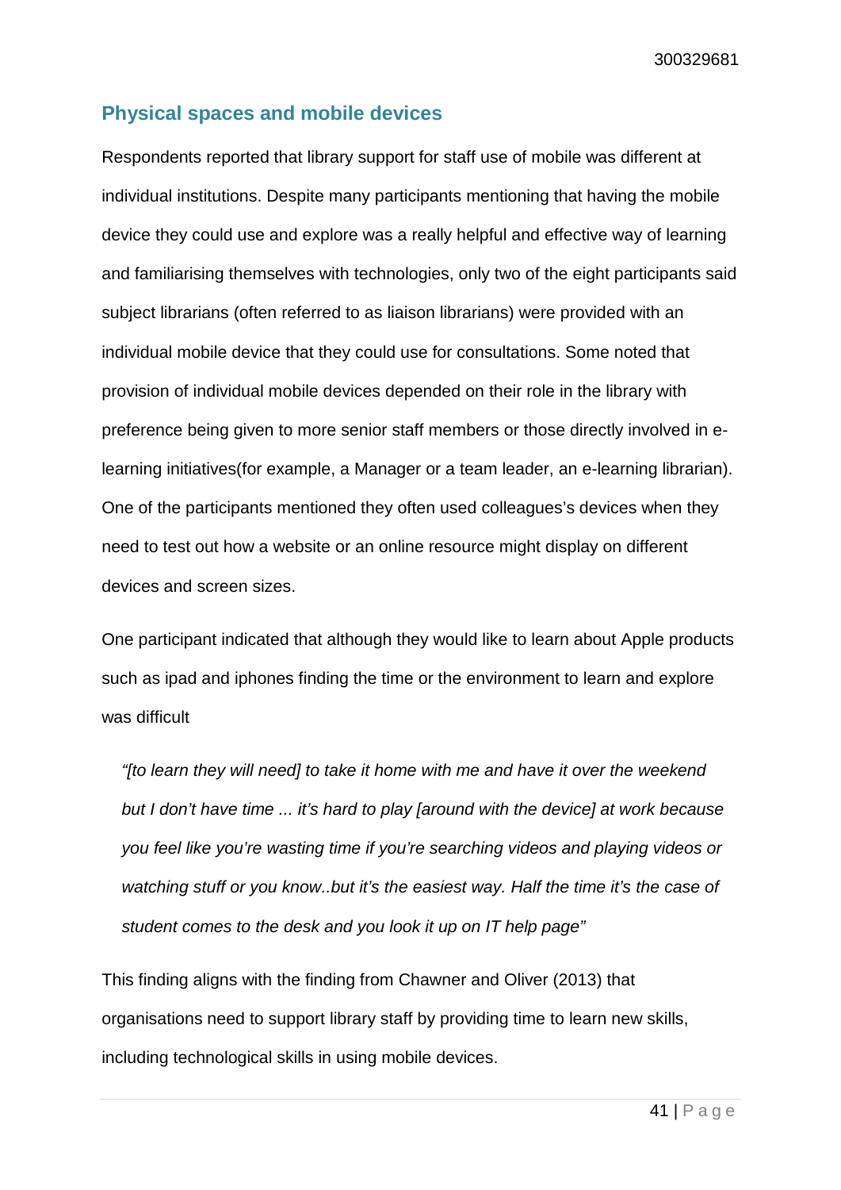## Physical spaces and mobile devices

Respondents reported that library support for staff use of mobile was different at individual institutions. Despite many participants mentioning that having the mobile device they could use and explore was a really helpful and effective way of learning and familiarising themselves with technologies, only two of the eight participants said subject librarians (often referred to as liaison librarians) were provided with an individual mobile device that they could use for consultations. Some noted that provision of individual mobile devices depended on their role in the library with preference being given to more senior staff members or those directly involved in e-learning initiatives(for example, a Manager or a team leader, an e-learning librarian). One of the participants mentioned they often used colleagues's devices when they need to test out how a website or an online resource might display on different devices and screen sizes.

One participant indicated that although they would like to learn about Apple products such as ipad and iphones finding the time or the environment to learn and explore was difficult

> *"[to learn they will need] to take it home with me and have it over the weekend but I don't have time ... it's hard to play [around with the device] at work because you feel like you're wasting time if you're searching videos and playing videos or watching stuff or you know..but it's the easiest way. Half the time it's the case of student comes to the desk and you look it up on IT help page"*

This finding aligns with the finding from Chawner and Oliver (2013) that organisations need to support library staff by providing time to learn new skills, including technological skills in using mobile devices.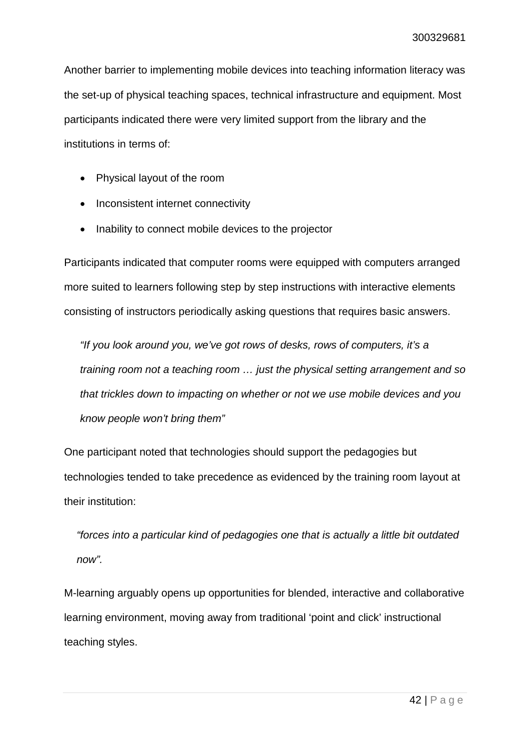Another barrier to implementing mobile devices into teaching information literacy was the set-up of physical teaching spaces, technical infrastructure and equipment. Most participants indicated there were very limited support from the library and the institutions in terms of:

- Physical layout of the room
- Inconsistent internet connectivity
- Inability to connect mobile devices to the projector

Participants indicated that computer rooms were equipped with computers arranged more suited to learners following step by step instructions with interactive elements consisting of instructors periodically asking questions that requires basic answers.

> *"If you look around you, we've got rows of desks, rows of computers, it's a training room not a teaching room … just the physical setting arrangement and so that trickles down to impacting on whether or not we use mobile devices and you know people won't bring them"*

One participant noted that technologies should support the pedagogies but technologies tended to take precedence as evidenced by the training room layout at their institution:

> *"forces into a particular kind of pedagogies one that is actually a little bit outdated now".*

M-learning arguably opens up opportunities for blended, interactive and collaborative learning environment, moving away from traditional 'point and click' instructional teaching styles.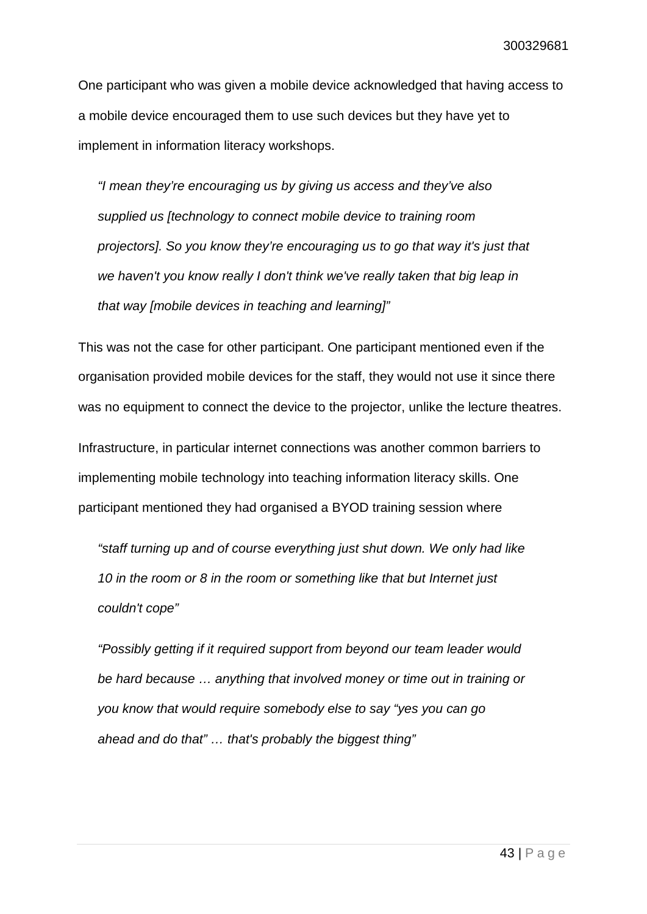One participant who was given a mobile device acknowledged that having access to a mobile device encouraged them to use such devices but they have yet to implement in information literacy workshops.

> *"I mean they're encouraging us by giving us access and they've also supplied us [technology to connect mobile device to training room projectors]. So you know they're encouraging us to go that way it's just that we haven't you know really I don't think we've really taken that big leap in that way [mobile devices in teaching and learning]"*

This was not the case for other participant. One participant mentioned even if the organisation provided mobile devices for the staff, they would not use it since there was no equipment to connect the device to the projector, unlike the lecture theatres.

Infrastructure, in particular internet connections was another common barriers to implementing mobile technology into teaching information literacy skills. One participant mentioned they had organised a BYOD training session where

> *"staff turning up and of course everything just shut down. We only had like 10 in the room or 8 in the room or something like that but Internet just couldn't cope"*

> *"Possibly getting if it required support from beyond our team leader would be hard because … anything that involved money or time out in training or you know that would require somebody else to say "yes you can go ahead and do that" … that's probably the biggest thing"*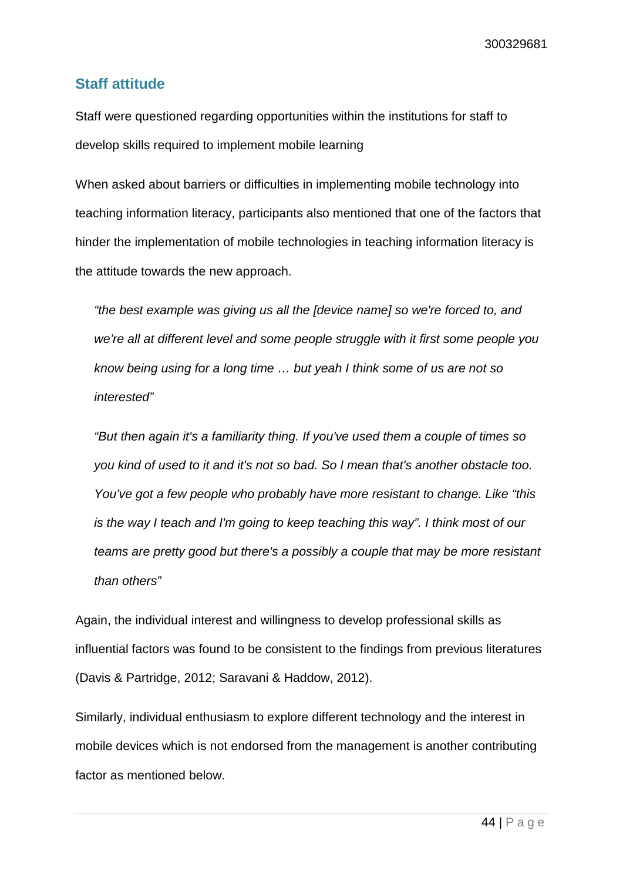## Staff attitude

Staff were questioned regarding opportunities within the institutions for staff to develop skills required to implement mobile learning

When asked about barriers or difficulties in implementing mobile technology into teaching information literacy, participants also mentioned that one of the factors that hinder the implementation of mobile technologies in teaching information literacy is the attitude towards the new approach.

> *"the best example was giving us all the [device name] so we're forced to, and we're all at different level and some people struggle with it first some people you know being using for a long time … but yeah I think some of us are not so interested"*

> *"But then again it's a familiarity thing. If you've used them a couple of times so you kind of used to it and it's not so bad. So I mean that's another obstacle too. You've got a few people who probably have more resistant to change. Like "this is the way I teach and I'm going to keep teaching this way". I think most of our teams are pretty good but there's a possibly a couple that may be more resistant than others"*

Again, the individual interest and willingness to develop professional skills as influential factors was found to be consistent to the findings from previous literatures (Davis & Partridge, 2012; Saravani & Haddow, 2012).

Similarly, individual enthusiasm to explore different technology and the interest in mobile devices which is not endorsed from the management is another contributing factor as mentioned below.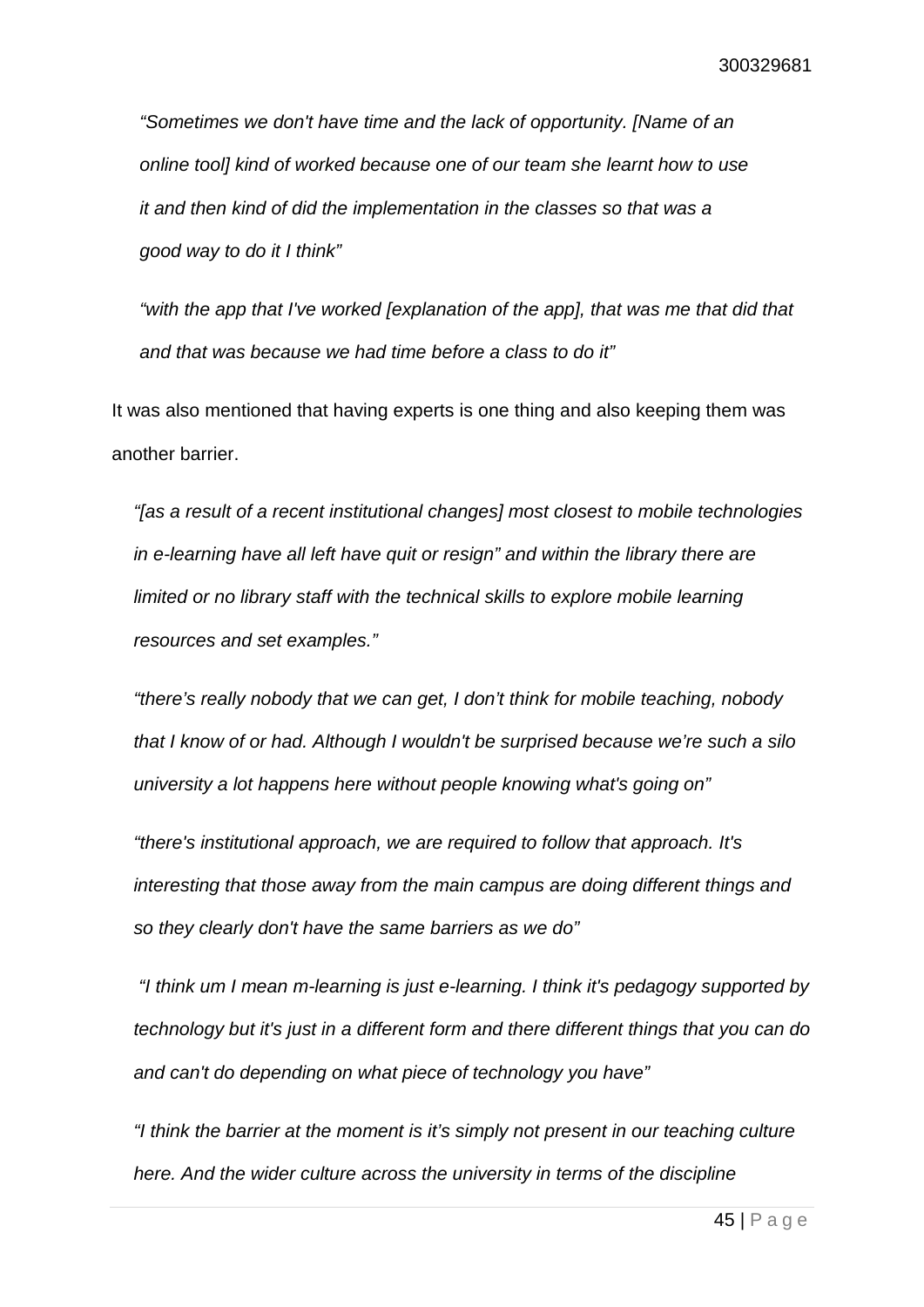*“Sometimes we don't have time and the lack of opportunity. [Name of an online tool] kind of worked because one of our team she learnt how to use it and then kind of did the implementation in the classes so that was a good way to do it I think”*

*“with the app that I've worked [explanation of the app], that was me that did that and that was because we had time before a class to do it”*

It was also mentioned that having experts is one thing and also keeping them was another barrier.

*“[as a result of a recent institutional changes] most closest to mobile technologies in e-learning have all left have quit or resign” and within the library there are limited or no library staff with the technical skills to explore mobile learning resources and set examples.”*

*“there’s really nobody that we can get, I don’t think for mobile teaching, nobody that I know of or had. Although I wouldn't be surprised because we’re such a silo university a lot happens here without people knowing what's going on”*

*“there's institutional approach, we are required to follow that approach. It's interesting that those away from the main campus are doing different things and so they clearly don't have the same barriers as we do”*

*“I think um I mean m-learning is just e-learning. I think it's pedagogy supported by technology but it's just in a different form and there different things that you can do and can't do depending on what piece of technology you have”*

*“I think the barrier at the moment is it’s simply not present in our teaching culture here. And the wider culture across the university in terms of the discipline*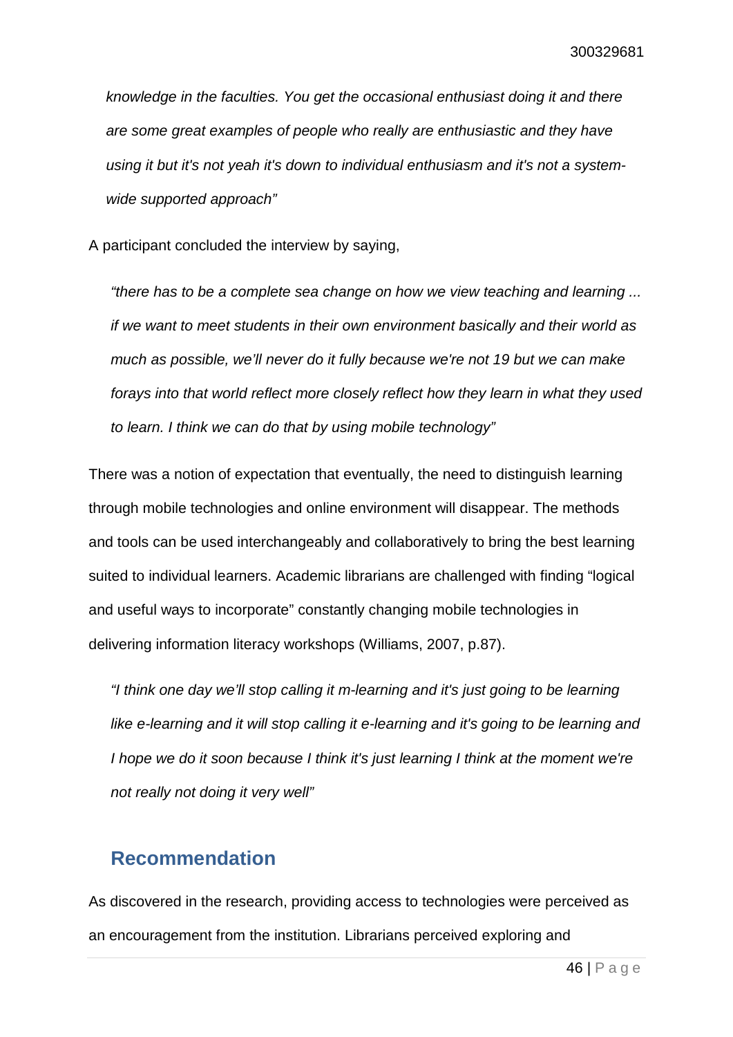*knowledge in the faculties. You get the occasional enthusiast doing it and there are some great examples of people who really are enthusiastic and they have using it but it's not yeah it's down to individual enthusiasm and it's not a system-wide supported approach"*

A participant concluded the interview by saying,

> *"there has to be a complete sea change on how we view teaching and learning ... if we want to meet students in their own environment basically and their world as much as possible, we'll never do it fully because we're not 19 but we can make forays into that world reflect more closely reflect how they learn in what they used to learn. I think we can do that by using mobile technology"*

There was a notion of expectation that eventually, the need to distinguish learning through mobile technologies and online environment will disappear. The methods and tools can be used interchangeably and collaboratively to bring the best learning suited to individual learners. Academic librarians are challenged with finding "logical and useful ways to incorporate" constantly changing mobile technologies in delivering information literacy workshops (Williams, 2007, p.87).

> *"I think one day we'll stop calling it m-learning and it's just going to be learning like e-learning and it will stop calling it e-learning and it's going to be learning and I hope we do it soon because I think it's just learning I think at the moment we're not really not doing it very well"*

## Recommendation

As discovered in the research, providing access to technologies were perceived as an encouragement from the institution. Librarians perceived exploring and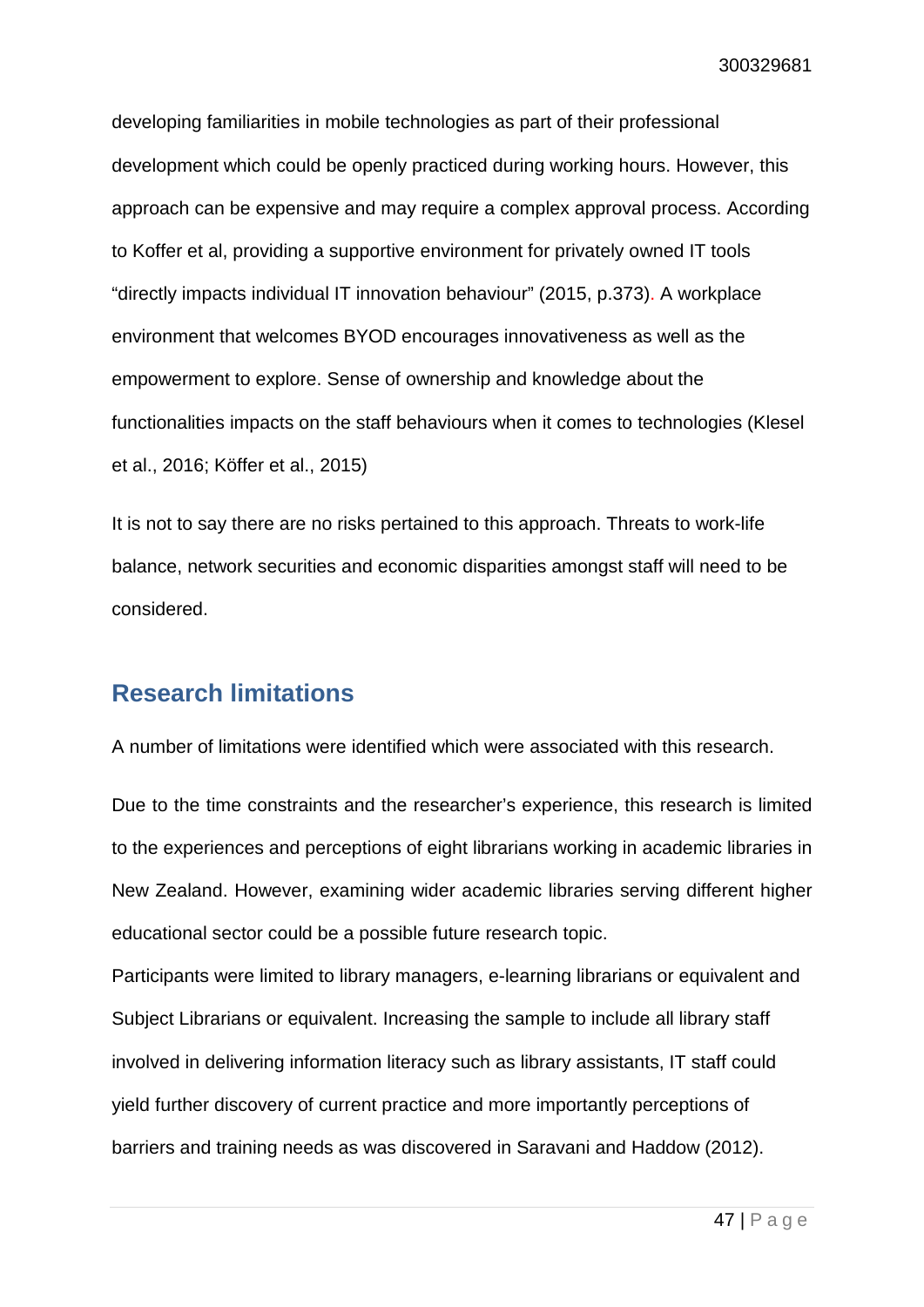developing familiarities in mobile technologies as part of their professional development which could be openly practiced during working hours. However, this approach can be expensive and may require a complex approval process. According to Koffer et al, providing a supportive environment for privately owned IT tools "directly impacts individual IT innovation behaviour" (2015, p.373). A workplace environment that welcomes BYOD encourages innovativeness as well as the empowerment to explore. Sense of ownership and knowledge about the functionalities impacts on the staff behaviours when it comes to technologies (Klesel et al., 2016; Köffer et al., 2015)

It is not to say there are no risks pertained to this approach. Threats to work-life balance, network securities and economic disparities amongst staff will need to be considered.

## Research limitations

A number of limitations were identified which were associated with this research.

Due to the time constraints and the researcher's experience, this research is limited to the experiences and perceptions of eight librarians working in academic libraries in New Zealand. However, examining wider academic libraries serving different higher educational sector could be a possible future research topic.

Participants were limited to library managers, e-learning librarians or equivalent and Subject Librarians or equivalent. Increasing the sample to include all library staff involved in delivering information literacy such as library assistants, IT staff could yield further discovery of current practice and more importantly perceptions of barriers and training needs as was discovered in Saravani and Haddow (2012).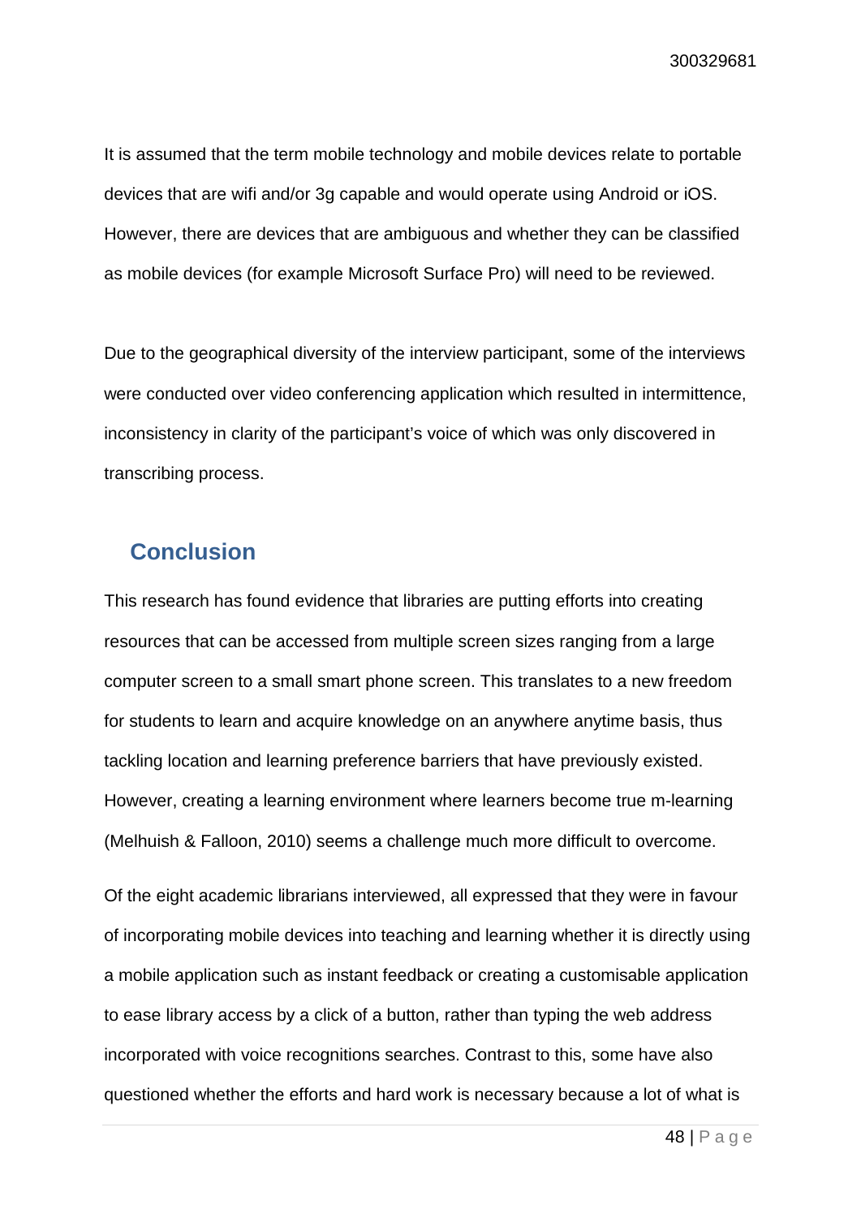It is assumed that the term mobile technology and mobile devices relate to portable devices that are wifi and/or 3g capable and would operate using Android or iOS. However, there are devices that are ambiguous and whether they can be classified as mobile devices (for example Microsoft Surface Pro) will need to be reviewed.

Due to the geographical diversity of the interview participant, some of the interviews were conducted over video conferencing application which resulted in intermittence, inconsistency in clarity of the participant's voice of which was only discovered in transcribing process.

## Conclusion

This research has found evidence that libraries are putting efforts into creating resources that can be accessed from multiple screen sizes ranging from a large computer screen to a small smart phone screen. This translates to a new freedom for students to learn and acquire knowledge on an anywhere anytime basis, thus tackling location and learning preference barriers that have previously existed. However, creating a learning environment where learners become true m-learning (Melhuish & Falloon, 2010) seems a challenge much more difficult to overcome.

Of the eight academic librarians interviewed, all expressed that they were in favour of incorporating mobile devices into teaching and learning whether it is directly using a mobile application such as instant feedback or creating a customisable application to ease library access by a click of a button, rather than typing the web address incorporated with voice recognitions searches. Contrast to this, some have also questioned whether the efforts and hard work is necessary because a lot of what is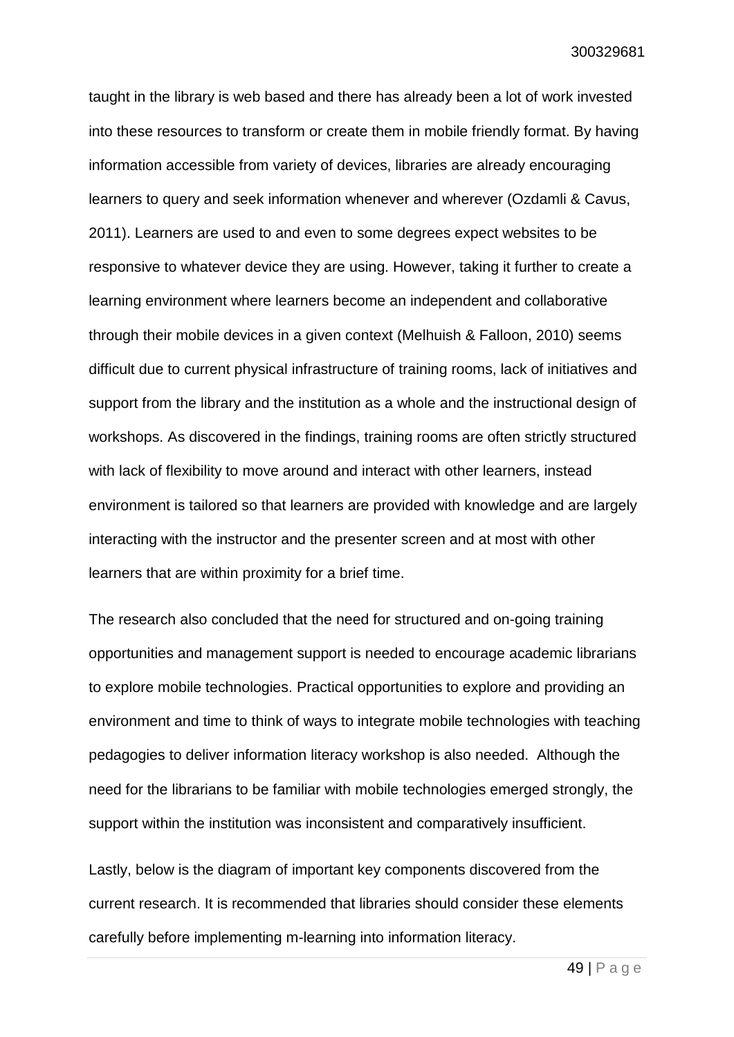taught in the library is web based and there has already been a lot of work invested into these resources to transform or create them in mobile friendly format. By having information accessible from variety of devices, libraries are already encouraging learners to query and seek information whenever and wherever (Ozdamli & Cavus, 2011). Learners are used to and even to some degrees expect websites to be responsive to whatever device they are using. However, taking it further to create a learning environment where learners become an independent and collaborative through their mobile devices in a given context (Melhuish & Falloon, 2010) seems difficult due to current physical infrastructure of training rooms, lack of initiatives and support from the library and the institution as a whole and the instructional design of workshops. As discovered in the findings, training rooms are often strictly structured with lack of flexibility to move around and interact with other learners, instead environment is tailored so that learners are provided with knowledge and are largely interacting with the instructor and the presenter screen and at most with other learners that are within proximity for a brief time.

The research also concluded that the need for structured and on-going training opportunities and management support is needed to encourage academic librarians to explore mobile technologies. Practical opportunities to explore and providing an environment and time to think of ways to integrate mobile technologies with teaching pedagogies to deliver information literacy workshop is also needed. Although the need for the librarians to be familiar with mobile technologies emerged strongly, the support within the institution was inconsistent and comparatively insufficient.

Lastly, below is the diagram of important key components discovered from the current research. It is recommended that libraries should consider these elements carefully before implementing m-learning into information literacy.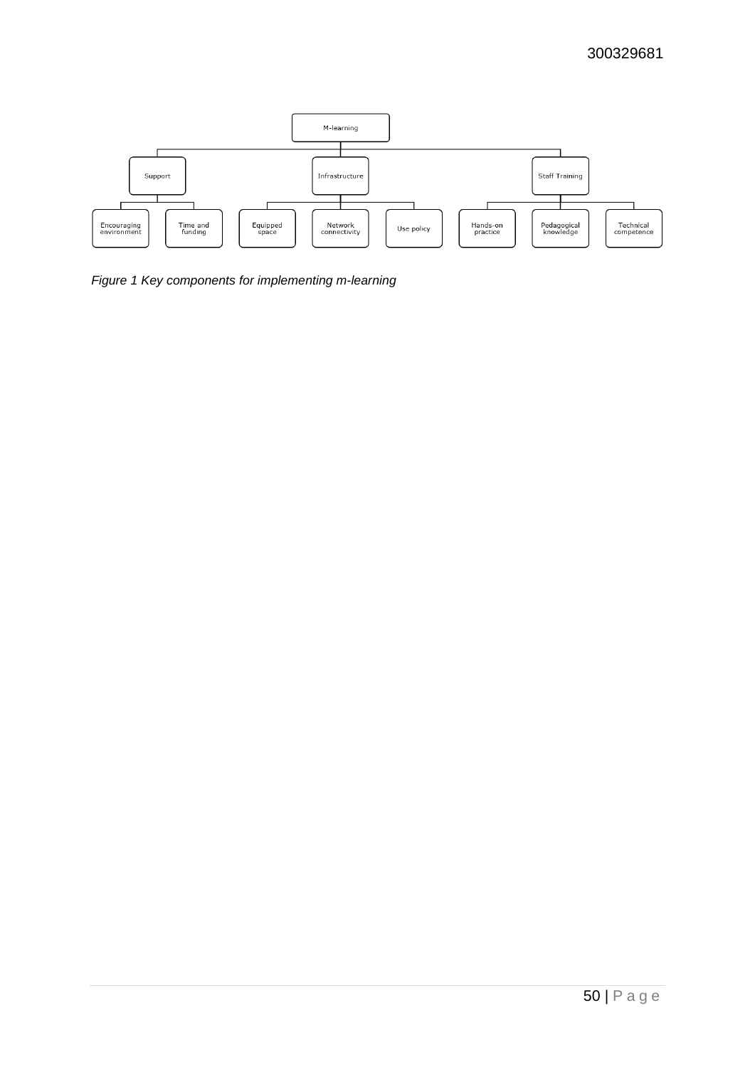- M-learning
  - Support
    - Encouraging environment
    - Time and funding
  - Infrastructure
    - Equipped space
    - Network connectivity
    - Use policy
  - Staff Training
    - Hands-on practice
    - Pedagogical knowledge
    - Technical competence

*Figure 1 Key components for implementing m-learning*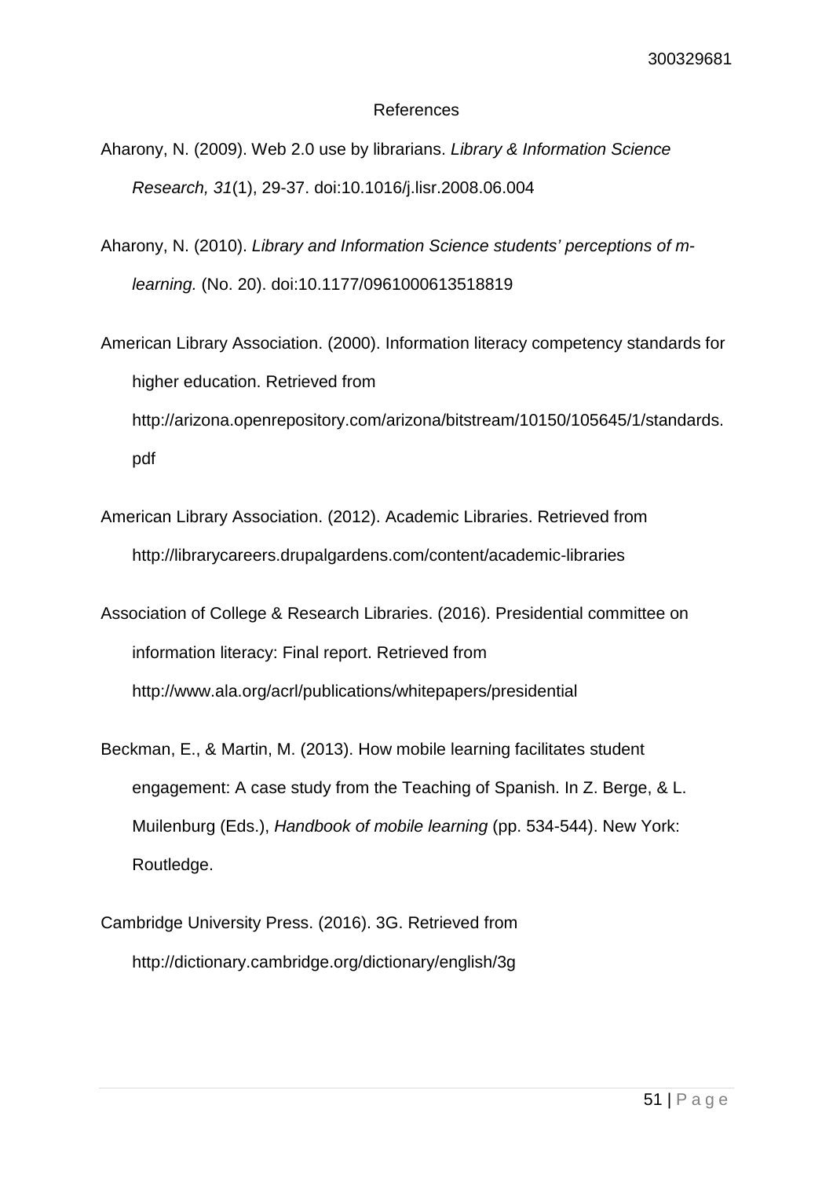# References

Aharony, N. (2009). Web 2.0 use by librarians. *Library & Information Science Research, 31*(1), 29-37. doi:10.1016/j.lisr.2008.06.004

Aharony, N. (2010). *Library and Information Science students' perceptions of m-learning.* (No. 20). doi:10.1177/0961000613518819

American Library Association. (2000). Information literacy competency standards for higher education. Retrieved from http://arizona.openrepository.com/arizona/bitstream/10150/105645/1/standards.pdf

American Library Association. (2012). Academic Libraries. Retrieved from http://librarycareers.drupalgardens.com/content/academic-libraries

Association of College & Research Libraries. (2016). Presidential committee on information literacy: Final report. Retrieved from http://www.ala.org/acrl/publications/whitepapers/presidential

Beckman, E., & Martin, M. (2013). How mobile learning facilitates student engagement: A case study from the Teaching of Spanish. In Z. Berge, & L. Muilenburg (Eds.), *Handbook of mobile learning* (pp. 534-544). New York: Routledge.

Cambridge University Press. (2016). 3G. Retrieved from http://dictionary.cambridge.org/dictionary/english/3g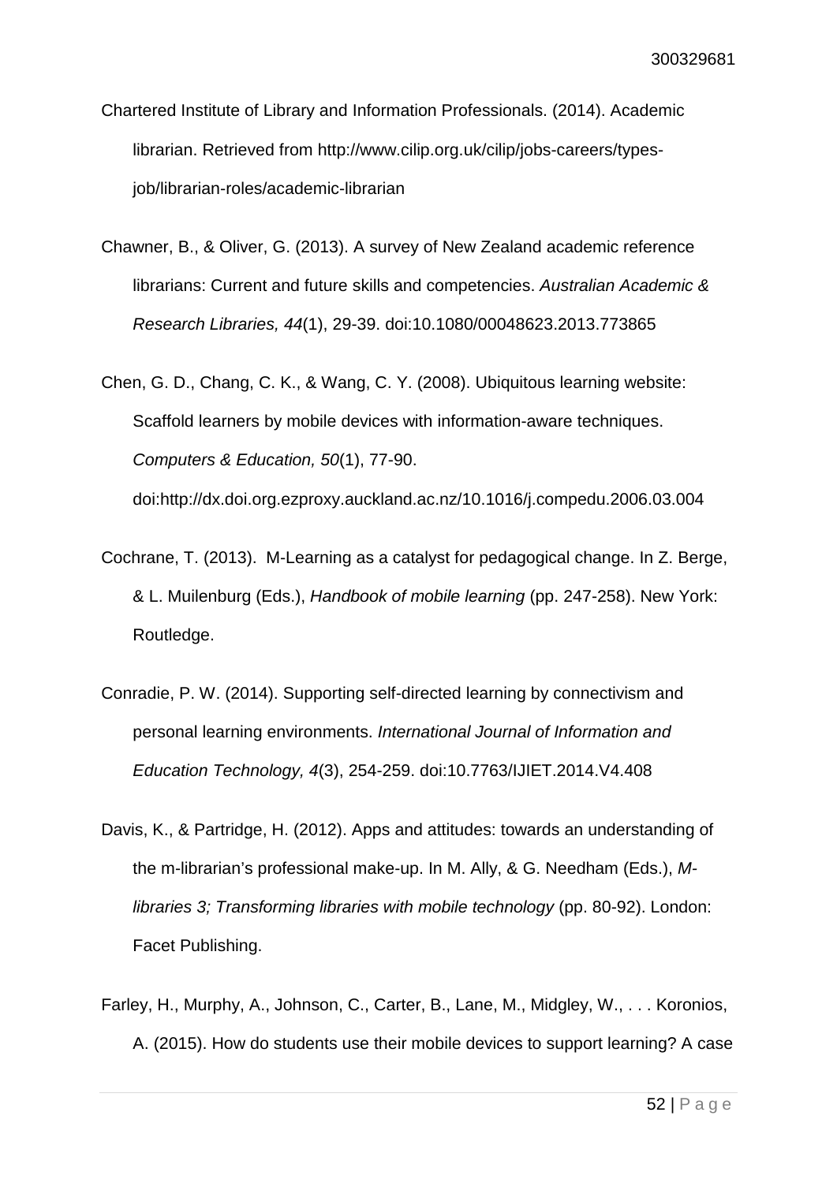Chartered Institute of Library and Information Professionals. (2014). Academic librarian. Retrieved from http://www.cilip.org.uk/cilip/jobs-careers/types-job/librarian-roles/academic-librarian

Chawner, B., & Oliver, G. (2013). A survey of New Zealand academic reference librarians: Current and future skills and competencies. *Australian Academic & Research Libraries, 44*(1), 29-39. doi:10.1080/00048623.2013.773865

Chen, G. D., Chang, C. K., & Wang, C. Y. (2008). Ubiquitous learning website: Scaffold learners by mobile devices with information-aware techniques. *Computers & Education, 50*(1), 77-90. doi:http://dx.doi.org.ezproxy.auckland.ac.nz/10.1016/j.compedu.2006.03.004

Cochrane, T. (2013). M-Learning as a catalyst for pedagogical change. In Z. Berge, & L. Muilenburg (Eds.), *Handbook of mobile learning* (pp. 247-258). New York: Routledge.

Conradie, P. W. (2014). Supporting self-directed learning by connectivism and personal learning environments. *International Journal of Information and Education Technology, 4*(3), 254-259. doi:10.7763/IJIET.2014.V4.408

Davis, K., & Partridge, H. (2012). Apps and attitudes: towards an understanding of the m-librarian's professional make-up. In M. Ally, & G. Needham (Eds.), *M-libraries 3; Transforming libraries with mobile technology* (pp. 80-92). London: Facet Publishing.

Farley, H., Murphy, A., Johnson, C., Carter, B., Lane, M., Midgley, W., . . . Koronios, A. (2015). How do students use their mobile devices to support learning? A case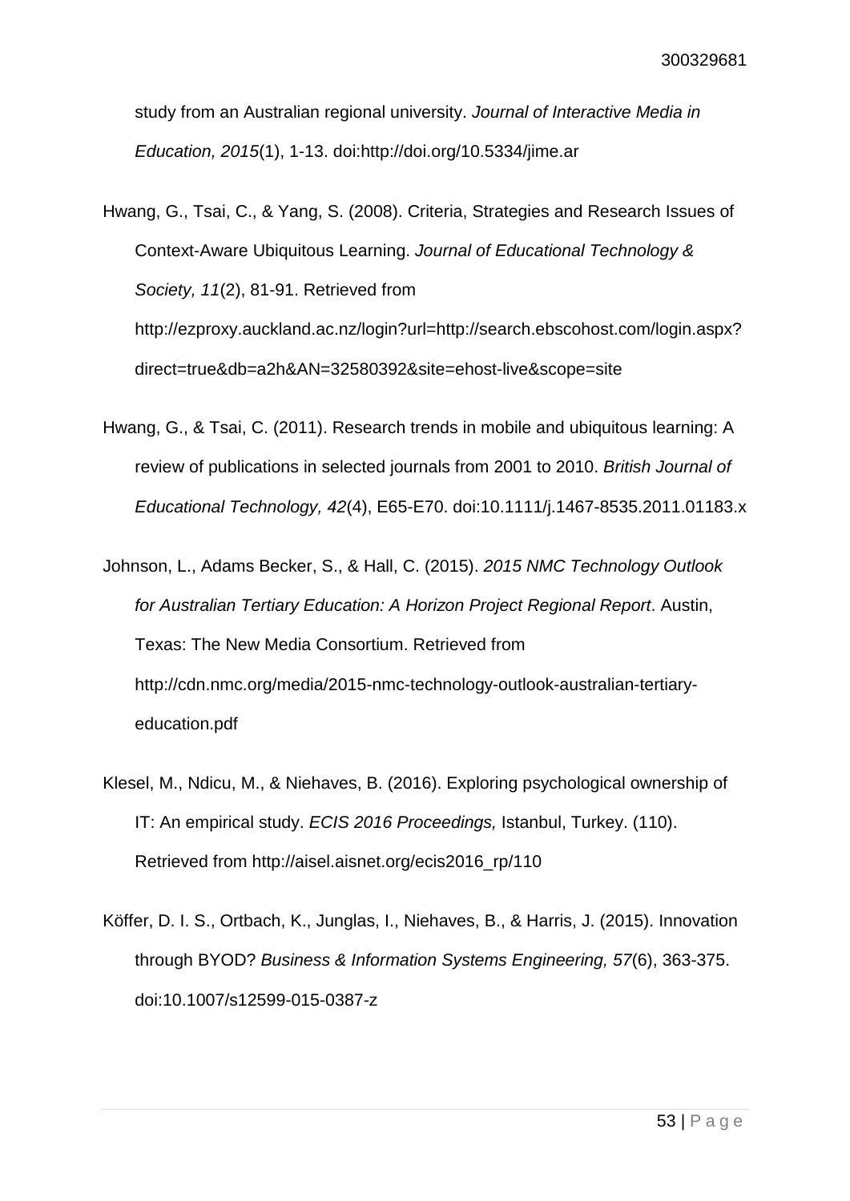study from an Australian regional university. *Journal of Interactive Media in Education, 2015*(1), 1-13. doi:http://doi.org/10.5334/jime.ar

Hwang, G., Tsai, C., & Yang, S. (2008). Criteria, Strategies and Research Issues of Context-Aware Ubiquitous Learning. *Journal of Educational Technology & Society, 11*(2), 81-91. Retrieved from http://ezproxy.auckland.ac.nz/login?url=http://search.ebscohost.com/login.aspx?direct=true&db=a2h&AN=32580392&site=ehost-live&scope=site

Hwang, G., & Tsai, C. (2011). Research trends in mobile and ubiquitous learning: A review of publications in selected journals from 2001 to 2010. *British Journal of Educational Technology, 42*(4), E65-E70. doi:10.1111/j.1467-8535.2011.01183.x

Johnson, L., Adams Becker, S., & Hall, C. (2015). *2015 NMC Technology Outlook for Australian Tertiary Education: A Horizon Project Regional Report*. Austin, Texas: The New Media Consortium. Retrieved from http://cdn.nmc.org/media/2015-nmc-technology-outlook-australian-tertiary-education.pdf

Klesel, M., Ndicu, M., & Niehaves, B. (2016). Exploring psychological ownership of IT: An empirical study. *ECIS 2016 Proceedings,* Istanbul, Turkey. (110). Retrieved from http://aisel.aisnet.org/ecis2016_rp/110

Köffer, D. I. S., Ortbach, K., Junglas, I., Niehaves, B., & Harris, J. (2015). Innovation through BYOD? *Business & Information Systems Engineering, 57*(6), 363-375. doi:10.1007/s12599-015-0387-z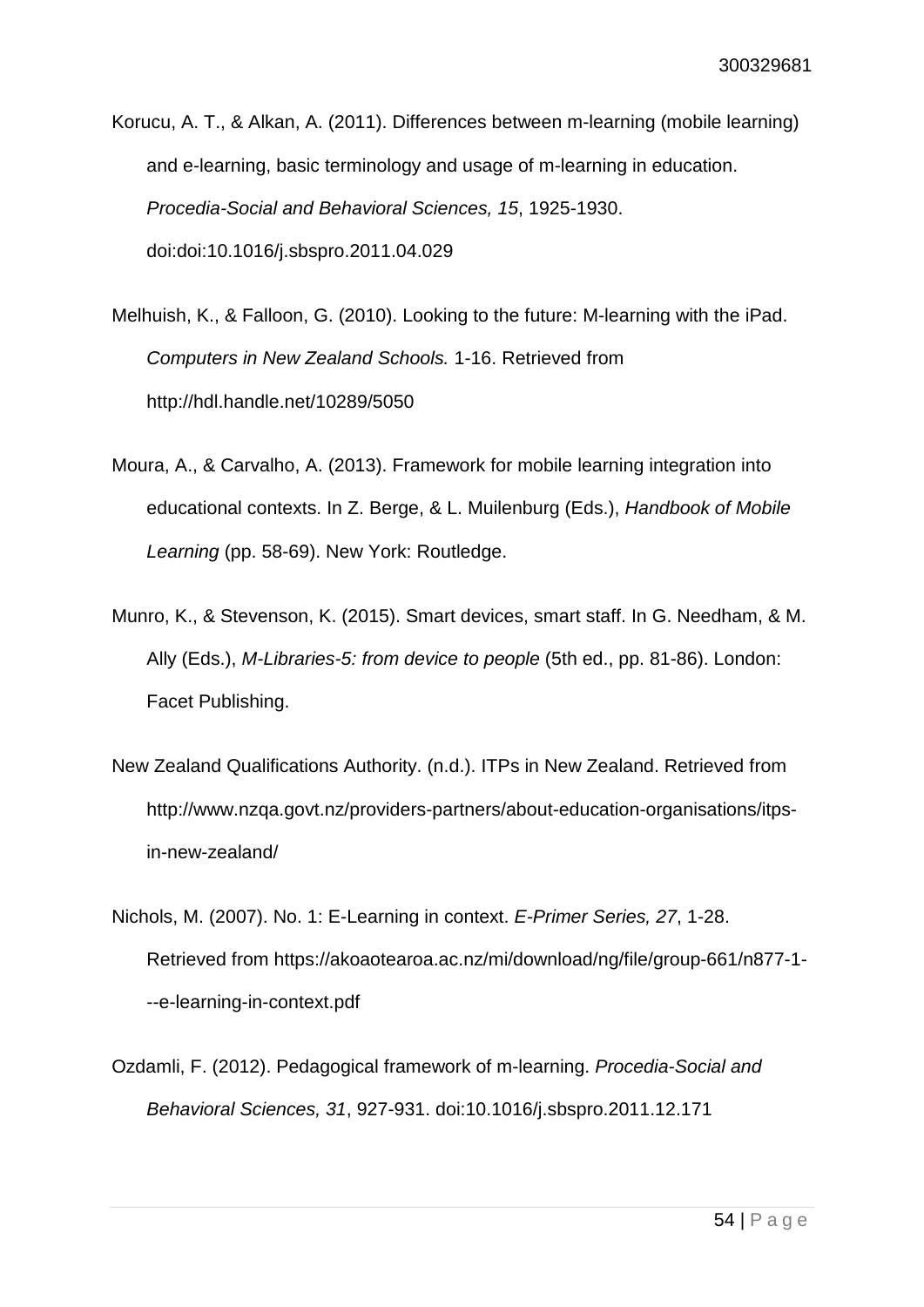Korucu, A. T., & Alkan, A. (2011). Differences between m-learning (mobile learning) and e-learning, basic terminology and usage of m-learning in education. *Procedia-Social and Behavioral Sciences, 15*, 1925-1930. doi:doi:10.1016/j.sbspro.2011.04.029

Melhuish, K., & Falloon, G. (2010). Looking to the future: M-learning with the iPad. *Computers in New Zealand Schools.* 1-16. Retrieved from http://hdl.handle.net/10289/5050

Moura, A., & Carvalho, A. (2013). Framework for mobile learning integration into educational contexts. In Z. Berge, & L. Muilenburg (Eds.), *Handbook of Mobile Learning* (pp. 58-69). New York: Routledge.

Munro, K., & Stevenson, K. (2015). Smart devices, smart staff. In G. Needham, & M. Ally (Eds.), *M-Libraries-5: from device to people* (5th ed., pp. 81-86). London: Facet Publishing.

New Zealand Qualifications Authority. (n.d.). ITPs in New Zealand. Retrieved from http://www.nzqa.govt.nz/providers-partners/about-education-organisations/itps-in-new-zealand/

Nichols, M. (2007). No. 1: E-Learning in context. *E-Primer Series, 27*, 1-28. Retrieved from https://akoaotearoa.ac.nz/mi/download/ng/file/group-661/n877-1---e-learning-in-context.pdf

Ozdamli, F. (2012). Pedagogical framework of m-learning. *Procedia-Social and Behavioral Sciences, 31*, 927-931. doi:10.1016/j.sbspro.2011.12.171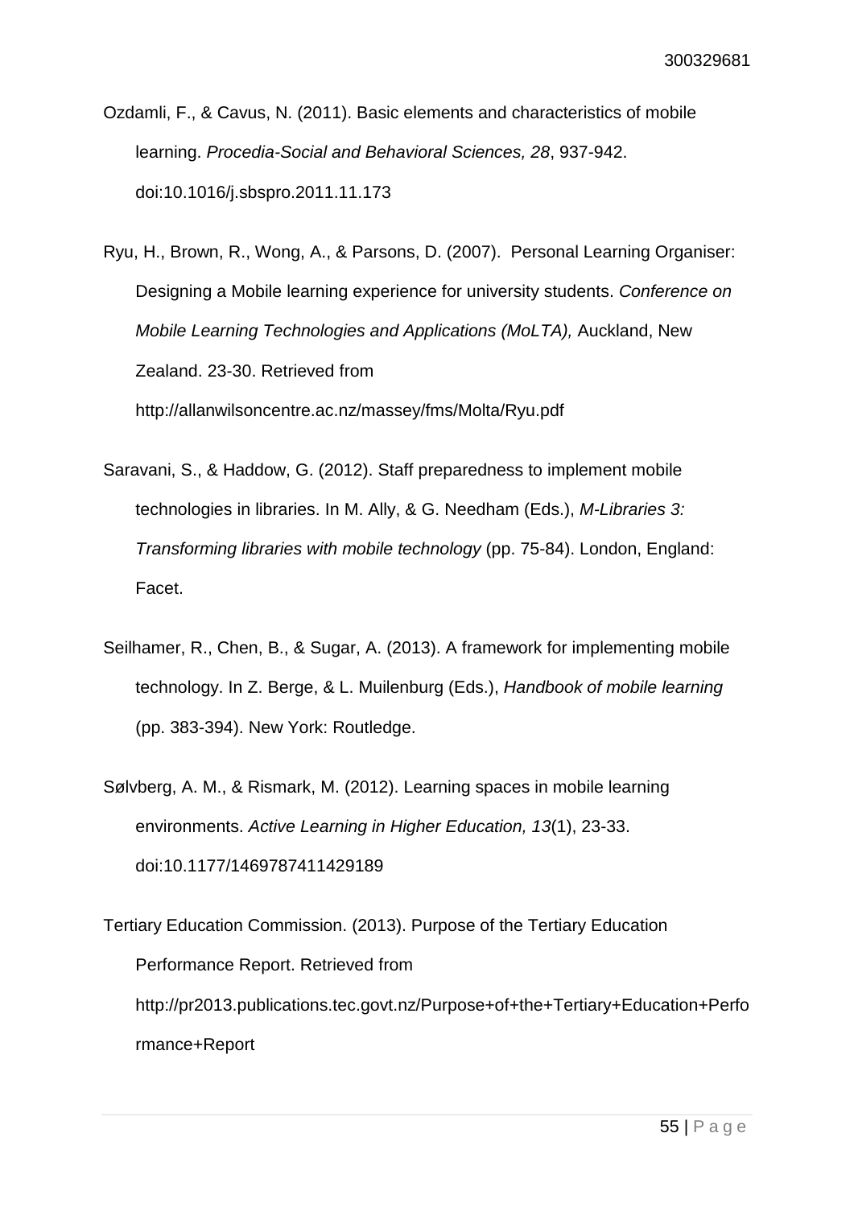Ozdamli, F., & Cavus, N. (2011). Basic elements and characteristics of mobile learning. *Procedia-Social and Behavioral Sciences, 28*, 937-942. doi:10.1016/j.sbspro.2011.11.173

Ryu, H., Brown, R., Wong, A., & Parsons, D. (2007). Personal Learning Organiser: Designing a Mobile learning experience for university students. *Conference on Mobile Learning Technologies and Applications (MoLTA),* Auckland, New Zealand. 23-30. Retrieved from http://allanwilsoncentre.ac.nz/massey/fms/Molta/Ryu.pdf

Saravani, S., & Haddow, G. (2012). Staff preparedness to implement mobile technologies in libraries. In M. Ally, & G. Needham (Eds.), *M-Libraries 3: Transforming libraries with mobile technology* (pp. 75-84). London, England: Facet.

Seilhamer, R., Chen, B., & Sugar, A. (2013). A framework for implementing mobile technology. In Z. Berge, & L. Muilenburg (Eds.), *Handbook of mobile learning* (pp. 383-394). New York: Routledge.

Sølvberg, A. M., & Rismark, M. (2012). Learning spaces in mobile learning environments. *Active Learning in Higher Education, 13*(1), 23-33. doi:10.1177/1469787411429189

Tertiary Education Commission. (2013). Purpose of the Tertiary Education Performance Report. Retrieved from http://pr2013.publications.tec.govt.nz/Purpose+of+the+Tertiary+Education+Performance+Report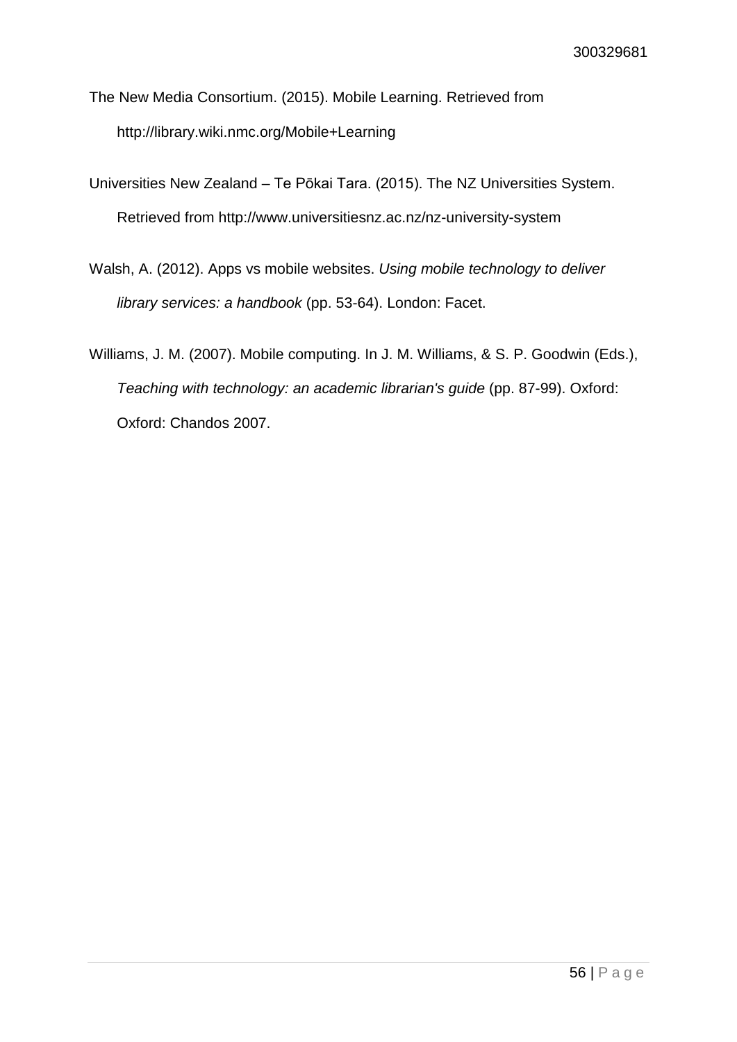The New Media Consortium. (2015). Mobile Learning. Retrieved from http://library.wiki.nmc.org/Mobile+Learning

Universities New Zealand – Te Pōkai Tara. (2015). The NZ Universities System. Retrieved from http://www.universitiesnz.ac.nz/nz-university-system

Walsh, A. (2012). Apps vs mobile websites. *Using mobile technology to deliver library services: a handbook* (pp. 53-64). London: Facet.

Williams, J. M. (2007). Mobile computing. In J. M. Williams, & S. P. Goodwin (Eds.), *Teaching with technology: an academic librarian's guide* (pp. 87-99). Oxford: Oxford: Chandos 2007.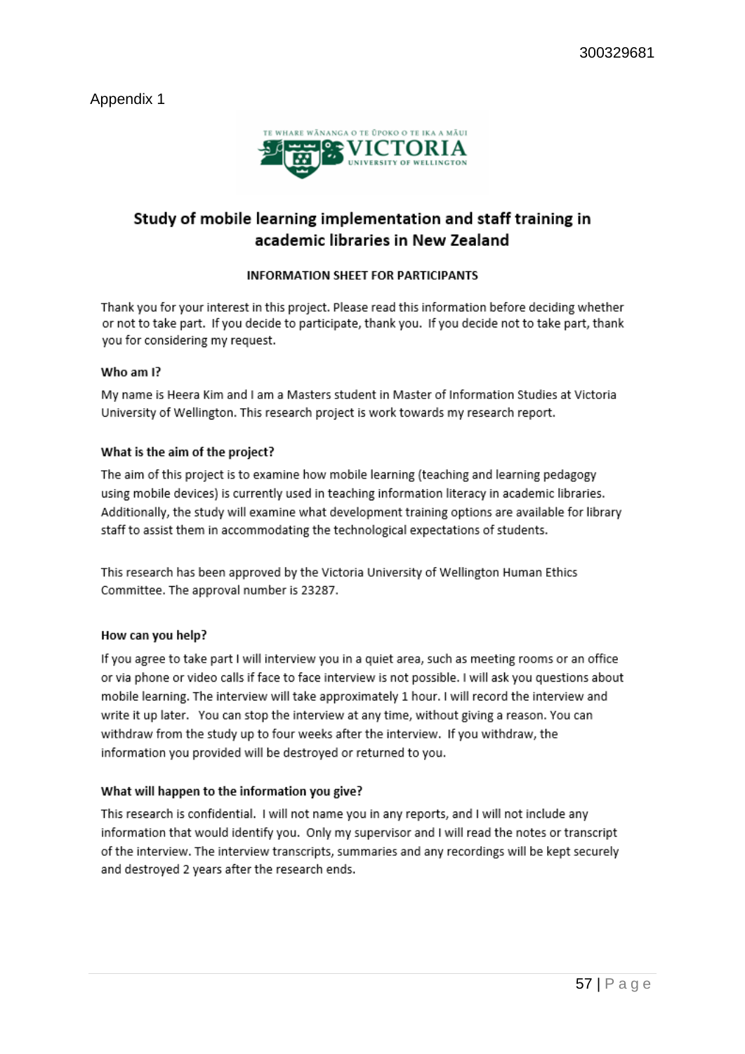Appendix 1

TE WHARE WĀNANGA O TE ŪPOKO O TE IKA A MĀUI
VICTORIA
UNIVERSITY OF WELLINGTON

# Study of mobile learning implementation and staff training in academic libraries in New Zealand

## INFORMATION SHEET FOR PARTICIPANTS

Thank you for your interest in this project. Please read this information before deciding whether or not to take part. If you decide to participate, thank you. If you decide not to take part, thank you for considering my request.

### Who am I?

My name is Heera Kim and I am a Masters student in Master of Information Studies at Victoria University of Wellington. This research project is work towards my research report.

### What is the aim of the project?

The aim of this project is to examine how mobile learning (teaching and learning pedagogy using mobile devices) is currently used in teaching information literacy in academic libraries. Additionally, the study will examine what development training options are available for library staff to assist them in accommodating the technological expectations of students.

This research has been approved by the Victoria University of Wellington Human Ethics Committee. The approval number is 23287.

### How can you help?

If you agree to take part I will interview you in a quiet area, such as meeting rooms or an office or via phone or video calls if face to face interview is not possible. I will ask you questions about mobile learning. The interview will take approximately 1 hour. I will record the interview and write it up later. You can stop the interview at any time, without giving a reason. You can withdraw from the study up to four weeks after the interview. If you withdraw, the information you provided will be destroyed or returned to you.

### What will happen to the information you give?

This research is confidential. I will not name you in any reports, and I will not include any information that would identify you. Only my supervisor and I will read the notes or transcript of the interview. The interview transcripts, summaries and any recordings will be kept securely and destroyed 2 years after the research ends.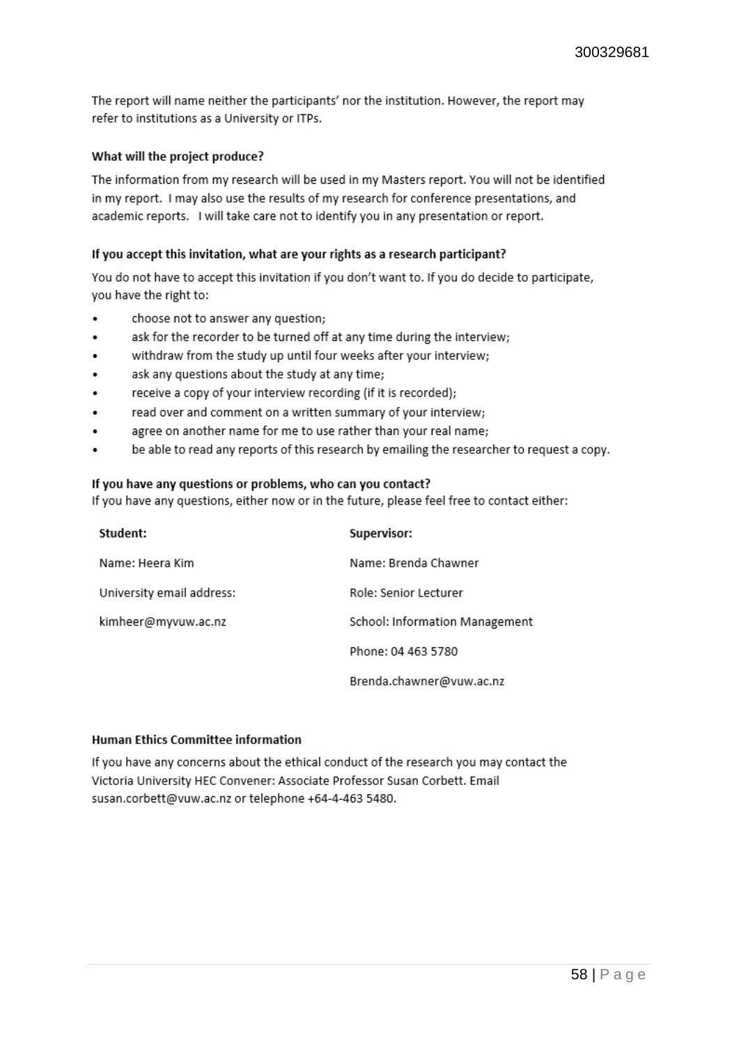The report will name neither the participants' nor the institution. However, the report may refer to institutions as a University or ITPs.

### What will the project produce?

The information from my research will be used in my Masters report. You will not be identified in my report. I may also use the results of my research for conference presentations, and academic reports. I will take care not to identify you in any presentation or report.

### If you accept this invitation, what are your rights as a research participant?

You do not have to accept this invitation if you don't want to. If you do decide to participate, you have the right to:

- choose not to answer any question;
- ask for the recorder to be turned off at any time during the interview;
- withdraw from the study up until four weeks after your interview;
- ask any questions about the study at any time;
- receive a copy of your interview recording (if it is recorded);
- read over and comment on a written summary of your interview;
- agree on another name for me to use rather than your real name;
- be able to read any reports of this research by emailing the researcher to request a copy.

### If you have any questions or problems, who can you contact?

If you have any questions, either now or in the future, please feel free to contact either:

| **Student:** | **Supervisor:** |
| --- | --- |
| Name: Heera Kim | Name: Brenda Chawner |
| University email address: | Role: Senior Lecturer |
| kimheer@myvuw.ac.nz | School: Information Management |
| | Phone: 04 463 5780 |
| | Brenda.chawner@vuw.ac.nz |

### Human Ethics Committee information

If you have any concerns about the ethical conduct of the research you may contact the Victoria University HEC Convener: Associate Professor Susan Corbett. Email susan.corbett@vuw.ac.nz or telephone +64-4-463 5480.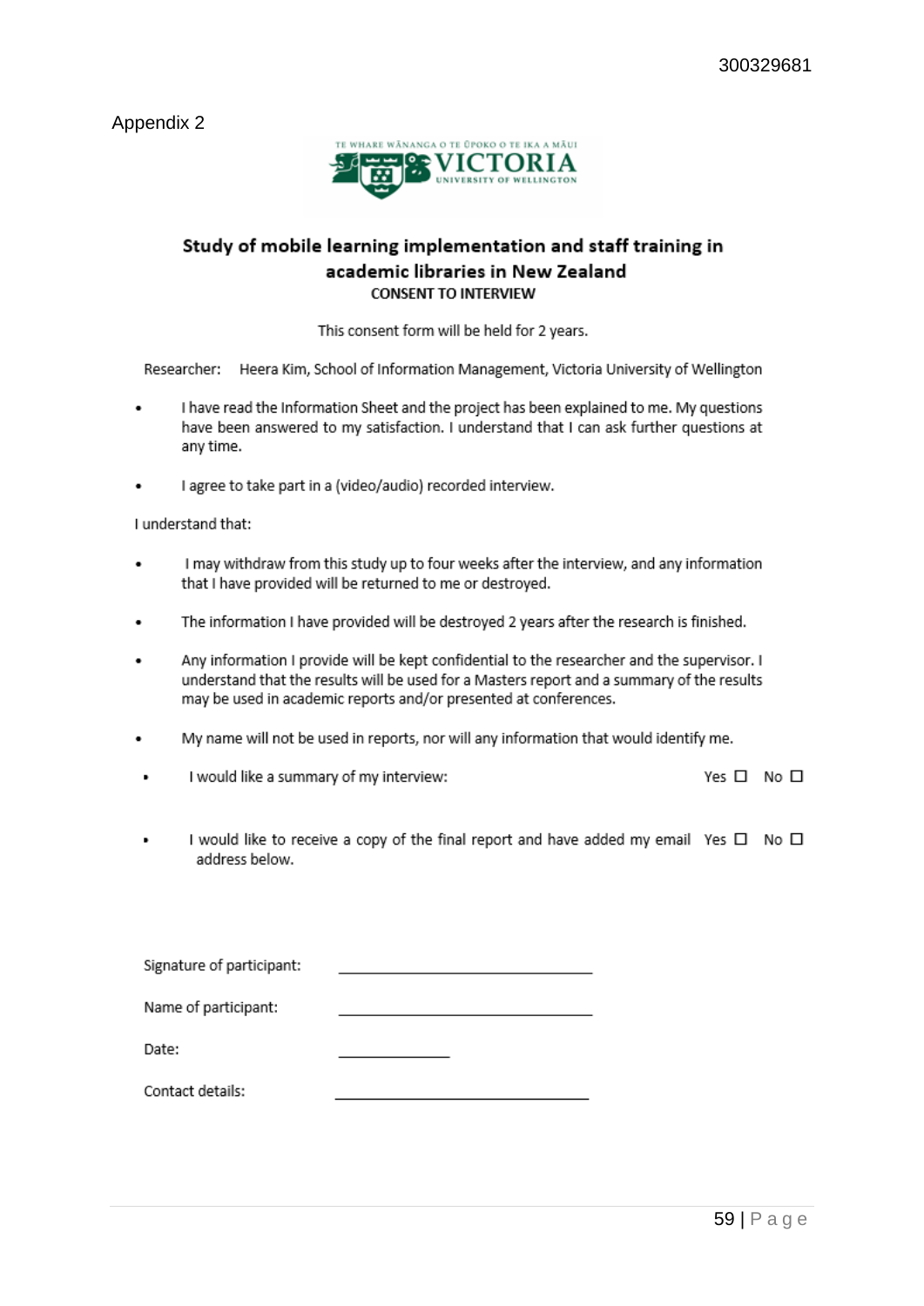Appendix 2

TE WHARE WĀNANGA O TE ŪPOKO O TE IKA A MĀUI
VICTORIA
UNIVERSITY OF WELLINGTON

## Study of mobile learning implementation and staff training in academic libraries in New Zealand

**CONSENT TO INTERVIEW**

This consent form will be held for 2 years.

Researcher: Heera Kim, School of Information Management, Victoria University of Wellington

- I have read the Information Sheet and the project has been explained to me. My questions have been answered to my satisfaction. I understand that I can ask further questions at any time.
- I agree to take part in a (video/audio) recorded interview.

I understand that:

- I may withdraw from this study up to four weeks after the interview, and any information that I have provided will be returned to me or destroyed.
- The information I have provided will be destroyed 2 years after the research is finished.
- Any information I provide will be kept confidential to the researcher and the supervisor. I understand that the results will be used for a Masters report and a summary of the results may be used in academic reports and/or presented at conferences.
- My name will not be used in reports, nor will any information that would identify me.
- I would like a summary of my interview: Yes ☐ No ☐
- I would like to receive a copy of the final report and have added my email address below. Yes ☐ No ☐

Signature of participant: ______________________________

Name of participant: ______________________________

Date: ______________

Contact details: ______________________________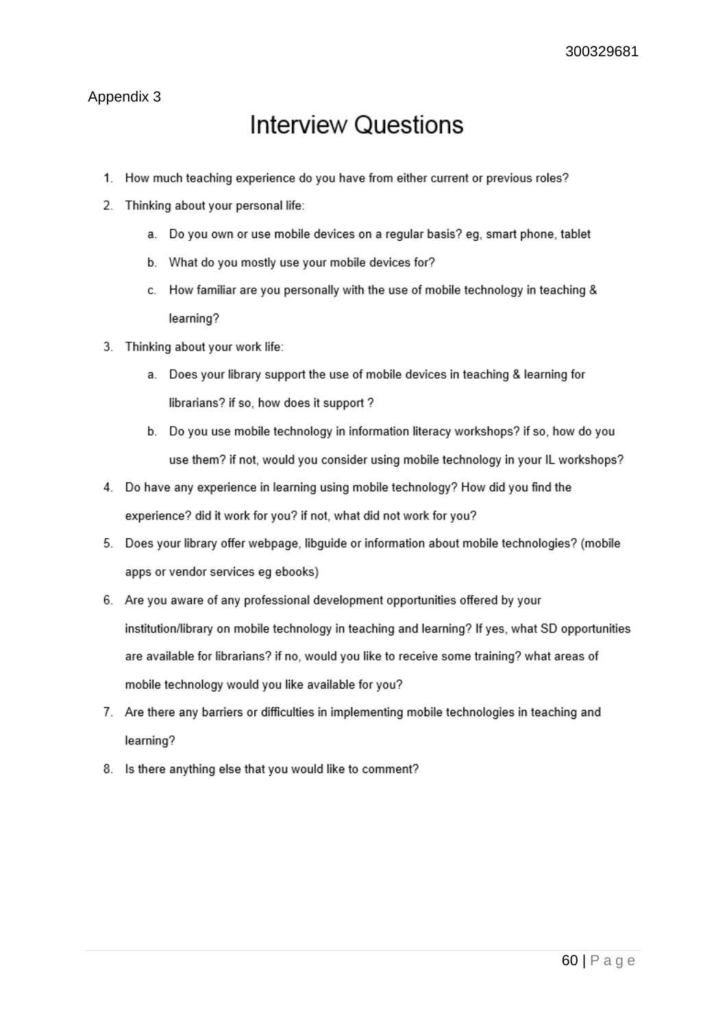Appendix 3

# Interview Questions

1. How much teaching experience do you have from either current or previous roles?
2. Thinking about your personal life:
    a. Do you own or use mobile devices on a regular basis? eg, smart phone, tablet
    b. What do you mostly use your mobile devices for?
    c. How familiar are you personally with the use of mobile technology in teaching & learning?
3. Thinking about your work life:
    a. Does your library support the use of mobile devices in teaching & learning for librarians? if so, how does it support ?
    b. Do you use mobile technology in information literacy workshops? if so, how do you use them? if not, would you consider using mobile technology in your IL workshops?
4. Do have any experience in learning using mobile technology? How did you find the experience? did it work for you? if not, what did not work for you?
5. Does your library offer webpage, libguide or information about mobile technologies? (mobile apps or vendor services eg ebooks)
6. Are you aware of any professional development opportunities offered by your institution/library on mobile technology in teaching and learning? If yes, what SD opportunities are available for librarians? if no, would you like to receive some training? what areas of mobile technology would you like available for you?
7. Are there any barriers or difficulties in implementing mobile technologies in teaching and learning?
8. Is there anything else that you would like to comment?